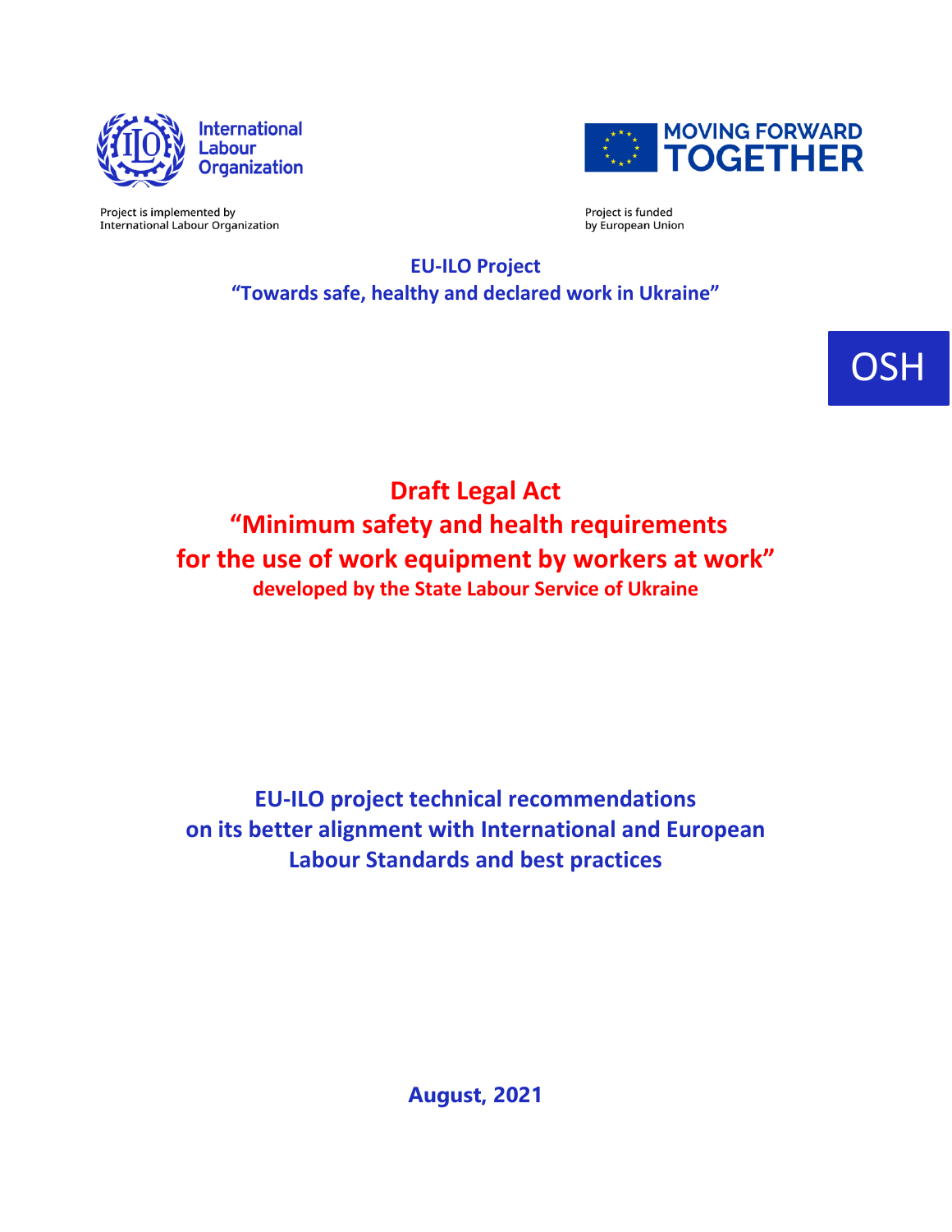International Labour Organization

Project is implemented by International Labour Organization

MOVING FORWARD TOGETHER

Project is funded by European Union

**EU-ILO Project**
**"Towards safe, healthy and declared work in Ukraine"**

OSH

# Draft Legal Act
# "Minimum safety and health requirements for the use of work equipment by workers at work"

**developed by the State Labour Service of Ukraine**

## EU-ILO project technical recommendations on its better alignment with International and European Labour Standards and best practices

**August, 2021**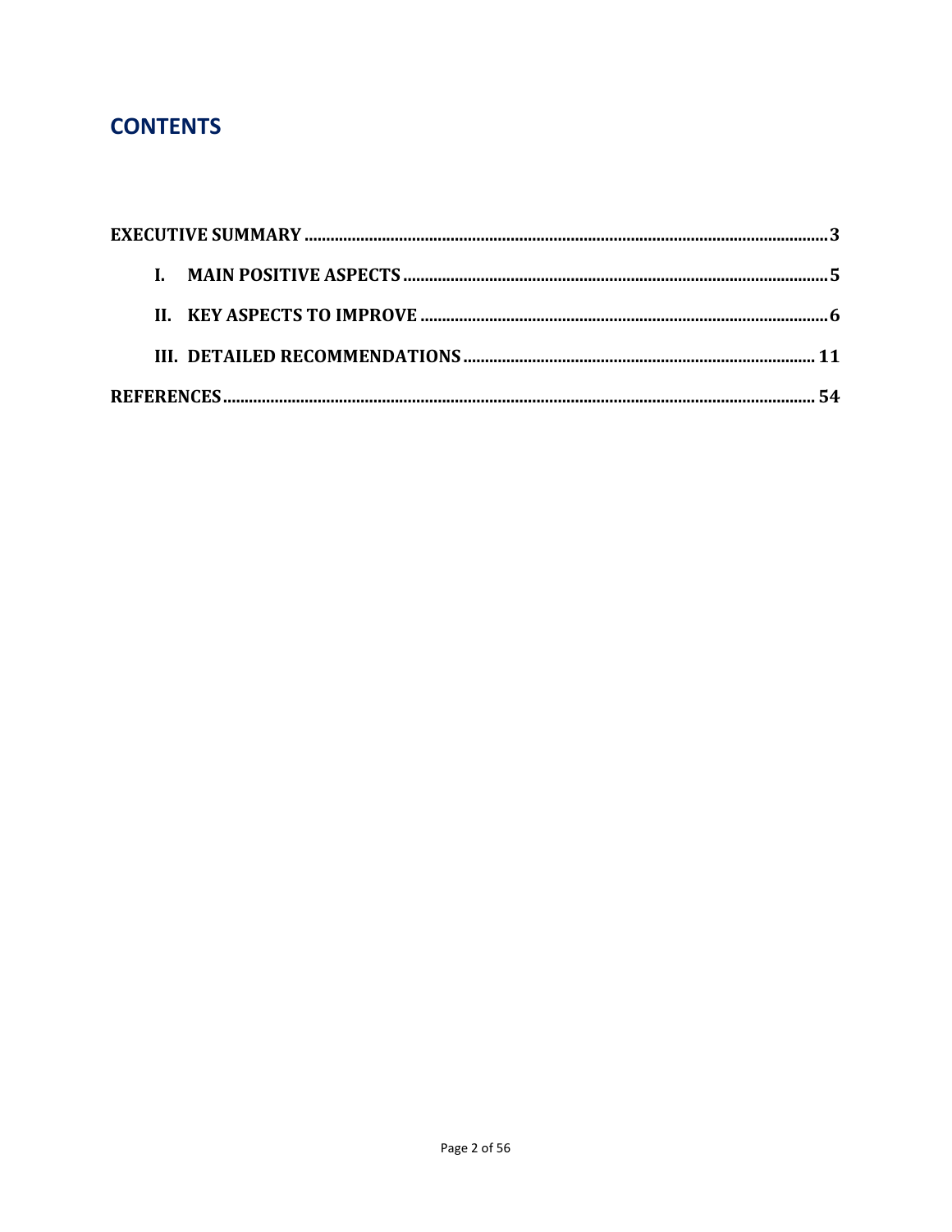# CONTENTS

EXECUTIVE SUMMARY ........ 3

- I. MAIN POSITIVE ASPECTS ........ 5
- II. KEY ASPECTS TO IMPROVE ........ 6
- III. DETAILED RECOMMENDATIONS ........ 11

REFERENCES ........ 54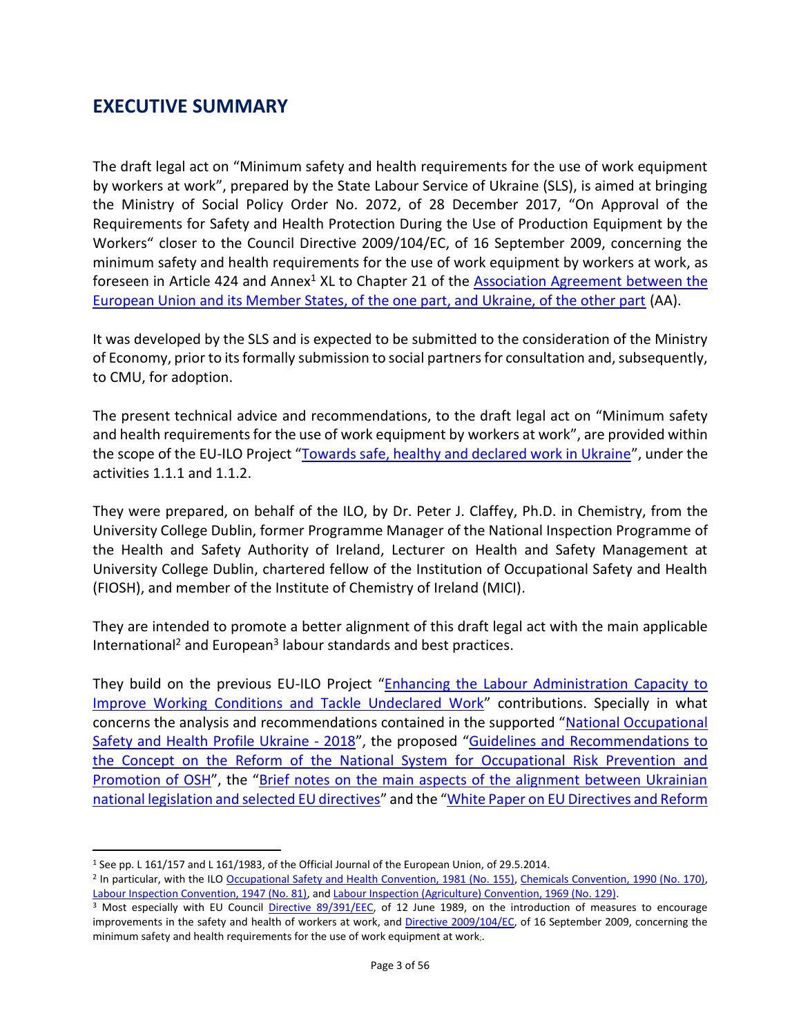## EXECUTIVE SUMMARY

The draft legal act on "Minimum safety and health requirements for the use of work equipment by workers at work", prepared by the State Labour Service of Ukraine (SLS), is aimed at bringing the Ministry of Social Policy Order No. 2072, of 28 December 2017, "On Approval of the Requirements for Safety and Health Protection During the Use of Production Equipment by the Workers" closer to the Council Directive 2009/104/EC, of 16 September 2009, concerning the minimum safety and health requirements for the use of work equipment by workers at work, as foreseen in Article 424 and Annex[1] XL to Chapter 21 of the Association Agreement between the European Union and its Member States, of the one part, and Ukraine, of the other part (AA).

It was developed by the SLS and is expected to be submitted to the consideration of the Ministry of Economy, prior to its formally submission to social partners for consultation and, subsequently, to CMU, for adoption.

The present technical advice and recommendations, to the draft legal act on "Minimum safety and health requirements for the use of work equipment by workers at work", are provided within the scope of the EU-ILO Project "Towards safe, healthy and declared work in Ukraine", under the activities 1.1.1 and 1.1.2.

They were prepared, on behalf of the ILO, by Dr. Peter J. Claffey, Ph.D. in Chemistry, from the University College Dublin, former Programme Manager of the National Inspection Programme of the Health and Safety Authority of Ireland, Lecturer on Health and Safety Management at University College Dublin, chartered fellow of the Institution of Occupational Safety and Health (FIOSH), and member of the Institute of Chemistry of Ireland (MICI).

They are intended to promote a better alignment of this draft legal act with the main applicable International[2] and European[3] labour standards and best practices.

They build on the previous EU-ILO Project "Enhancing the Labour Administration Capacity to Improve Working Conditions and Tackle Undeclared Work" contributions. Specially in what concerns the analysis and recommendations contained in the supported "National Occupational Safety and Health Profile Ukraine - 2018", the proposed "Guidelines and Recommendations to the Concept on the Reform of the National System for Occupational Risk Prevention and Promotion of OSH", the "Brief notes on the main aspects of the alignment between Ukrainian national legislation and selected EU directives" and the "White Paper on EU Directives and Reform

---

[1] See pp. L 161/157 and L 161/1983, of the Official Journal of the European Union, of 29.5.2014.

[2] In particular, with the ILO Occupational Safety and Health Convention, 1981 (No. 155), Chemicals Convention, 1990 (No. 170), Labour Inspection Convention, 1947 (No. 81), and Labour Inspection (Agriculture) Convention, 1969 (No. 129).

[3] Most especially with EU Council Directive 89/391/EEC, of 12 June 1989, on the introduction of measures to encourage improvements in the safety and health of workers at work, and Directive 2009/104/EC, of 16 September 2009, concerning the minimum safety and health requirements for the use of work equipment at work;.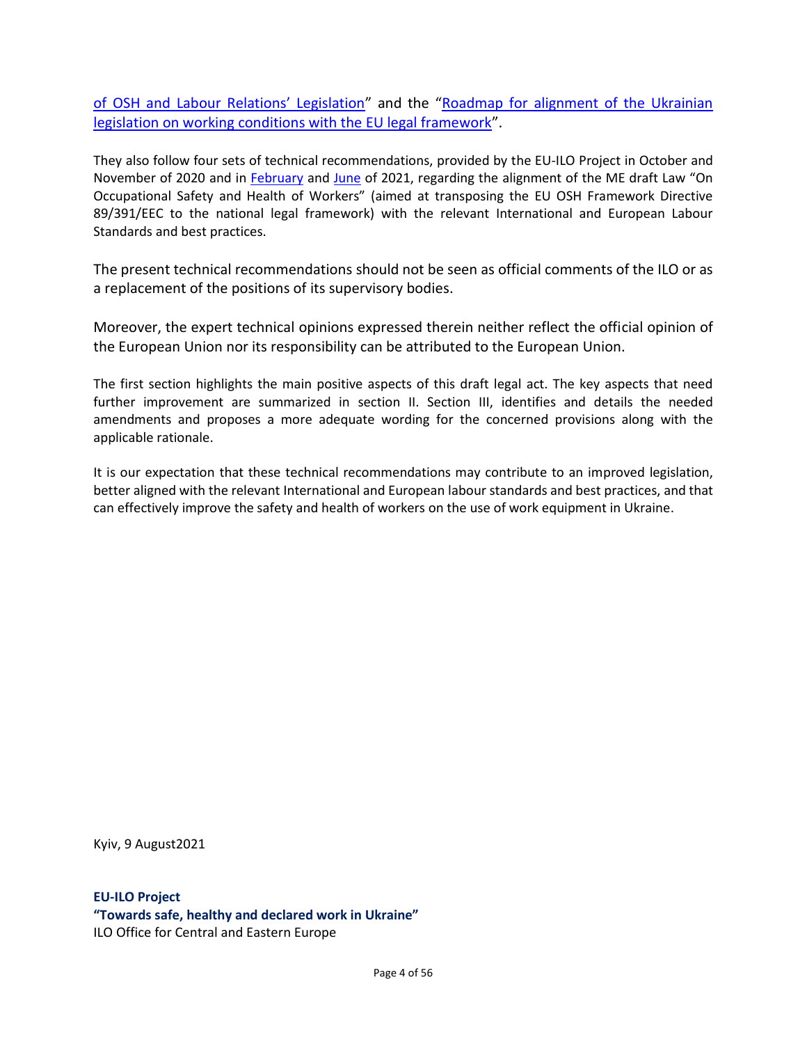of OSH and Labour Relations' Legislation" and the "Roadmap for alignment of the Ukrainian legislation on working conditions with the EU legal framework".

They also follow four sets of technical recommendations, provided by the EU-ILO Project in October and November of 2020 and in February and June of 2021, regarding the alignment of the ME draft Law "On Occupational Safety and Health of Workers" (aimed at transposing the EU OSH Framework Directive 89/391/EEC to the national legal framework) with the relevant International and European Labour Standards and best practices.

The present technical recommendations should not be seen as official comments of the ILO or as a replacement of the positions of its supervisory bodies.

Moreover, the expert technical opinions expressed therein neither reflect the official opinion of the European Union nor its responsibility can be attributed to the European Union.

The first section highlights the main positive aspects of this draft legal act. The key aspects that need further improvement are summarized in section II. Section III, identifies and details the needed amendments and proposes a more adequate wording for the concerned provisions along with the applicable rationale.

It is our expectation that these technical recommendations may contribute to an improved legislation, better aligned with the relevant International and European labour standards and best practices, and that can effectively improve the safety and health of workers on the use of work equipment in Ukraine.

Kyiv, 9 August2021

**EU-ILO Project**
**"Towards safe, healthy and declared work in Ukraine"**
ILO Office for Central and Eastern Europe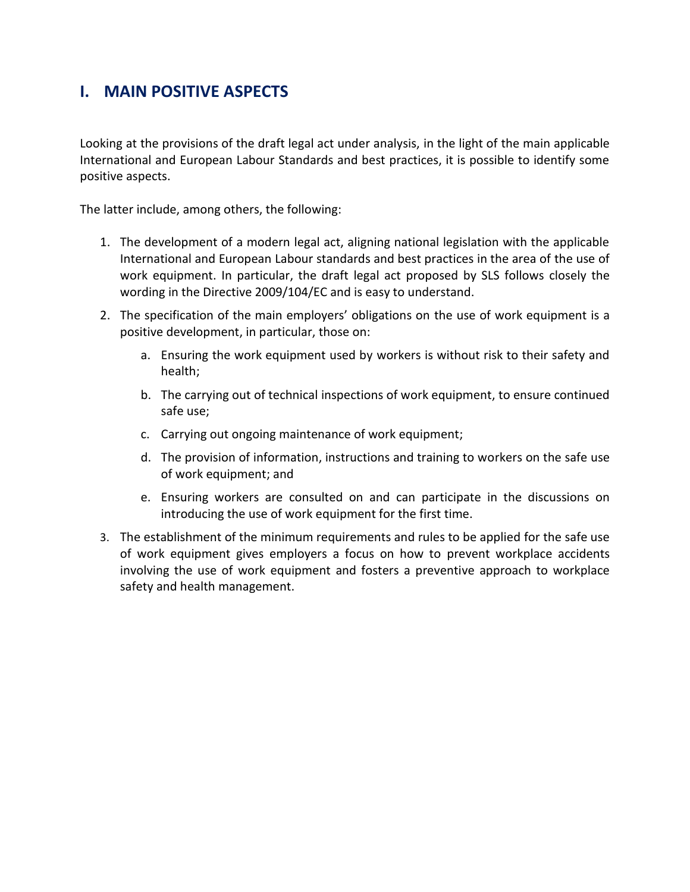# I. MAIN POSITIVE ASPECTS

Looking at the provisions of the draft legal act under analysis, in the light of the main applicable International and European Labour Standards and best practices, it is possible to identify some positive aspects.

The latter include, among others, the following:

1. The development of a modern legal act, aligning national legislation with the applicable International and European Labour standards and best practices in the area of the use of work equipment. In particular, the draft legal act proposed by SLS follows closely the wording in the Directive 2009/104/EC and is easy to understand.
2. The specification of the main employers' obligations on the use of work equipment is a positive development, in particular, those on:
   a. Ensuring the work equipment used by workers is without risk to their safety and health;
   b. The carrying out of technical inspections of work equipment, to ensure continued safe use;
   c. Carrying out ongoing maintenance of work equipment;
   d. The provision of information, instructions and training to workers on the safe use of work equipment; and
   e. Ensuring workers are consulted on and can participate in the discussions on introducing the use of work equipment for the first time.
3. The establishment of the minimum requirements and rules to be applied for the safe use of work equipment gives employers a focus on how to prevent workplace accidents involving the use of work equipment and fosters a preventive approach to workplace safety and health management.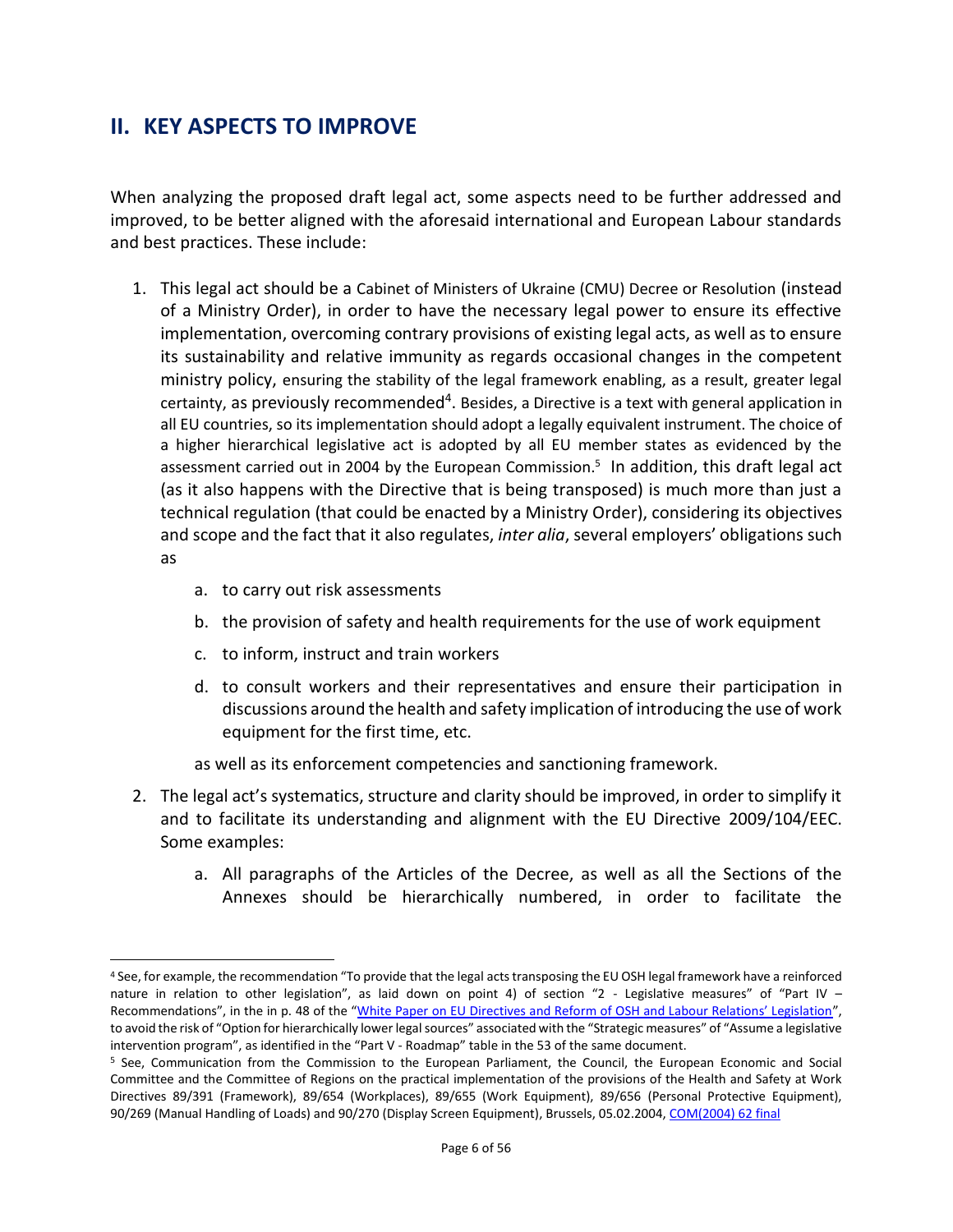## II. KEY ASPECTS TO IMPROVE

When analyzing the proposed draft legal act, some aspects need to be further addressed and improved, to be better aligned with the aforesaid international and European Labour standards and best practices. These include:

1. This legal act should be a Cabinet of Ministers of Ukraine (CMU) Decree or Resolution (instead of a Ministry Order), in order to have the necessary legal power to ensure its effective implementation, overcoming contrary provisions of existing legal acts, as well as to ensure its sustainability and relative immunity as regards occasional changes in the competent ministry policy, ensuring the stability of the legal framework enabling, as a result, greater legal certainty, as previously recommended[4]. Besides, a Directive is a text with general application in all EU countries, so its implementation should adopt a legally equivalent instrument. The choice of a higher hierarchical legislative act is adopted by all EU member states as evidenced by the assessment carried out in 2004 by the European Commission.[5] In addition, this draft legal act (as it also happens with the Directive that is being transposed) is much more than just a technical regulation (that could be enacted by a Ministry Order), considering its objectives and scope and the fact that it also regulates, *inter alia*, several employers' obligations such as

    a. to carry out risk assessments

    b. the provision of safety and health requirements for the use of work equipment

    c. to inform, instruct and train workers

    d. to consult workers and their representatives and ensure their participation in discussions around the health and safety implication of introducing the use of work equipment for the first time, etc.

    as well as its enforcement competencies and sanctioning framework.

2. The legal act's systematics, structure and clarity should be improved, in order to simplify it and to facilitate its understanding and alignment with the EU Directive 2009/104/EEC. Some examples:

    a. All paragraphs of the Articles of the Decree, as well as all the Sections of the Annexes should be hierarchically numbered, in order to facilitate the

---

[4] See, for example, the recommendation "To provide that the legal acts transposing the EU OSH legal framework have a reinforced nature in relation to other legislation", as laid down on point 4) of section "2 - Legislative measures" of "Part IV – Recommendations", in the in p. 48 of the "White Paper on EU Directives and Reform of OSH and Labour Relations' Legislation", to avoid the risk of "Option for hierarchically lower legal sources" associated with the "Strategic measures" of "Assume a legislative intervention program", as identified in the "Part V - Roadmap" table in the 53 of the same document.

[5] See, Communication from the Commission to the European Parliament, the Council, the European Economic and Social Committee and the Committee of Regions on the practical implementation of the provisions of the Health and Safety at Work Directives 89/391 (Framework), 89/654 (Workplaces), 89/655 (Work Equipment), 89/656 (Personal Protective Equipment), 90/269 (Manual Handling of Loads) and 90/270 (Display Screen Equipment), Brussels, 05.02.2004, COM(2004) 62 final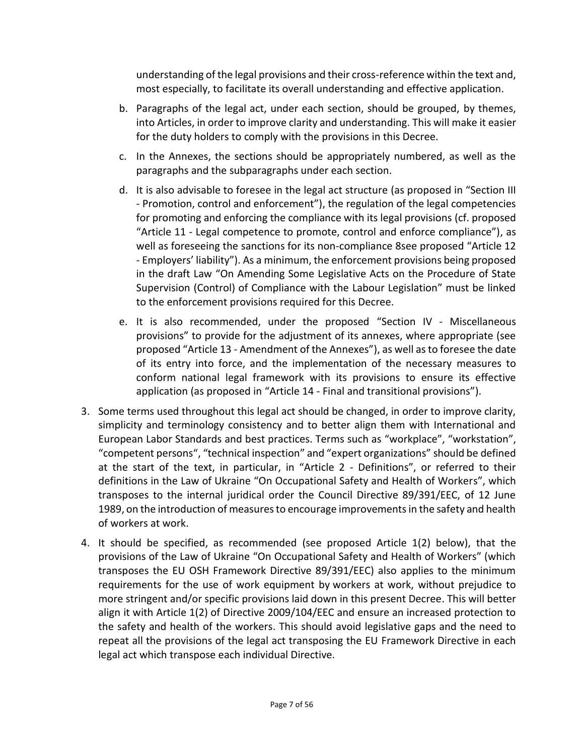understanding of the legal provisions and their cross-reference within the text and, most especially, to facilitate its overall understanding and effective application.

b. Paragraphs of the legal act, under each section, should be grouped, by themes, into Articles, in order to improve clarity and understanding. This will make it easier for the duty holders to comply with the provisions in this Decree.

c. In the Annexes, the sections should be appropriately numbered, as well as the paragraphs and the subparagraphs under each section.

d. It is also advisable to foresee in the legal act structure (as proposed in "Section III - Promotion, control and enforcement"), the regulation of the legal competencies for promoting and enforcing the compliance with its legal provisions (cf. proposed "Article 11 - Legal competence to promote, control and enforce compliance"), as well as foreseeing the sanctions for its non-compliance 8see proposed "Article 12 - Employers' liability"). As a minimum, the enforcement provisions being proposed in the draft Law "On Amending Some Legislative Acts on the Procedure of State Supervision (Control) of Compliance with the Labour Legislation" must be linked to the enforcement provisions required for this Decree.

e. It is also recommended, under the proposed "Section IV - Miscellaneous provisions" to provide for the adjustment of its annexes, where appropriate (see proposed "Article 13 - Amendment of the Annexes"), as well as to foresee the date of its entry into force, and the implementation of the necessary measures to conform national legal framework with its provisions to ensure its effective application (as proposed in "Article 14 - Final and transitional provisions").

3. Some terms used throughout this legal act should be changed, in order to improve clarity, simplicity and terminology consistency and to better align them with International and European Labor Standards and best practices. Terms such as "workplace", "workstation", "competent persons", "technical inspection" and "expert organizations" should be defined at the start of the text, in particular, in "Article 2 - Definitions", or referred to their definitions in the Law of Ukraine "On Occupational Safety and Health of Workers", which transposes to the internal juridical order the Council Directive 89/391/EEC, of 12 June 1989, on the introduction of measures to encourage improvements in the safety and health of workers at work.

4. It should be specified, as recommended (see proposed Article 1(2) below), that the provisions of the Law of Ukraine "On Occupational Safety and Health of Workers" (which transposes the EU OSH Framework Directive 89/391/EEC) also applies to the minimum requirements for the use of work equipment by workers at work, without prejudice to more stringent and/or specific provisions laid down in this present Decree. This will better align it with Article 1(2) of Directive 2009/104/EEC and ensure an increased protection to the safety and health of the workers. This should avoid legislative gaps and the need to repeat all the provisions of the legal act transposing the EU Framework Directive in each legal act which transpose each individual Directive.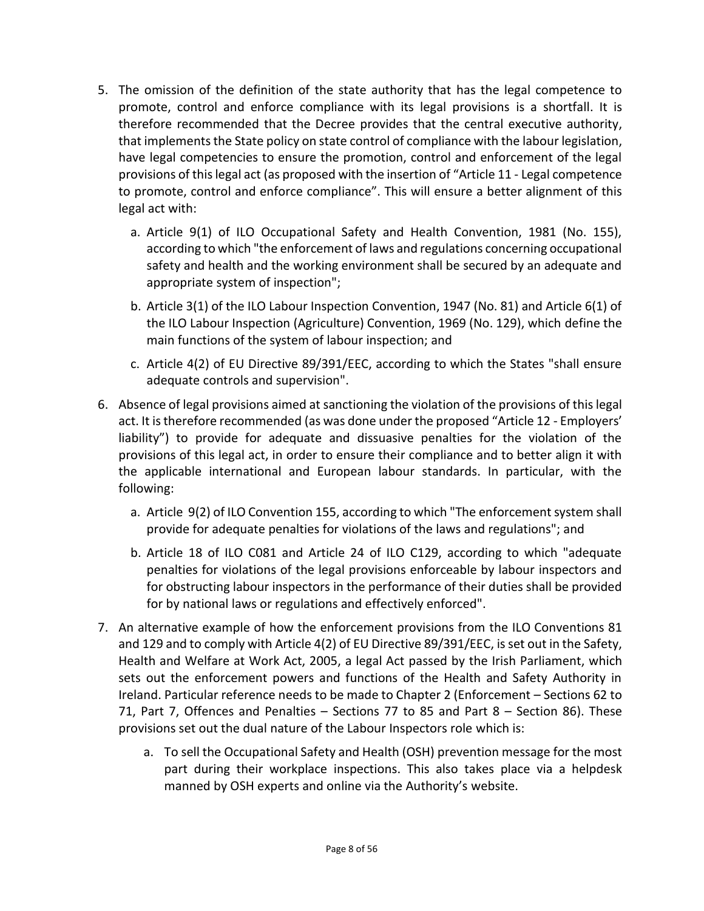5. The omission of the definition of the state authority that has the legal competence to promote, control and enforce compliance with its legal provisions is a shortfall. It is therefore recommended that the Decree provides that the central executive authority, that implements the State policy on state control of compliance with the labour legislation, have legal competencies to ensure the promotion, control and enforcement of the legal provisions of this legal act (as proposed with the insertion of "Article 11 - Legal competence to promote, control and enforce compliance". This will ensure a better alignment of this legal act with:

   a. Article 9(1) of ILO Occupational Safety and Health Convention, 1981 (No. 155), according to which "the enforcement of laws and regulations concerning occupational safety and health and the working environment shall be secured by an adequate and appropriate system of inspection";

   b. Article 3(1) of the ILO Labour Inspection Convention, 1947 (No. 81) and Article 6(1) of the ILO Labour Inspection (Agriculture) Convention, 1969 (No. 129), which define the main functions of the system of labour inspection; and

   c. Article 4(2) of EU Directive 89/391/EEC, according to which the States "shall ensure adequate controls and supervision".

6. Absence of legal provisions aimed at sanctioning the violation of the provisions of this legal act. It is therefore recommended (as was done under the proposed "Article 12 - Employers' liability") to provide for adequate and dissuasive penalties for the violation of the provisions of this legal act, in order to ensure their compliance and to better align it with the applicable international and European labour standards. In particular, with the following:

   a. Article 9(2) of ILO Convention 155, according to which "The enforcement system shall provide for adequate penalties for violations of the laws and regulations"; and

   b. Article 18 of ILO C081 and Article 24 of ILO C129, according to which "adequate penalties for violations of the legal provisions enforceable by labour inspectors and for obstructing labour inspectors in the performance of their duties shall be provided for by national laws or regulations and effectively enforced".

7. An alternative example of how the enforcement provisions from the ILO Conventions 81 and 129 and to comply with Article 4(2) of EU Directive 89/391/EEC, is set out in the Safety, Health and Welfare at Work Act, 2005, a legal Act passed by the Irish Parliament, which sets out the enforcement powers and functions of the Health and Safety Authority in Ireland. Particular reference needs to be made to Chapter 2 (Enforcement – Sections 62 to 71, Part 7, Offences and Penalties – Sections 77 to 85 and Part 8 – Section 86). These provisions set out the dual nature of the Labour Inspectors role which is:

   a. To sell the Occupational Safety and Health (OSH) prevention message for the most part during their workplace inspections. This also takes place via a helpdesk manned by OSH experts and online via the Authority's website.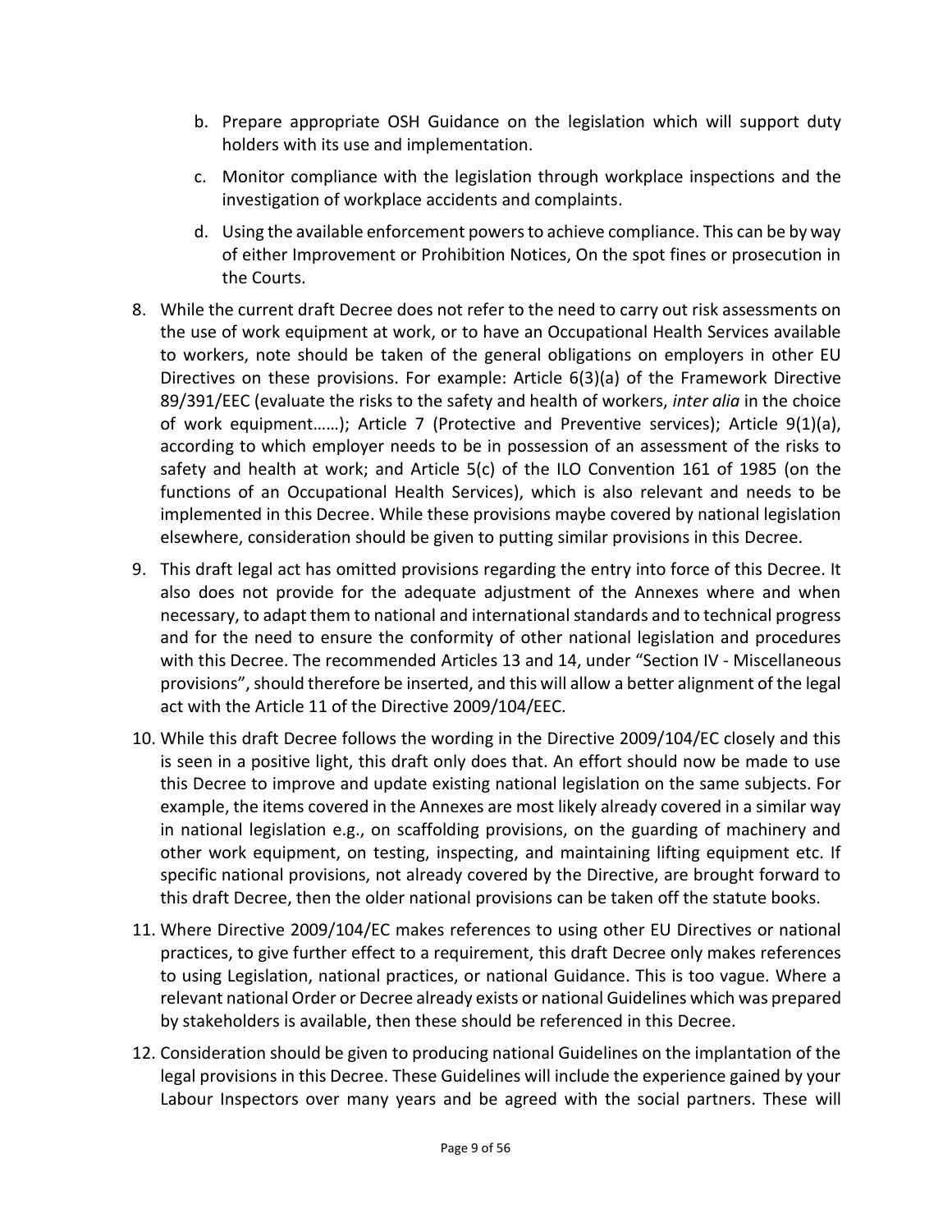b. Prepare appropriate OSH Guidance on the legislation which will support duty holders with its use and implementation.

c. Monitor compliance with the legislation through workplace inspections and the investigation of workplace accidents and complaints.

d. Using the available enforcement powers to achieve compliance. This can be by way of either Improvement or Prohibition Notices, On the spot fines or prosecution in the Courts.

8. While the current draft Decree does not refer to the need to carry out risk assessments on the use of work equipment at work, or to have an Occupational Health Services available to workers, note should be taken of the general obligations on employers in other EU Directives on these provisions. For example: Article 6(3)(a) of the Framework Directive 89/391/EEC (evaluate the risks to the safety and health of workers, *inter alia* in the choice of work equipment……); Article 7 (Protective and Preventive services); Article 9(1)(a), according to which employer needs to be in possession of an assessment of the risks to safety and health at work; and Article 5(c) of the ILO Convention 161 of 1985 (on the functions of an Occupational Health Services), which is also relevant and needs to be implemented in this Decree. While these provisions maybe covered by national legislation elsewhere, consideration should be given to putting similar provisions in this Decree.

9. This draft legal act has omitted provisions regarding the entry into force of this Decree. It also does not provide for the adequate adjustment of the Annexes where and when necessary, to adapt them to national and international standards and to technical progress and for the need to ensure the conformity of other national legislation and procedures with this Decree. The recommended Articles 13 and 14, under "Section IV - Miscellaneous provisions", should therefore be inserted, and this will allow a better alignment of the legal act with the Article 11 of the Directive 2009/104/EEC.

10. While this draft Decree follows the wording in the Directive 2009/104/EC closely and this is seen in a positive light, this draft only does that. An effort should now be made to use this Decree to improve and update existing national legislation on the same subjects. For example, the items covered in the Annexes are most likely already covered in a similar way in national legislation e.g., on scaffolding provisions, on the guarding of machinery and other work equipment, on testing, inspecting, and maintaining lifting equipment etc. If specific national provisions, not already covered by the Directive, are brought forward to this draft Decree, then the older national provisions can be taken off the statute books.

11. Where Directive 2009/104/EC makes references to using other EU Directives or national practices, to give further effect to a requirement, this draft Decree only makes references to using Legislation, national practices, or national Guidance. This is too vague. Where a relevant national Order or Decree already exists or national Guidelines which was prepared by stakeholders is available, then these should be referenced in this Decree.

12. Consideration should be given to producing national Guidelines on the implantation of the legal provisions in this Decree. These Guidelines will include the experience gained by your Labour Inspectors over many years and be agreed with the social partners. These will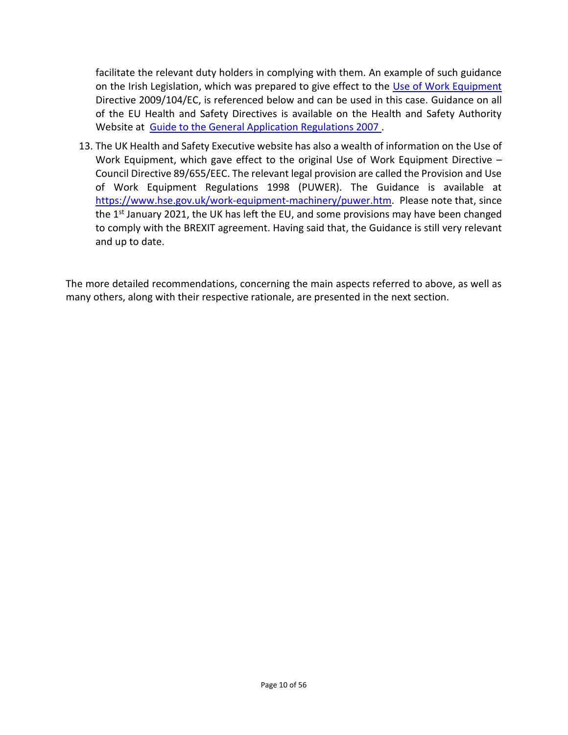facilitate the relevant duty holders in complying with them. An example of such guidance on the Irish Legislation, which was prepared to give effect to the Use of Work Equipment Directive 2009/104/EC, is referenced below and can be used in this case. Guidance on all of the EU Health and Safety Directives is available on the Health and Safety Authority Website at Guide to the General Application Regulations 2007 .

13. The UK Health and Safety Executive website has also a wealth of information on the Use of Work Equipment, which gave effect to the original Use of Work Equipment Directive – Council Directive 89/655/EEC. The relevant legal provision are called the Provision and Use of Work Equipment Regulations 1998 (PUWER). The Guidance is available at https://www.hse.gov.uk/work-equipment-machinery/puwer.htm. Please note that, since the 1st January 2021, the UK has left the EU, and some provisions may have been changed to comply with the BREXIT agreement. Having said that, the Guidance is still very relevant and up to date.

The more detailed recommendations, concerning the main aspects referred to above, as well as many others, along with their respective rationale, are presented in the next section.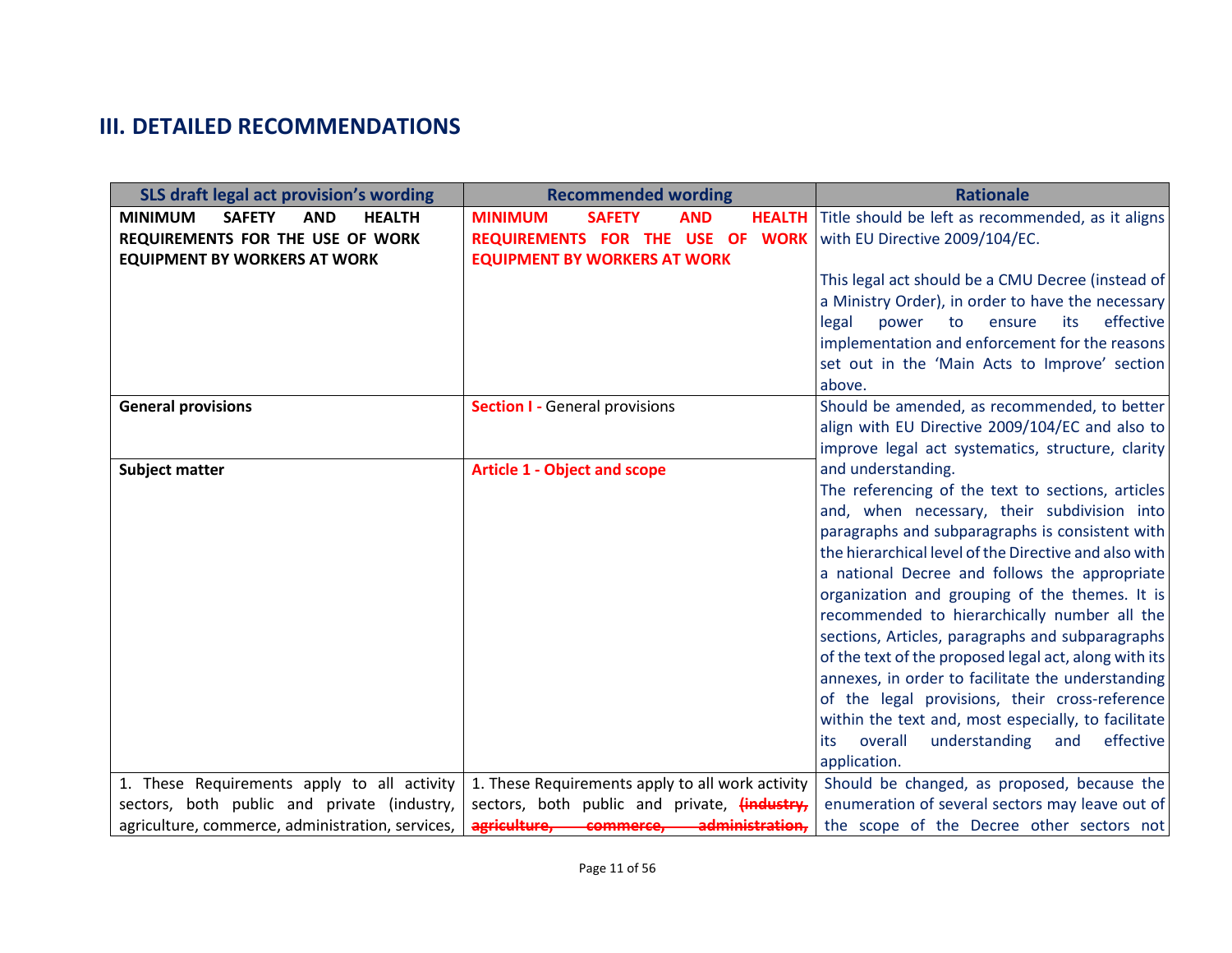## III. DETAILED RECOMMENDATIONS

| SLS draft legal act provision's wording | Recommended wording | Rationale |
|---|---|---|
| **MINIMUM SAFETY AND HEALTH REQUIREMENTS FOR THE USE OF WORK EQUIPMENT BY WORKERS AT WORK** | **MINIMUM SAFETY AND HEALTH REQUIREMENTS FOR THE USE OF WORK EQUIPMENT BY WORKERS AT WORK** | Title should be left as recommended, as it aligns with EU Directive 2009/104/EC.<br><br>This legal act should be a CMU Decree (instead of a Ministry Order), in order to have the necessary legal power to ensure its effective implementation and enforcement for the reasons set out in the 'Main Acts to Improve' section above. |
| **General provisions** | **Section I -** General provisions | Should be amended, as recommended, to better align with EU Directive 2009/104/EC and also to improve legal act systematics, structure, clarity and understanding.<br>The referencing of the text to sections, articles and, when necessary, their subdivision into paragraphs and subparagraphs is consistent with the hierarchical level of the Directive and also with a national Decree and follows the appropriate organization and grouping of the themes. It is recommended to hierarchically number all the sections, Articles, paragraphs and subparagraphs of the text of the proposed legal act, along with its annexes, in order to facilitate the understanding of the legal provisions, their cross-reference within the text and, most especially, to facilitate its overall understanding and effective application. |
| **Subject matter** | **Article 1 - Object and scope** | |
| 1. These Requirements apply to all activity sectors, both public and private (industry, agriculture, commerce, administration, services, | 1. These Requirements apply to all work activity sectors, both public and private, ~~(industry, agriculture, commerce, administration,~~ | Should be changed, as proposed, because the enumeration of several sectors may leave out of the scope of the Decree other sectors not |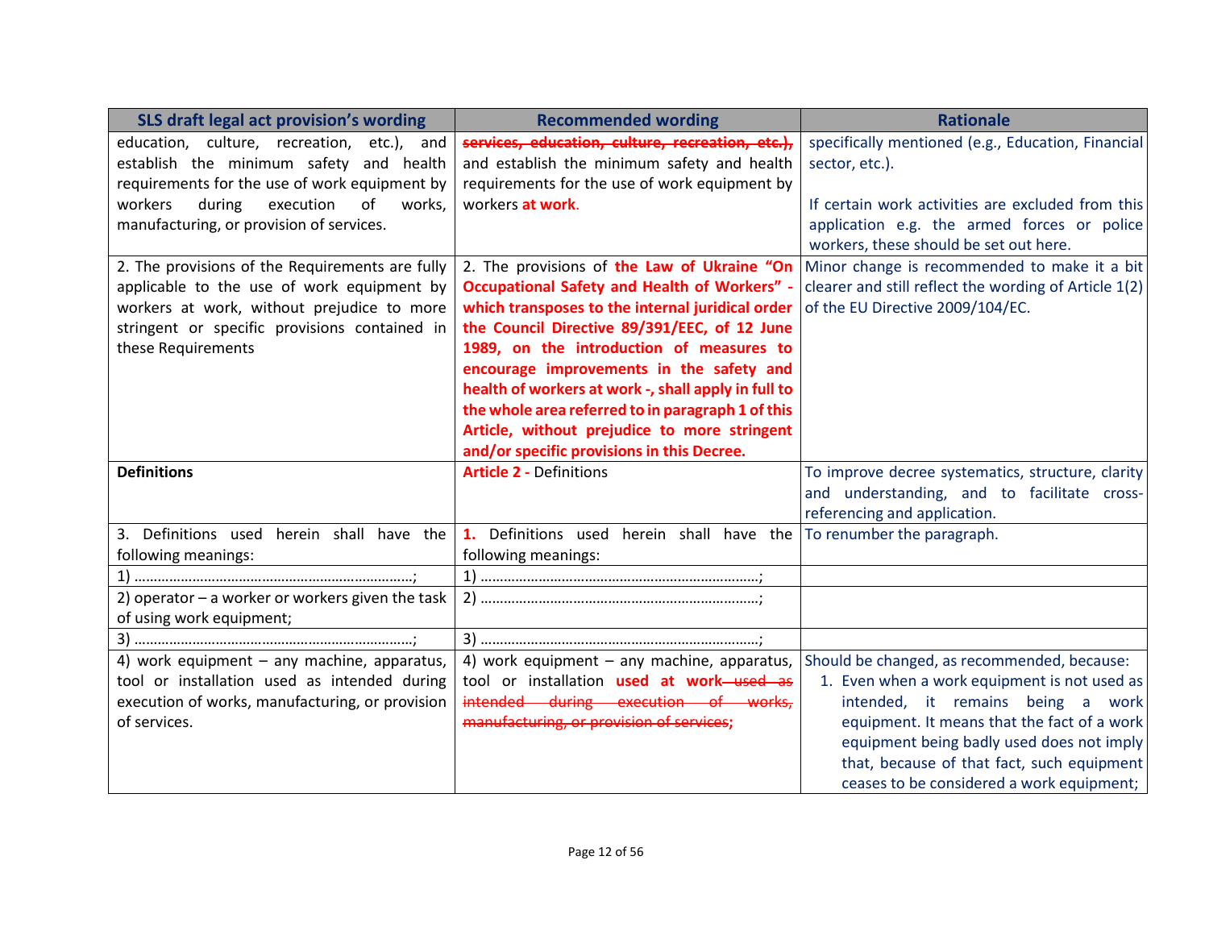| SLS draft legal act provision's wording | Recommended wording | Rationale |
|---|---|---|
| education, culture, recreation, etc.), and establish the minimum safety and health requirements for the use of work equipment by workers during execution of works, manufacturing, or provision of services. | ~~services, education, culture, recreation, etc.),~~ and establish the minimum safety and health requirements for the use of work equipment by workers **at work**. | specifically mentioned (e.g., Education, Financial sector, etc.).<br><br>If certain work activities are excluded from this application e.g. the armed forces or police workers, these should be set out here. |
| 2. The provisions of the Requirements are fully applicable to the use of work equipment by workers at work, without prejudice to more stringent or specific provisions contained in these Requirements | 2. The provisions of **the Law of Ukraine "On Occupational Safety and Health of Workers" - which transposes to the internal juridical order the Council Directive 89/391/EEC, of 12 June 1989, on the introduction of measures to encourage improvements in the safety and health of workers at work -, shall apply in full to the whole area referred to in paragraph 1 of this Article, without prejudice to more stringent and/or specific provisions in this Decree.** | Minor change is recommended to make it a bit clearer and still reflect the wording of Article 1(2) of the EU Directive 2009/104/EC. |
| **Definitions** | **Article 2 -** Definitions | To improve decree systematics, structure, clarity and understanding, and to facilitate cross-referencing and application. |
| 3. Definitions used herein shall have the following meanings: | **1.** Definitions used herein shall have the following meanings: | To renumber the paragraph. |
| 1) ……………………………………………………………; | 1) ……………………………………………………………; | |
| 2) operator – a worker or workers given the task of using work equipment; | 2) ……………………………………………………………; | |
| 3) ……………………………………………………………; | 3) ……………………………………………………………; | |
| 4) work equipment – any machine, apparatus, tool or installation used as intended during execution of works, manufacturing, or provision of services. | 4) work equipment – any machine, apparatus, tool or installation **used at work** ~~used as intended during execution of works, manufacturing, or provision of services~~; | Should be changed, as recommended, because:<br>1. Even when a work equipment is not used as intended, it remains being a work equipment. It means that the fact of a work equipment being badly used does not imply that, because of that fact, such equipment ceases to be considered a work equipment; |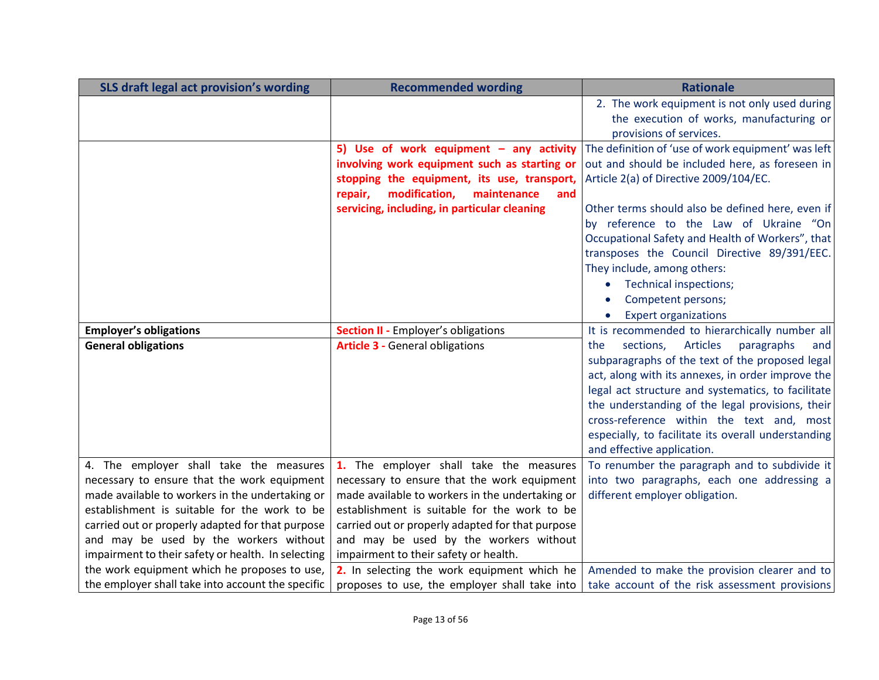| SLS draft legal act provision's wording | Recommended wording | Rationale |
|---|---|---|
| | | 2. The work equipment is not only used during the execution of works, manufacturing or provisions of services. |
| | **5) Use of work equipment – any activity involving work equipment such as starting or stopping the equipment, its use, transport, repair, modification, maintenance and servicing, including, in particular cleaning** | The definition of 'use of work equipment' was left out and should be included here, as foreseen in Article 2(a) of Directive 2009/104/EC.<br><br>Other terms should also be defined here, even if by reference to the Law of Ukraine "On Occupational Safety and Health of Workers", that transposes the Council Directive 89/391/EEC. They include, among others:<br>• Technical inspections;<br>• Competent persons;<br>• Expert organizations |
| **Employer's obligations** | **Section II -** Employer's obligations | It is recommended to hierarchically number all the sections, Articles paragraphs and subparagraphs of the text of the proposed legal act, along with its annexes, in order improve the legal act structure and systematics, to facilitate the understanding of the legal provisions, their cross-reference within the text and, most especially, to facilitate its overall understanding and effective application. |
| **General obligations** | **Article 3 -** General obligations | |
| 4. The employer shall take the measures necessary to ensure that the work equipment made available to workers in the undertaking or establishment is suitable for the work to be carried out or properly adapted for that purpose and may be used by the workers without impairment to their safety or health. In selecting the work equipment which he proposes to use, the employer shall take into account the specific | **1.** The employer shall take the measures necessary to ensure that the work equipment made available to workers in the undertaking or establishment is suitable for the work to be carried out or properly adapted for that purpose and may be used by the workers without impairment to their safety or health. | To renumber the paragraph and to subdivide it into two paragraphs, each one addressing a different employer obligation. |
| | **2.** In selecting the work equipment which he proposes to use, the employer shall take into | Amended to make the provision clearer and to take account of the risk assessment provisions |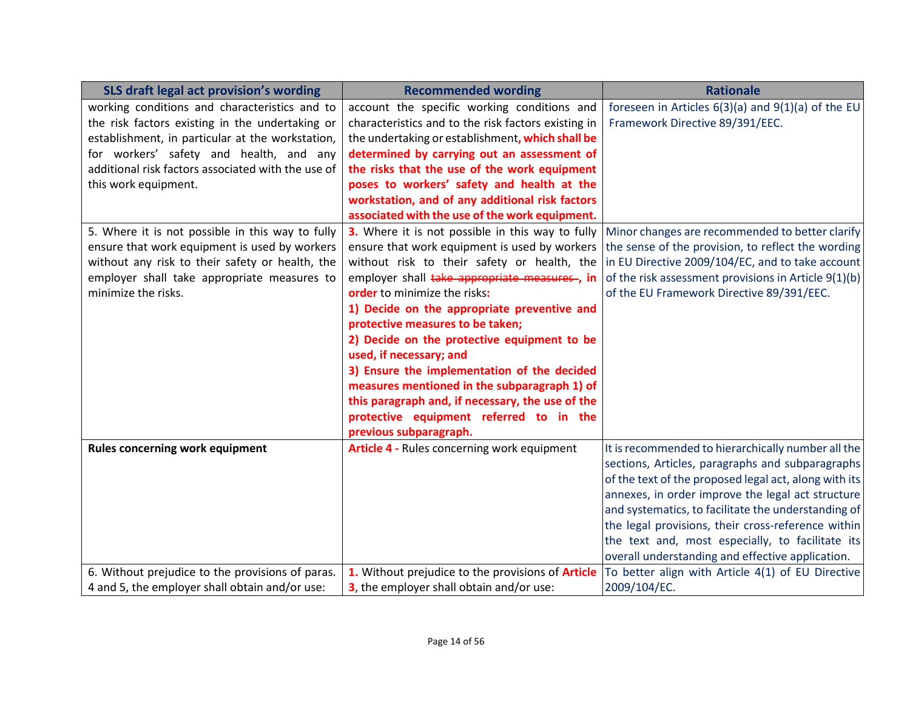| SLS draft legal act provision's wording | Recommended wording | Rationale |
|---|---|---|
| working conditions and characteristics and to the risk factors existing in the undertaking or establishment, in particular at the workstation, for workers' safety and health, and any additional risk factors associated with the use of this work equipment. | account the specific working conditions and characteristics and to the risk factors existing in the undertaking or establishment, **which shall be determined by carrying out an assessment of the risks that the use of the work equipment poses to workers' safety and health at the workstation, and of any additional risk factors associated with the use of the work equipment.** | foreseen in Articles 6(3)(a) and 9(1)(a) of the EU Framework Directive 89/391/EEC. |
| 5. Where it is not possible in this way to fully ensure that work equipment is used by workers without any risk to their safety or health, the employer shall take appropriate measures to minimize the risks. | **3.** Where it is not possible in this way to fully ensure that work equipment is used by workers without risk to their safety or health, the employer shall ~~take appropriate measures~~ **, in order** to minimize the risks**:** **1) Decide on the appropriate preventive and protective measures to be taken;** **2) Decide on the protective equipment to be used, if necessary; and** **3) Ensure the implementation of the decided measures mentioned in the subparagraph 1) of this paragraph and, if necessary, the use of the protective equipment referred to in the previous subparagraph.** | Minor changes are recommended to better clarify the sense of the provision, to reflect the wording in EU Directive 2009/104/EC, and to take account of the risk assessment provisions in Article 9(1)(b) of the EU Framework Directive 89/391/EEC. |
| **Rules concerning work equipment** | **Article 4 -** Rules concerning work equipment | It is recommended to hierarchically number all the sections, Articles, paragraphs and subparagraphs of the text of the proposed legal act, along with its annexes, in order improve the legal act structure and systematics, to facilitate the understanding of the legal provisions, their cross-reference within the text and, most especially, to facilitate its overall understanding and effective application. |
| 6. Without prejudice to the provisions of paras. 4 and 5, the employer shall obtain and/or use: | **1.** Without prejudice to the provisions of **Article 3**, the employer shall obtain and/or use: | To better align with Article 4(1) of EU Directive 2009/104/EC. |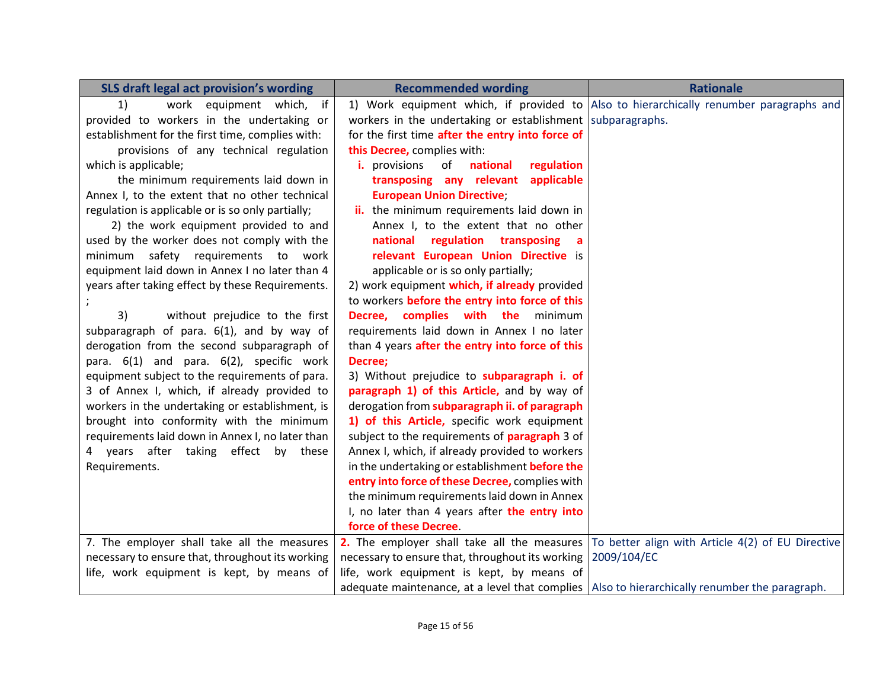| SLS draft legal act provision's wording | Recommended wording | Rationale |
|---|---|---|
| 1) work equipment which, if provided to workers in the undertaking or establishment for the first time, complies with: <br> provisions of any technical regulation which is applicable; <br> the minimum requirements laid down in Annex I, to the extent that no other technical regulation is applicable or is so only partially; <br> 2) the work equipment provided to and used by the worker does not comply with the minimum safety requirements to work equipment laid down in Annex I no later than 4 years after taking effect by these Requirements. ; <br> 3) without prejudice to the first subparagraph of para. 6(1), and by way of derogation from the second subparagraph of para. 6(1) and para. 6(2), specific work equipment subject to the requirements of para. 3 of Annex I, which, if already provided to workers in the undertaking or establishment, is brought into conformity with the minimum requirements laid down in Annex I, no later than 4 years after taking effect by these Requirements. | 1) Work equipment which, if provided to workers in the undertaking or establishment for the first time **after the entry into force of this Decree,** complies with: <br> **i.** provisions of **national regulation transposing any relevant applicable European Union Directive**; <br> **ii.** the minimum requirements laid down in Annex I, to the extent that no other **national regulation transposing a relevant European Union Directive** is applicable or is so only partially; <br> 2) work equipment **which, if already** provided to workers **before the entry into force of this Decree, complies with the** minimum requirements laid down in Annex I no later than 4 years **after the entry into force of this Decree;** <br> 3) Without prejudice to **subparagraph i. of paragraph 1) of this Article,** and by way of derogation from **subparagraph ii. of paragraph 1) of this Article,** specific work equipment subject to the requirements of **paragraph** 3 of Annex I, which, if already provided to workers in the undertaking or establishment **before the entry into force of these Decree,** complies with the minimum requirements laid down in Annex I, no later than 4 years after **the entry into force of these Decree**. | Also to hierarchically renumber paragraphs and subparagraphs. |
| 7. The employer shall take all the measures necessary to ensure that, throughout its working life, work equipment is kept, by means of | **2.** The employer shall take all the measures necessary to ensure that, throughout its working life, work equipment is kept, by means of adequate maintenance, at a level that complies | To better align with Article 4(2) of EU Directive 2009/104/EC <br><br> Also to hierarchically renumber the paragraph. |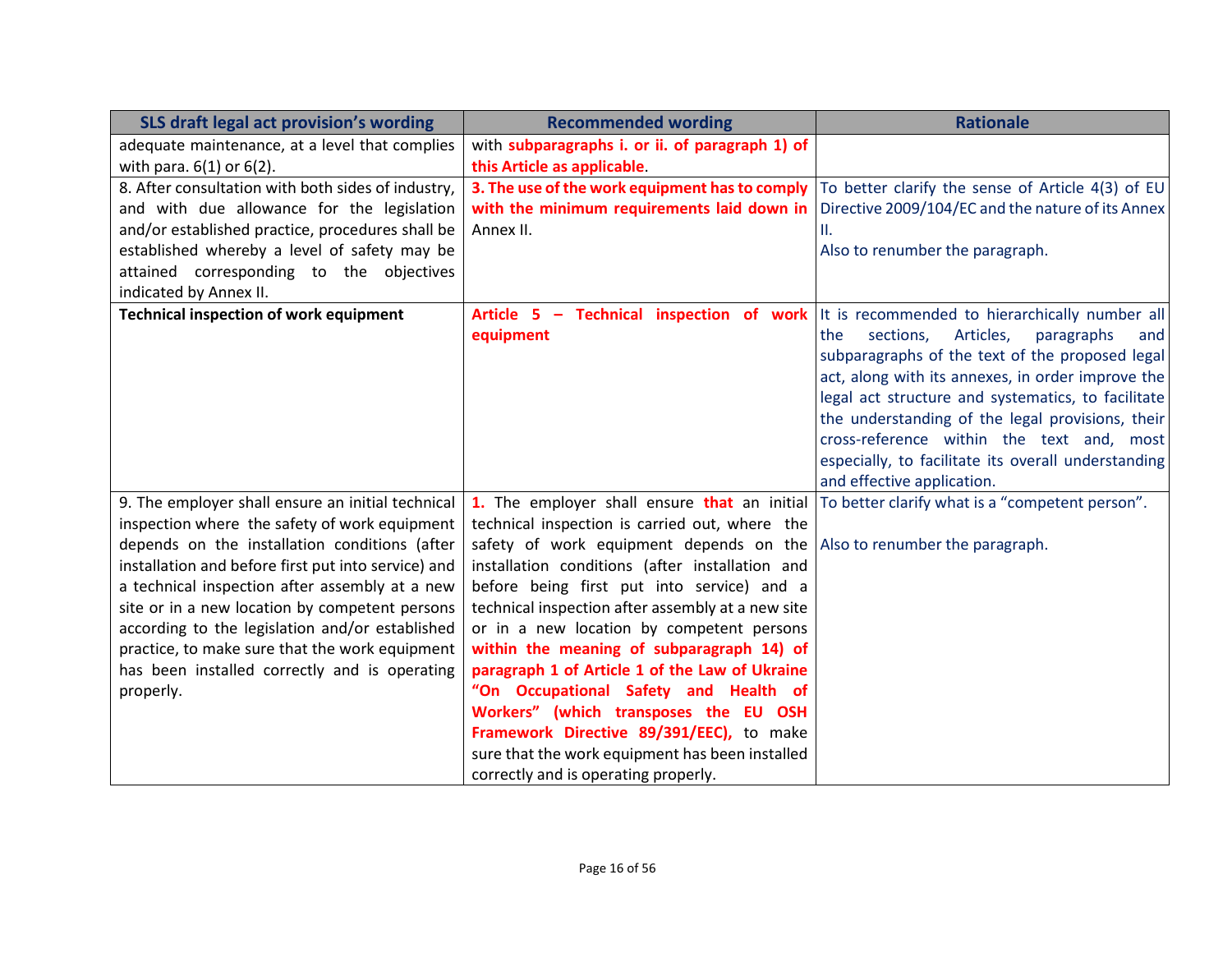| SLS draft legal act provision's wording | Recommended wording | Rationale |
|---|---|---|
| adequate maintenance, at a level that complies with para. 6(1) or 6(2). | with **subparagraphs i. or ii. of paragraph 1) of this Article as applicable**. | |
| 8. After consultation with both sides of industry, and with due allowance for the legislation and/or established practice, procedures shall be established whereby a level of safety may be attained corresponding to the objectives indicated by Annex II. | **3. The use of the work equipment has to comply with the minimum requirements laid down in** Annex II. | To better clarify the sense of Article 4(3) of EU Directive 2009/104/EC and the nature of its Annex II.<br>Also to renumber the paragraph. |
| **Technical inspection of work equipment** | **Article 5 – Technical inspection of work equipment** | It is recommended to hierarchically number all the sections, Articles, paragraphs and subparagraphs of the text of the proposed legal act, along with its annexes, in order improve the legal act structure and systematics, to facilitate the understanding of the legal provisions, their cross-reference within the text and, most especially, to facilitate its overall understanding and effective application. |
| 9. The employer shall ensure an initial technical inspection where the safety of work equipment depends on the installation conditions (after installation and before first put into service) and a technical inspection after assembly at a new site or in a new location by competent persons according to the legislation and/or established practice, to make sure that the work equipment has been installed correctly and is operating properly. | **1.** The employer shall ensure **that** an initial technical inspection is carried out, where the safety of work equipment depends on the installation conditions (after installation and before being first put into service) and a technical inspection after assembly at a new site or in a new location by competent persons **within the meaning of subparagraph 14) of paragraph 1 of Article 1 of the Law of Ukraine "On Occupational Safety and Health of Workers" (which transposes the EU OSH Framework Directive 89/391/EEC),** to make sure that the work equipment has been installed correctly and is operating properly. | To better clarify what is a "competent person".<br><br>Also to renumber the paragraph. |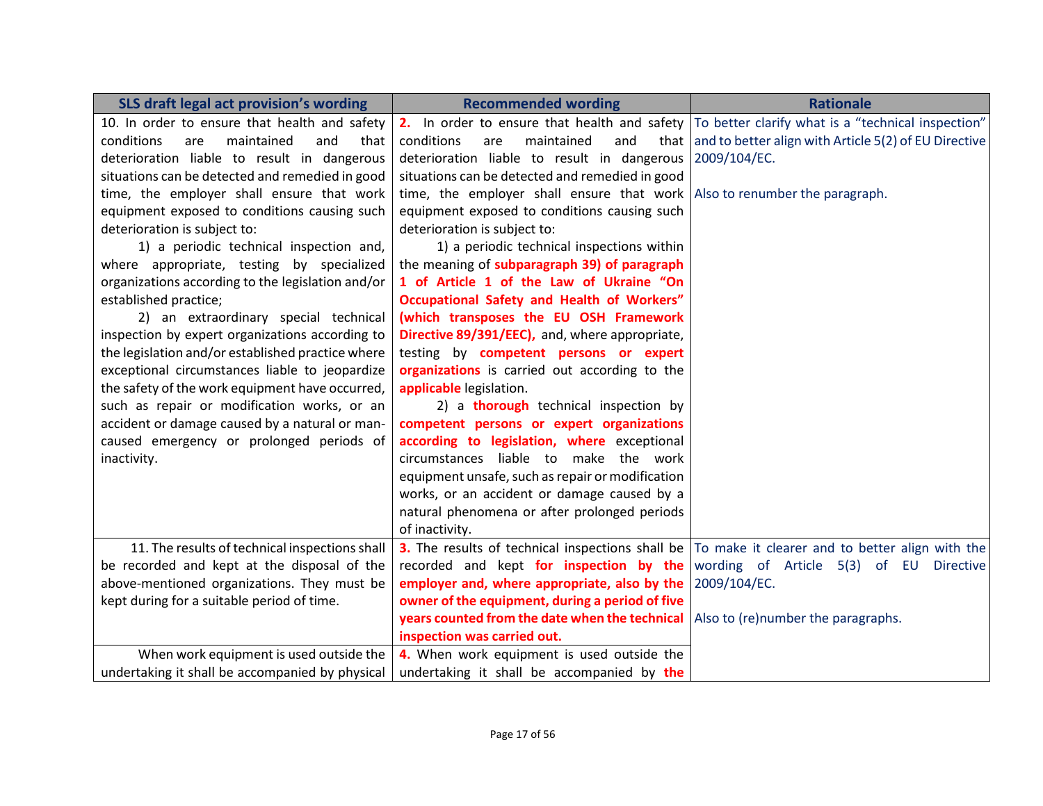| SLS draft legal act provision's wording | Recommended wording | Rationale |
|---|---|---|
| 10. In order to ensure that health and safety conditions are maintained and that deterioration liable to result in dangerous situations can be detected and remedied in good time, the employer shall ensure that work equipment exposed to conditions causing such deterioration is subject to:<br>1) a periodic technical inspection and, where appropriate, testing by specialized organizations according to the legislation and/or established practice;<br>2) an extraordinary special technical inspection by expert organizations according to the legislation and/or established practice where exceptional circumstances liable to jeopardize the safety of the work equipment have occurred, such as repair or modification works, or an accident or damage caused by a natural or man-caused emergency or prolonged periods of inactivity. | **2.** In order to ensure that health and safety conditions are maintained and that deterioration liable to result in dangerous situations can be detected and remedied in good time, the employer shall ensure that work equipment exposed to conditions causing such deterioration is subject to:<br>1) a periodic technical inspections within the meaning of **subparagraph 39) of paragraph 1 of Article 1 of the Law of Ukraine "On Occupational Safety and Health of Workers" (which transposes the EU OSH Framework Directive 89/391/EEC),** and, where appropriate, testing by **competent persons or expert organizations** is carried out according to the **applicable** legislation.<br>2) a **thorough** technical inspection by **competent persons or expert organizations according to legislation, where** exceptional circumstances liable to make the work equipment unsafe, such as repair or modification works, or an accident or damage caused by a natural phenomena or after prolonged periods of inactivity. | To better clarify what is a "technical inspection" and to better align with Article 5(2) of EU Directive 2009/104/EC.<br><br>Also to renumber the paragraph. |
| 11. The results of technical inspections shall be recorded and kept at the disposal of the above-mentioned organizations. They must be kept during for a suitable period of time. | **3.** The results of technical inspections shall be recorded and kept **for inspection by the employer and, where appropriate, also by the owner of the equipment, during a period of five years counted from the date when the technical inspection was carried out.** | To make it clearer and to better align with the wording of Article 5(3) of EU Directive 2009/104/EC.<br><br>Also to (re)number the paragraphs. |
| When work equipment is used outside the undertaking it shall be accompanied by physical | **4.** When work equipment is used outside the undertaking it shall be accompanied by **the** | |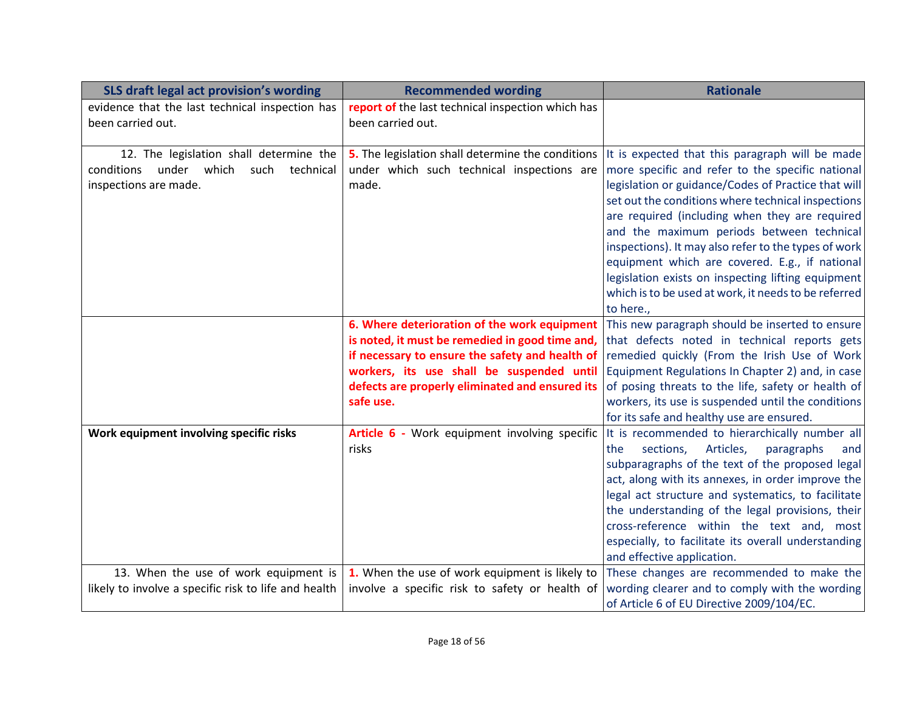| SLS draft legal act provision's wording | Recommended wording | Rationale |
|---|---|---|
| evidence that the last technical inspection has been carried out. | **report of** the last technical inspection which has been carried out. | |
| 12. The legislation shall determine the conditions under which such technical inspections are made. | **5.** The legislation shall determine the conditions under which such technical inspections are made. | It is expected that this paragraph will be made more specific and refer to the specific national legislation or guidance/Codes of Practice that will set out the conditions where technical inspections are required (including when they are required and the maximum periods between technical inspections). It may also refer to the types of work equipment which are covered. E.g., if national legislation exists on inspecting lifting equipment which is to be used at work, it needs to be referred to here., |
| | **6. Where deterioration of the work equipment is noted, it must be remedied in good time and, if necessary to ensure the safety and health of workers, its use shall be suspended until defects are properly eliminated and ensured its safe use.** | This new paragraph should be inserted to ensure that defects noted in technical reports gets remedied quickly (From the Irish Use of Work Equipment Regulations In Chapter 2) and, in case of posing threats to the life, safety or health of workers, its use is suspended until the conditions for its safe and healthy use are ensured. |
| **Work equipment involving specific risks** | **Article 6 -** Work equipment involving specific risks | It is recommended to hierarchically number all the sections, Articles, paragraphs and subparagraphs of the text of the proposed legal act, along with its annexes, in order improve the legal act structure and systematics, to facilitate the understanding of the legal provisions, their cross-reference within the text and, most especially, to facilitate its overall understanding and effective application. |
| 13. When the use of work equipment is likely to involve a specific risk to life and health | **1.** When the use of work equipment is likely to involve a specific risk to safety or health of | These changes are recommended to make the wording clearer and to comply with the wording of Article 6 of EU Directive 2009/104/EC. |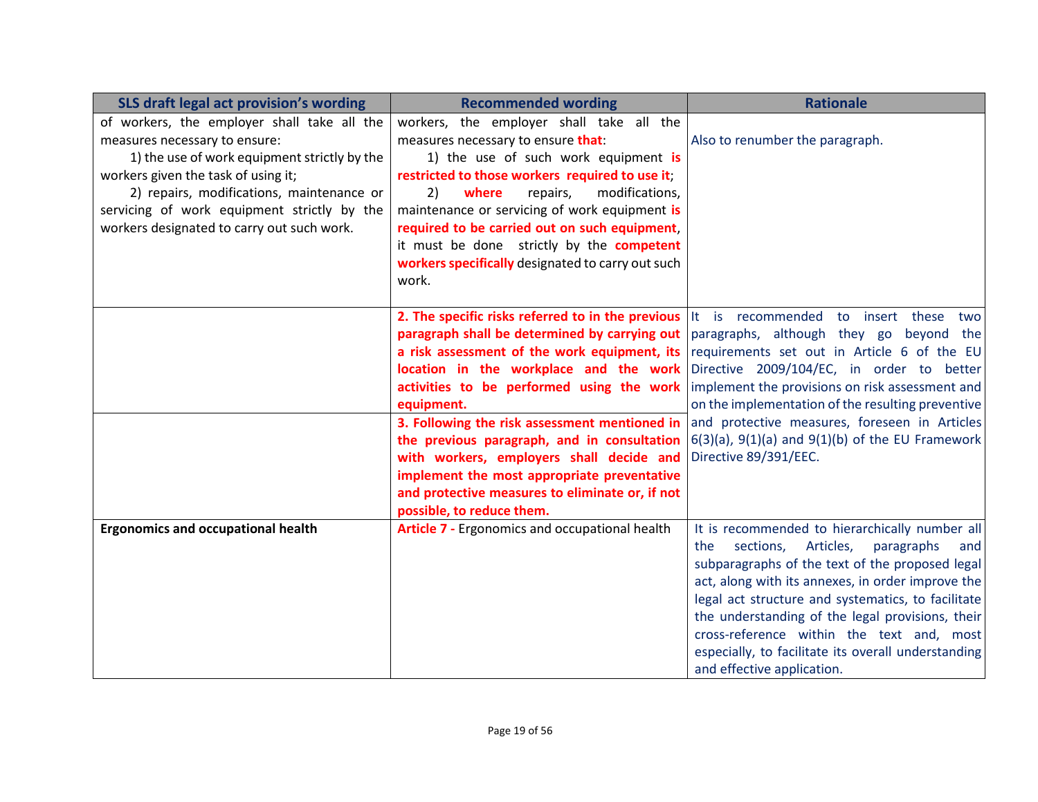| SLS draft legal act provision's wording | Recommended wording | Rationale |
|---|---|---|
| of workers, the employer shall take all the measures necessary to ensure: 1) the use of work equipment strictly by the workers given the task of using it; 2) repairs, modifications, maintenance or servicing of work equipment strictly by the workers designated to carry out such work. | workers, the employer shall take all the measures necessary to ensure **that**: 1) the use of such work equipment **is restricted to those workers required to use it**; 2) **where** repairs, modifications, maintenance or servicing of work equipment **is required to be carried out on such equipment**, it must be done strictly by the **competent workers specifically** designated to carry out such work. | Also to renumber the paragraph. |
| | **2. The specific risks referred to in the previous paragraph shall be determined by carrying out a risk assessment of the work equipment, its location in the workplace and the work activities to be performed using the work equipment.** | It is recommended to insert these two paragraphs, although they go beyond the requirements set out in Article 6 of the EU Directive 2009/104/EC, in order to better implement the provisions on risk assessment and on the implementation of the resulting preventive and protective measures, foreseen in Articles 6(3)(a), 9(1)(a) and 9(1)(b) of the EU Framework Directive 89/391/EEC. |
| | **3. Following the risk assessment mentioned in the previous paragraph, and in consultation with workers, employers shall decide and implement the most appropriate preventative and protective measures to eliminate or, if not possible, to reduce them.** | |
| **Ergonomics and occupational health** | **Article 7 -** Ergonomics and occupational health | It is recommended to hierarchically number all the sections, Articles, paragraphs and subparagraphs of the text of the proposed legal act, along with its annexes, in order improve the legal act structure and systematics, to facilitate the understanding of the legal provisions, their cross-reference within the text and, most especially, to facilitate its overall understanding and effective application. |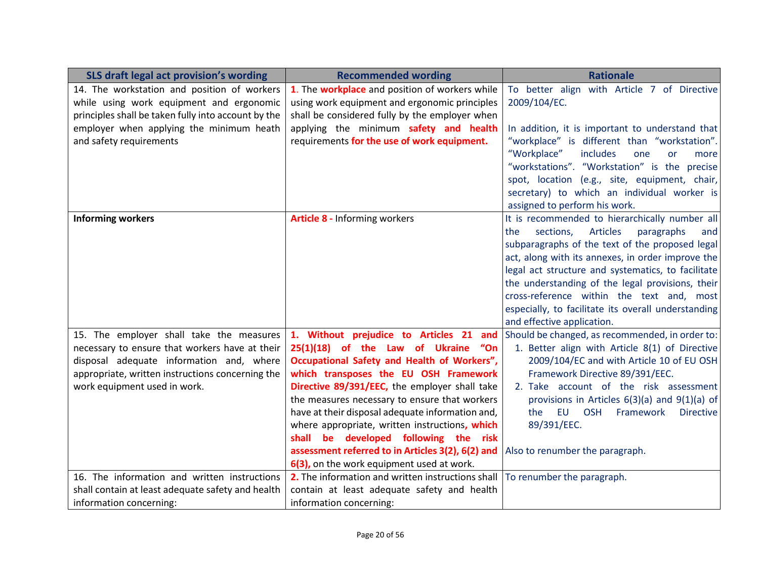| SLS draft legal act provision's wording | Recommended wording | Rationale |
| --- | --- | --- |
| 14. The workstation and position of workers while using work equipment and ergonomic principles shall be taken fully into account by the employer when applying the minimum heath and safety requirements | **1**. The **workplace** and position of workers while using work equipment and ergonomic principles shall be considered fully by the employer when applying the minimum **safety and health** requirements **for the use of work equipment.** | To better align with Article 7 of Directive 2009/104/EC.<br><br>In addition, it is important to understand that "workplace" is different than "workstation". "Workplace" includes one or more "workstations". "Workstation" is the precise spot, location (e.g., site, equipment, chair, secretary) to which an individual worker is assigned to perform his work. |
| **Informing workers** | **Article 8 -** Informing workers | It is recommended to hierarchically number all the sections, Articles paragraphs and subparagraphs of the text of the proposed legal act, along with its annexes, in order improve the legal act structure and systematics, to facilitate the understanding of the legal provisions, their cross-reference within the text and, most especially, to facilitate its overall understanding and effective application. |
| 15. The employer shall take the measures necessary to ensure that workers have at their disposal adequate information and, where appropriate, written instructions concerning the work equipment used in work. | **1. Without prejudice to Articles 21 and 25(1)(18) of the Law of Ukraine "On Occupational Safety and Health of Workers", which transposes the EU OSH Framework Directive 89/391/EEC,** the employer shall take the measures necessary to ensure that workers have at their disposal adequate information and, where appropriate, written instructions**, which shall be developed following the risk assessment referred to in Articles 3(2), 6(2) and 6(3),** on the work equipment used at work. | Should be changed, as recommended, in order to:<br>1. Better align with Article 8(1) of Directive 2009/104/EC and with Article 10 of EU OSH Framework Directive 89/391/EEC.<br>2. Take account of the risk assessment provisions in Articles 6(3)(a) and 9(1)(a) of the EU OSH Framework Directive 89/391/EEC.<br><br>Also to renumber the paragraph. |
| 16. The information and written instructions shall contain at least adequate safety and health information concerning: | **2.** The information and written instructions shall contain at least adequate safety and health information concerning: | To renumber the paragraph. |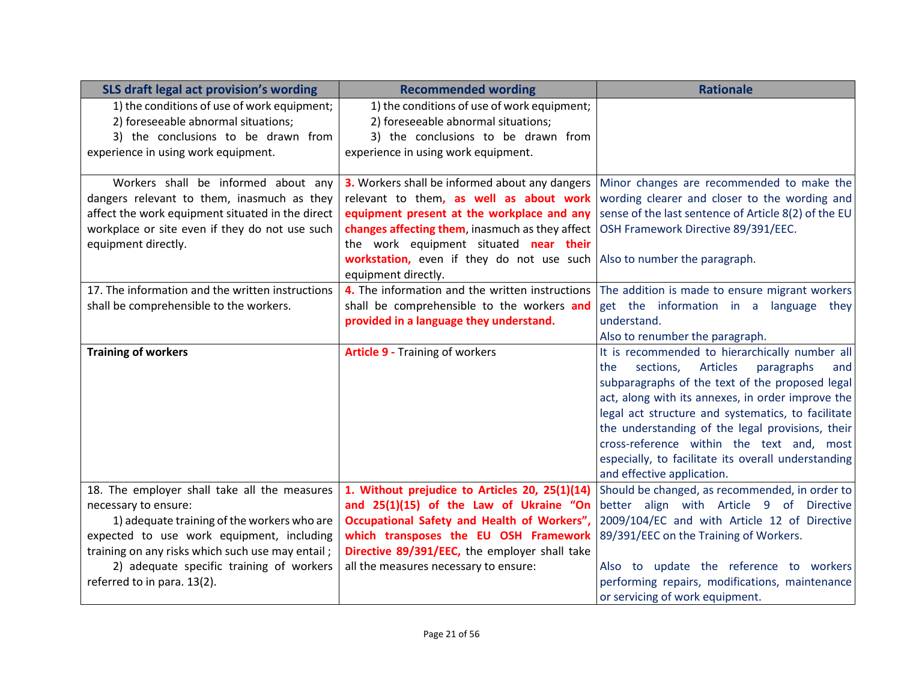| SLS draft legal act provision's wording | Recommended wording | Rationale |
|---|---|---|
| 1) the conditions of use of work equipment;<br>2) foreseeable abnormal situations;<br>3) the conclusions to be drawn from experience in using work equipment. | 1) the conditions of use of work equipment;<br>2) foreseeable abnormal situations;<br>3) the conclusions to be drawn from experience in using work equipment. | |
| Workers shall be informed about any dangers relevant to them, inasmuch as they affect the work equipment situated in the direct workplace or site even if they do not use such equipment directly. | **3.** Workers shall be informed about any dangers relevant to them**, as well as about work equipment present at the workplace and any changes affecting them**, inasmuch as they affect the work equipment situated **near their workstation,** even if they do not use such equipment directly. | Minor changes are recommended to make the wording clearer and closer to the wording and sense of the last sentence of Article 8(2) of the EU OSH Framework Directive 89/391/EEC.<br><br>Also to number the paragraph. |
| 17. The information and the written instructions shall be comprehensible to the workers. | **4.** The information and the written instructions shall be comprehensible to the workers **and provided in a language they understand.** | The addition is made to ensure migrant workers get the information in a language they understand.<br>Also to renumber the paragraph. |
| **Training of workers** | **Article 9 -** Training of workers | It is recommended to hierarchically number all the sections, Articles paragraphs and subparagraphs of the text of the proposed legal act, along with its annexes, in order improve the legal act structure and systematics, to facilitate the understanding of the legal provisions, their cross-reference within the text and, most especially, to facilitate its overall understanding and effective application. |
| 18. The employer shall take all the measures necessary to ensure:<br>1) adequate training of the workers who are expected to use work equipment, including training on any risks which such use may entail ;<br>2) adequate specific training of workers referred to in para. 13(2). | **1. Without prejudice to Articles 20, 25(1)(14) and 25(1)(15) of the Law of Ukraine "On Occupational Safety and Health of Workers", which transposes the EU OSH Framework Directive 89/391/EEC,** the employer shall take all the measures necessary to ensure: | Should be changed, as recommended, in order to better align with Article 9 of Directive 2009/104/EC and with Article 12 of Directive 89/391/EEC on the Training of Workers.<br><br>Also to update the reference to workers performing repairs, modifications, maintenance or servicing of work equipment. |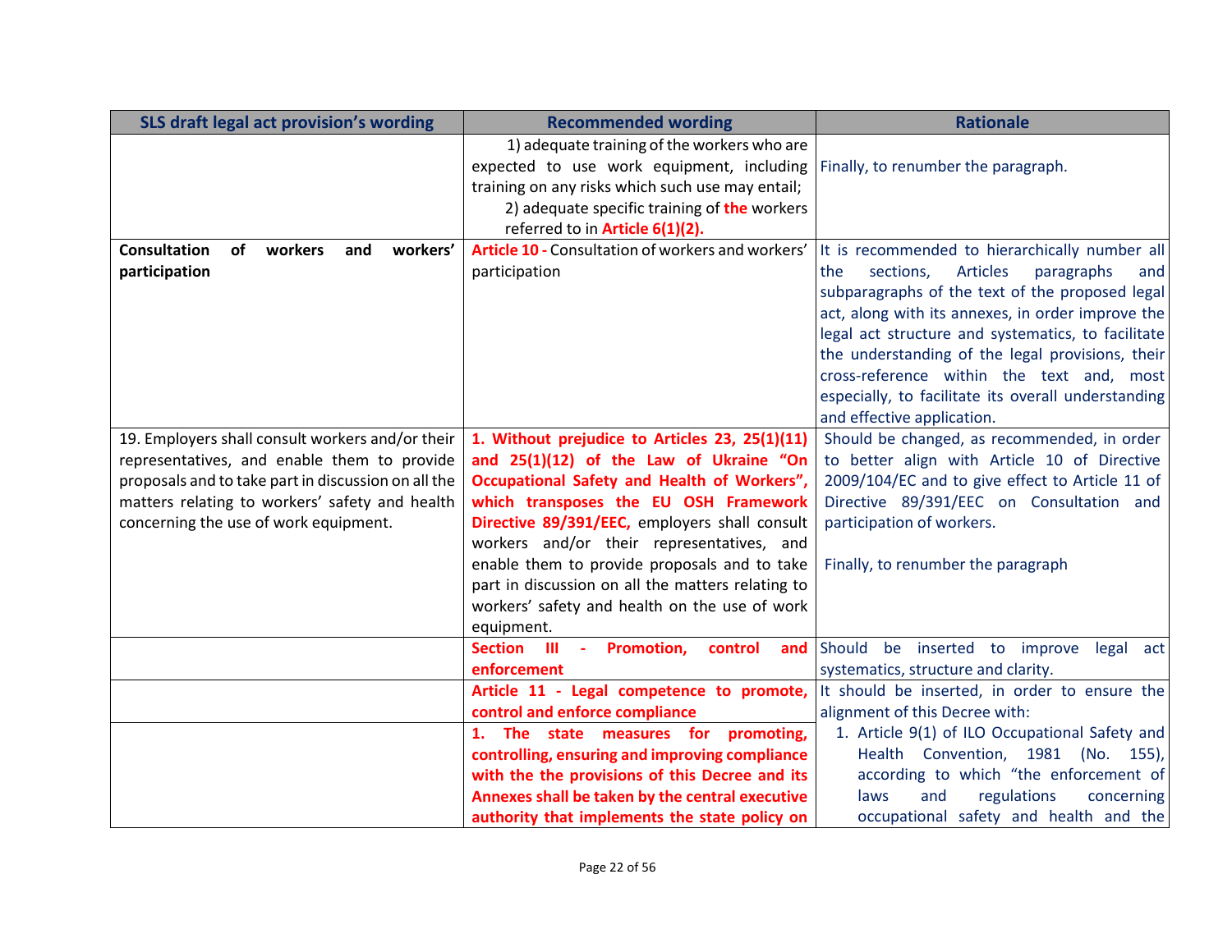| SLS draft legal act provision's wording | Recommended wording | Rationale |
|---|---|---|
| | 1) adequate training of the workers who are expected to use work equipment, including training on any risks which such use may entail;<br>2) adequate specific training of **the** workers referred to in **Article 6(1)(2).** | Finally, to renumber the paragraph. |
| **Consultation of workers and workers' participation** | **Article 10 -** Consultation of workers and workers' participation | It is recommended to hierarchically number all the sections, Articles paragraphs and subparagraphs of the text of the proposed legal act, along with its annexes, in order improve the legal act structure and systematics, to facilitate the understanding of the legal provisions, their cross-reference within the text and, most especially, to facilitate its overall understanding and effective application. |
| 19. Employers shall consult workers and/or their representatives, and enable them to provide proposals and to take part in discussion on all the matters relating to workers' safety and health concerning the use of work equipment. | **1. Without prejudice to Articles 23, 25(1)(11) and 25(1)(12) of the Law of Ukraine "On Occupational Safety and Health of Workers", which transposes the EU OSH Framework Directive 89/391/EEC,** employers shall consult workers and/or their representatives, and enable them to provide proposals and to take part in discussion on all the matters relating to workers' safety and health on the use of work equipment. | Should be changed, as recommended, in order to better align with Article 10 of Directive 2009/104/EC and to give effect to Article 11 of Directive 89/391/EEC on Consultation and participation of workers.<br><br>Finally, to renumber the paragraph |
| | **Section III - Promotion, control and enforcement** | Should be inserted to improve legal act systematics, structure and clarity. |
| | **Article 11 - Legal competence to promote, control and enforce compliance** | It should be inserted, in order to ensure the alignment of this Decree with:<br>1. Article 9(1) of ILO Occupational Safety and Health Convention, 1981 (No. 155), according to which "the enforcement of laws and regulations concerning occupational safety and health and the |
| | **1. The state measures for promoting, controlling, ensuring and improving compliance with the the provisions of this Decree and its Annexes shall be taken by the central executive authority that implements the state policy on** | |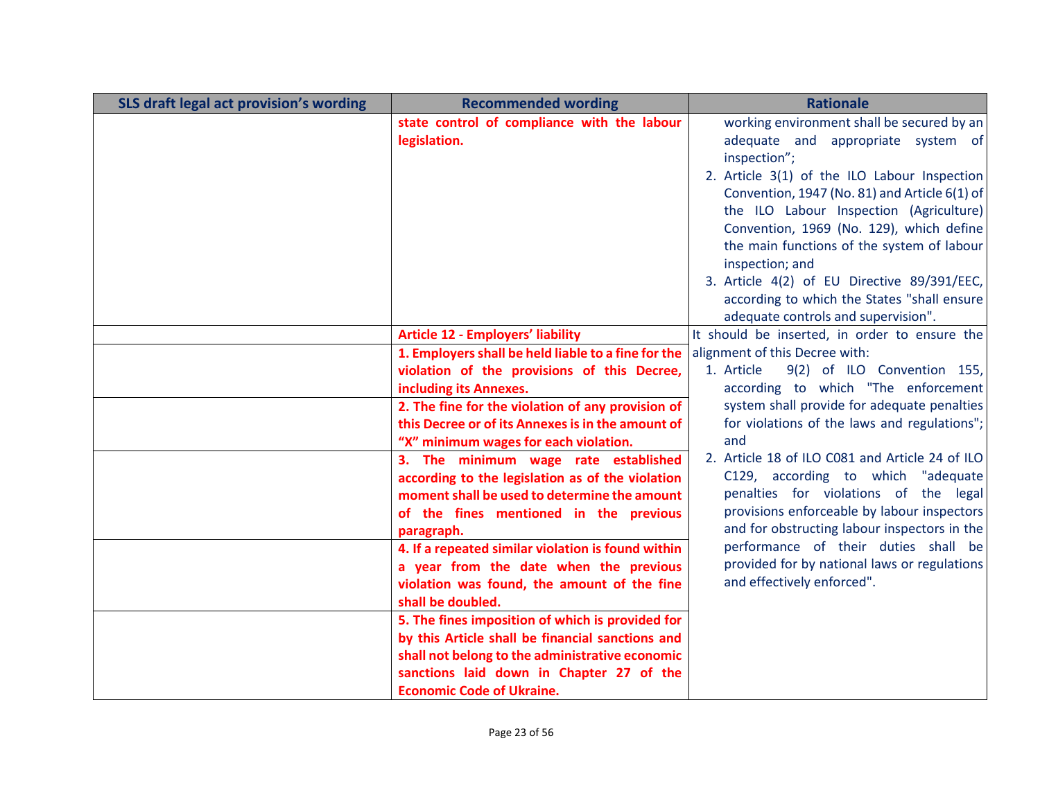| SLS draft legal act provision's wording | Recommended wording | Rationale |
|---|---|---|
| | **state control of compliance with the labour legislation.** | working environment shall be secured by an adequate and appropriate system of inspection";<br>2. Article 3(1) of the ILO Labour Inspection Convention, 1947 (No. 81) and Article 6(1) of the ILO Labour Inspection (Agriculture) Convention, 1969 (No. 129), which define the main functions of the system of labour inspection; and<br>3. Article 4(2) of EU Directive 89/391/EEC, according to which the States "shall ensure adequate controls and supervision". |
| | **Article 12 - Employers' liability** | It should be inserted, in order to ensure the alignment of this Decree with:<br>1. Article 9(2) of ILO Convention 155, according to which "The enforcement system shall provide for adequate penalties for violations of the laws and regulations"; and<br>2. Article 18 of ILO C081 and Article 24 of ILO C129, according to which "adequate penalties for violations of the legal provisions enforceable by labour inspectors and for obstructing labour inspectors in the performance of their duties shall be provided for by national laws or regulations and effectively enforced". |
| | **1. Employers shall be held liable to a fine for the violation of the provisions of this Decree, including its Annexes.** | |
| | **2. The fine for the violation of any provision of this Decree or of its Annexes is in the amount of "X" minimum wages for each violation.** | |
| | **3. The minimum wage rate established according to the legislation as of the violation moment shall be used to determine the amount of the fines mentioned in the previous paragraph.** | |
| | **4. If a repeated similar violation is found within a year from the date when the previous violation was found, the amount of the fine shall be doubled.** | |
| | **5. The fines imposition of which is provided for by this Article shall be financial sanctions and shall not belong to the administrative economic sanctions laid down in Chapter 27 of the Economic Code of Ukraine.** | |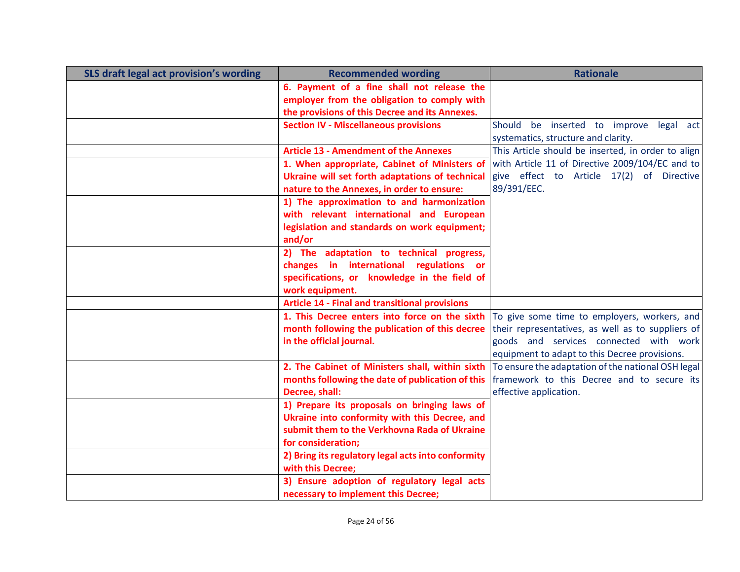| SLS draft legal act provision's wording | Recommended wording | Rationale |
|---|---|---|
| | **6. Payment of a fine shall not release the employer from the obligation to comply with the provisions of this Decree and its Annexes.** | |
| | **Section IV - Miscellaneous provisions** | Should be inserted to improve legal act systematics, structure and clarity. |
| | **Article 13 - Amendment of the Annexes** | This Article should be inserted, in order to align with Article 11 of Directive 2009/104/EC and to give effect to Article 17(2) of Directive 89/391/EEC. |
| | **1. When appropriate, Cabinet of Ministers of Ukraine will set forth adaptations of technical nature to the Annexes, in order to ensure:** | |
| | **1) The approximation to and harmonization with relevant international and European legislation and standards on work equipment; and/or** | |
| | **2) The adaptation to technical progress, changes in international regulations or specifications, or knowledge in the field of work equipment.** | |
| | **Article 14 - Final and transitional provisions** | |
| | **1. This Decree enters into force on the sixth month following the publication of this decree in the official journal.** | To give some time to employers, workers, and their representatives, as well as to suppliers of goods and services connected with work equipment to adapt to this Decree provisions. |
| | **2. The Cabinet of Ministers shall, within sixth months following the date of publication of this Decree, shall:** | To ensure the adaptation of the national OSH legal framework to this Decree and to secure its effective application. |
| | **1) Prepare its proposals on bringing laws of Ukraine into conformity with this Decree, and submit them to the Verkhovna Rada of Ukraine for consideration;** | |
| | **2) Bring its regulatory legal acts into conformity with this Decree;** | |
| | **3) Ensure adoption of regulatory legal acts necessary to implement this Decree;** | |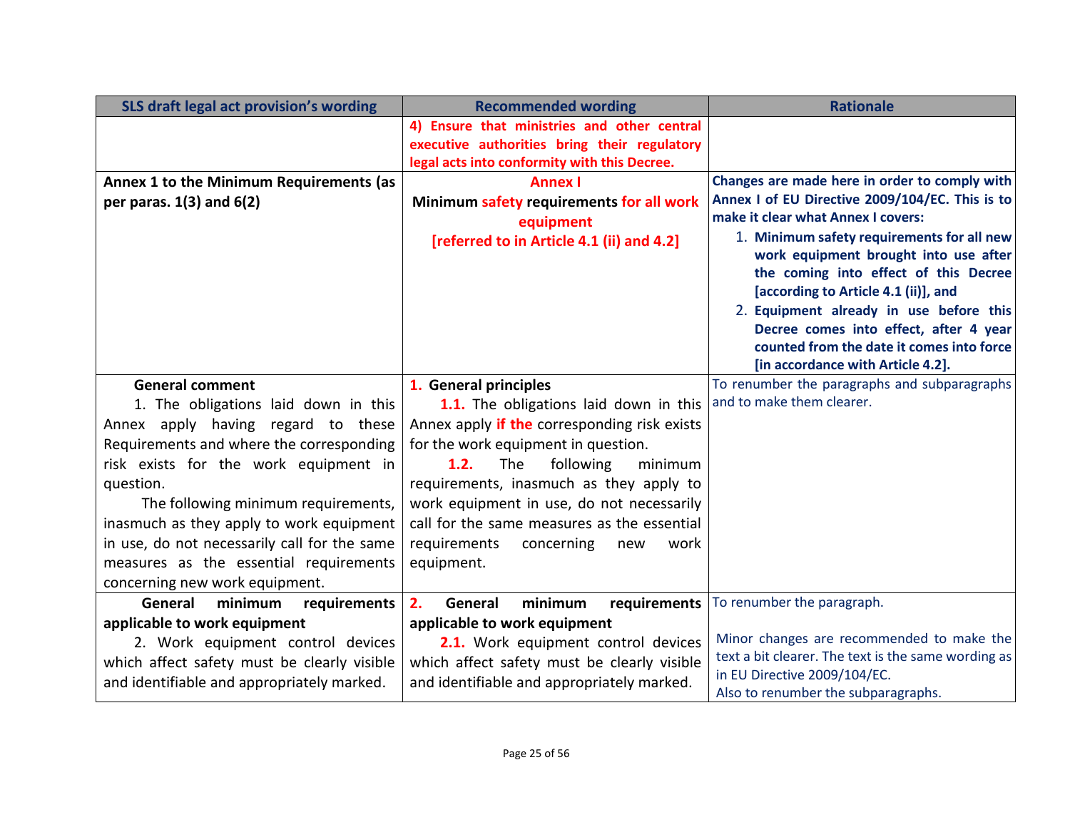| SLS draft legal act provision's wording | Recommended wording | Rationale |
|---|---|---|
| | 4) Ensure that ministries and other central executive authorities bring their regulatory legal acts into conformity with this Decree. | |
| **Annex 1 to the Minimum Requirements (as per paras. 1(3) and 6(2)** | **Annex I**<br>**Minimum safety requirements for all work equipment**<br>**[referred to in Article 4.1 (ii) and 4.2]** | **Changes are made here in order to comply with Annex I of EU Directive 2009/104/EC. This is to make it clear what Annex I covers:**<br>1. **Minimum safety requirements for all new work equipment brought into use after the coming into effect of this Decree [according to Article 4.1 (ii)], and**<br>2. **Equipment already in use before this Decree comes into effect, after 4 year counted from the date it comes into force [in accordance with Article 4.2].** |
| **General comment**<br>1. The obligations laid down in this Annex apply having regard to these Requirements and where the corresponding risk exists for the work equipment in question.<br>The following minimum requirements, inasmuch as they apply to work equipment in use, do not necessarily call for the same measures as the essential requirements concerning new work equipment. | **1. General principles**<br>**1.1.** The obligations laid down in this Annex apply **if the** corresponding risk exists for the work equipment in question.<br>**1.2.** The following minimum requirements, inasmuch as they apply to work equipment in use, do not necessarily call for the same measures as the essential requirements concerning new work equipment. | To renumber the paragraphs and subparagraphs and to make them clearer. |
| **General minimum requirements applicable to work equipment**<br>2. Work equipment control devices which affect safety must be clearly visible and identifiable and appropriately marked. | **2. General minimum requirements applicable to work equipment**<br>**2.1.** Work equipment control devices which affect safety must be clearly visible and identifiable and appropriately marked. | To renumber the paragraph.<br><br>Minor changes are recommended to make the text a bit clearer. The text is the same wording as in EU Directive 2009/104/EC.<br>Also to renumber the subparagraphs. |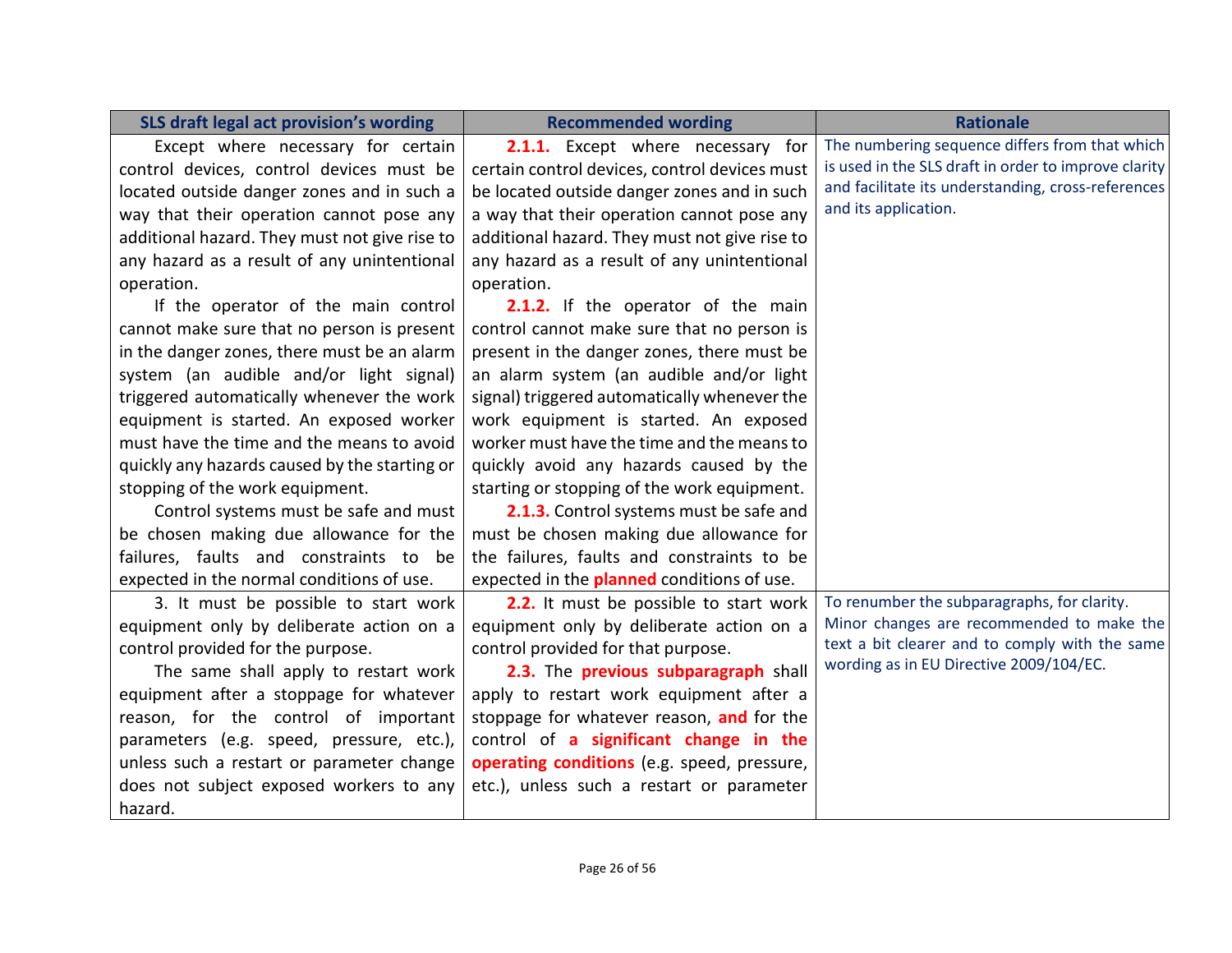| SLS draft legal act provision's wording | Recommended wording | Rationale |
|---|---|---|
| Except where necessary for certain control devices, control devices must be located outside danger zones and in such a way that their operation cannot pose any additional hazard. They must not give rise to any hazard as a result of any unintentional operation.<br>If the operator of the main control cannot make sure that no person is present in the danger zones, there must be an alarm system (an audible and/or light signal) triggered automatically whenever the work equipment is started. An exposed worker must have the time and the means to avoid quickly any hazards caused by the starting or stopping of the work equipment.<br>Control systems must be safe and must be chosen making due allowance for the failures, faults and constraints to be expected in the normal conditions of use. | **2.1.1.** Except where necessary for certain control devices, control devices must be located outside danger zones and in such a way that their operation cannot pose any additional hazard. They must not give rise to any hazard as a result of any unintentional operation.<br>**2.1.2.** If the operator of the main control cannot make sure that no person is present in the danger zones, there must be an alarm system (an audible and/or light signal) triggered automatically whenever the work equipment is started. An exposed worker must have the time and the means to quickly avoid any hazards caused by the starting or stopping of the work equipment.<br>**2.1.3.** Control systems must be safe and must be chosen making due allowance for the failures, faults and constraints to be expected in the **planned** conditions of use. | The numbering sequence differs from that which is used in the SLS draft in order to improve clarity and facilitate its understanding, cross-references and its application. |
| 3. It must be possible to start work equipment only by deliberate action on a control provided for the purpose.<br>The same shall apply to restart work equipment after a stoppage for whatever reason, for the control of important parameters (e.g. speed, pressure, etc.), unless such a restart or parameter change does not subject exposed workers to any hazard. | **2.2.** It must be possible to start work equipment only by deliberate action on a control provided for that purpose.<br>**2.3.** The **previous subparagraph** shall apply to restart work equipment after a stoppage for whatever reason, **and** for the control of **a significant change in the operating conditions** (e.g. speed, pressure, etc.), unless such a restart or parameter | To renumber the subparagraphs, for clarity.<br>Minor changes are recommended to make the text a bit clearer and to comply with the same wording as in EU Directive 2009/104/EC. |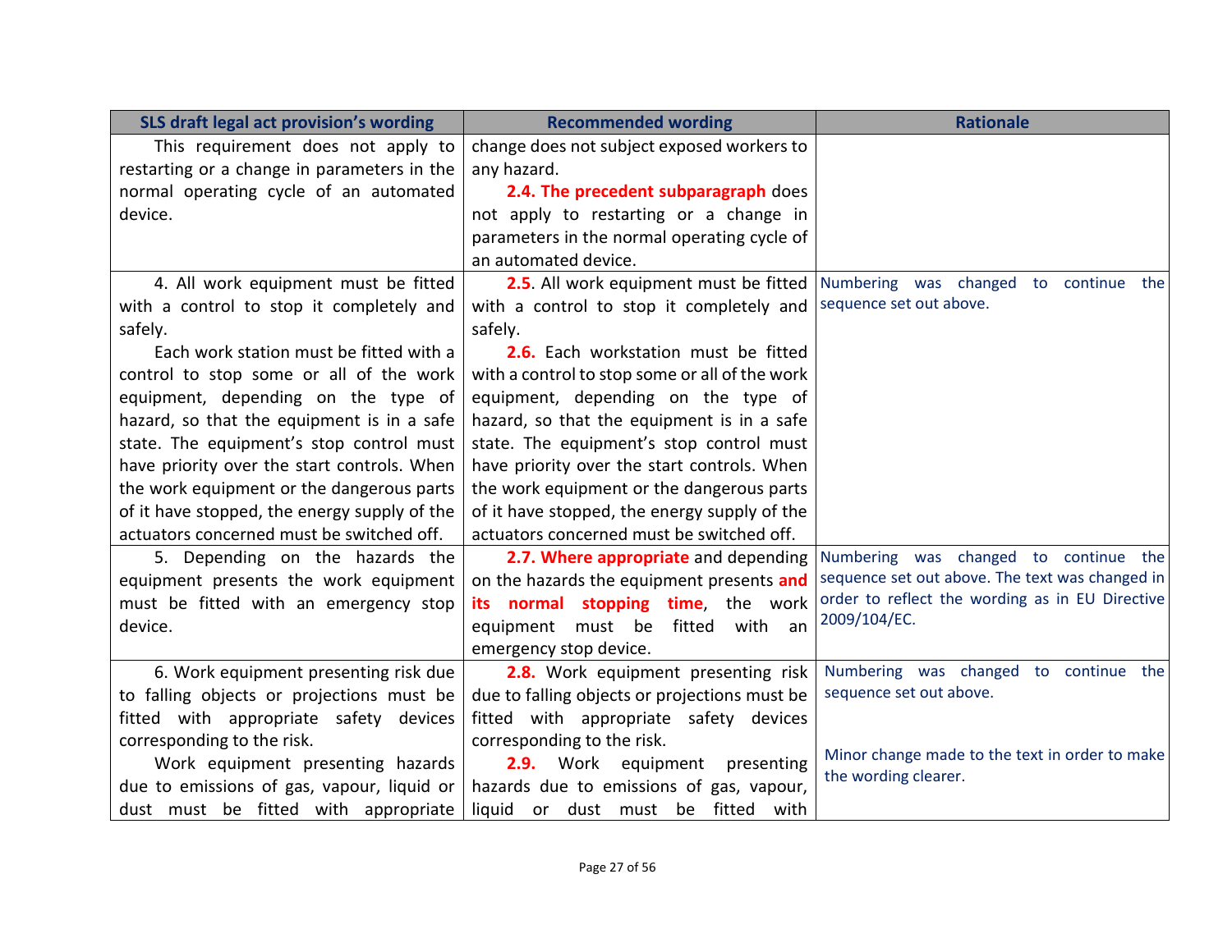| SLS draft legal act provision's wording | Recommended wording | Rationale |
|---|---|---|
| This requirement does not apply to restarting or a change in parameters in the normal operating cycle of an automated device. | change does not subject exposed workers to any hazard.<br>**2.4. The precedent subparagraph** does not apply to restarting or a change in parameters in the normal operating cycle of an automated device. | |
| 4. All work equipment must be fitted with a control to stop it completely and safely.<br>Each work station must be fitted with a control to stop some or all of the work equipment, depending on the type of hazard, so that the equipment is in a safe state. The equipment's stop control must have priority over the start controls. When the work equipment or the dangerous parts of it have stopped, the energy supply of the actuators concerned must be switched off. | **2.5**. All work equipment must be fitted with a control to stop it completely and safely.<br>**2.6.** Each workstation must be fitted with a control to stop some or all of the work equipment, depending on the type of hazard, so that the equipment is in a safe state. The equipment's stop control must have priority over the start controls. When the work equipment or the dangerous parts of it have stopped, the energy supply of the actuators concerned must be switched off. | Numbering was changed to continue the sequence set out above. |
| 5. Depending on the hazards the equipment presents the work equipment must be fitted with an emergency stop device. | **2.7. Where appropriate** and depending on the hazards the equipment presents **and its normal stopping time**, the work equipment must be fitted with an emergency stop device. | Numbering was changed to continue the sequence set out above. The text was changed in order to reflect the wording as in EU Directive 2009/104/EC. |
| 6. Work equipment presenting risk due to falling objects or projections must be fitted with appropriate safety devices corresponding to the risk.<br>Work equipment presenting hazards due to emissions of gas, vapour, liquid or dust must be fitted with appropriate | **2.8.** Work equipment presenting risk due to falling objects or projections must be fitted with appropriate safety devices corresponding to the risk.<br>**2.9.** Work equipment presenting hazards due to emissions of gas, vapour, liquid or dust must be fitted with | Numbering was changed to continue the sequence set out above.<br><br>Minor change made to the text in order to make the wording clearer. |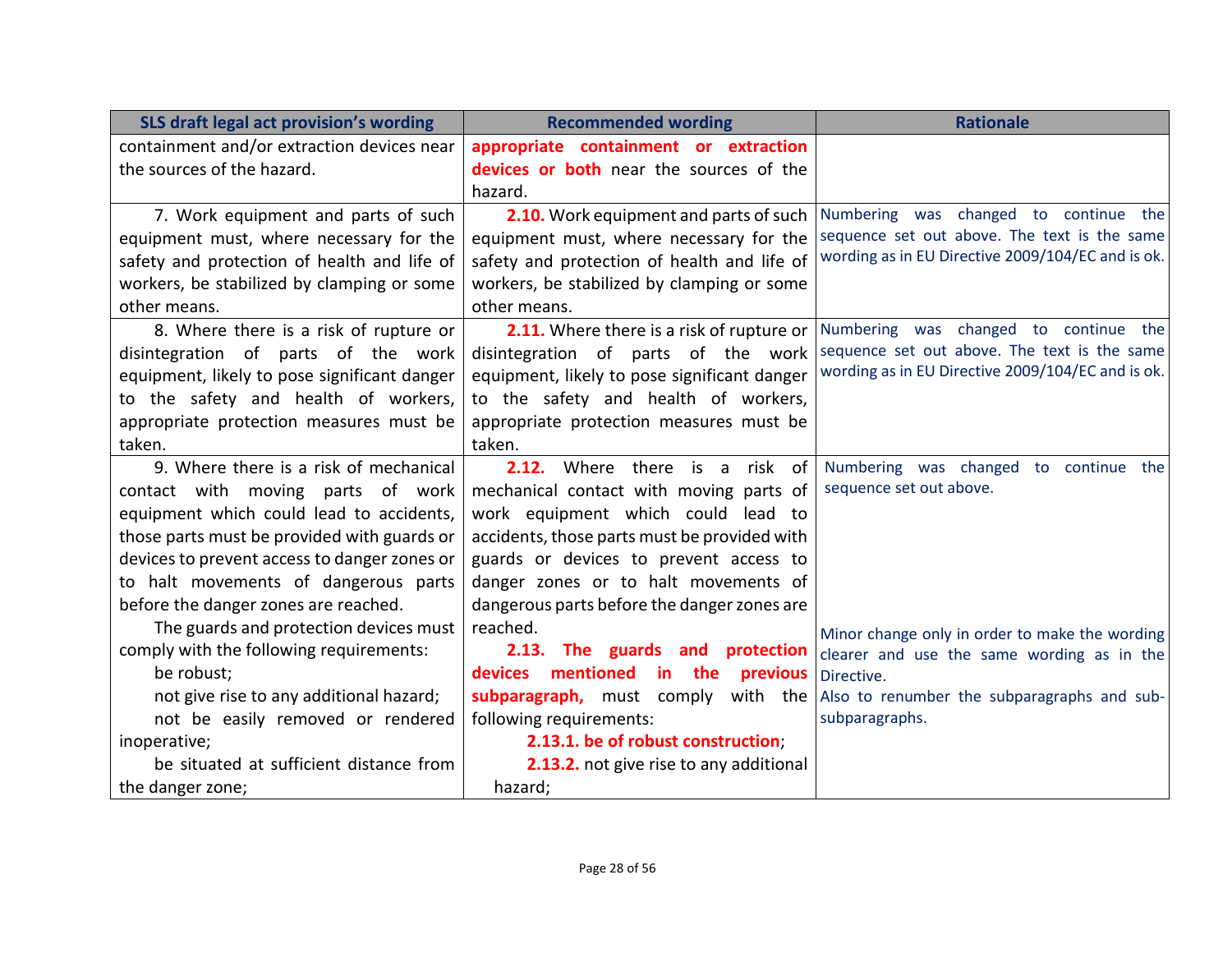| SLS draft legal act provision's wording | Recommended wording | Rationale |
|---|---|---|
| containment and/or extraction devices near the sources of the hazard. | **appropriate containment or extraction devices or both** near the sources of the hazard. | |
| 7. Work equipment and parts of such equipment must, where necessary for the safety and protection of health and life of workers, be stabilized by clamping or some other means. | **2.10.** Work equipment and parts of such equipment must, where necessary for the safety and protection of health and life of workers, be stabilized by clamping or some other means. | Numbering was changed to continue the sequence set out above. The text is the same wording as in EU Directive 2009/104/EC and is ok. |
| 8. Where there is a risk of rupture or disintegration of parts of the work equipment, likely to pose significant danger to the safety and health of workers, appropriate protection measures must be taken. | **2.11.** Where there is a risk of rupture or disintegration of parts of the work equipment, likely to pose significant danger to the safety and health of workers, appropriate protection measures must be taken. | Numbering was changed to continue the sequence set out above. The text is the same wording as in EU Directive 2009/104/EC and is ok. |
| 9. Where there is a risk of mechanical contact with moving parts of work equipment which could lead to accidents, those parts must be provided with guards or devices to prevent access to danger zones or to halt movements of dangerous parts before the danger zones are reached.<br>The guards and protection devices must comply with the following requirements:<br>be robust;<br>not give rise to any additional hazard;<br>not be easily removed or rendered inoperative;<br>be situated at sufficient distance from the danger zone; | **2.12.** Where there is a risk of mechanical contact with moving parts of work equipment which could lead to accidents, those parts must be provided with guards or devices to prevent access to danger zones or to halt movements of dangerous parts before the danger zones are reached.<br>**2.13. The guards and protection devices mentioned in the previous subparagraph,** must comply with the following requirements:<br>**2.13.1. be of robust construction**;<br>**2.13.2.** not give rise to any additional hazard; | Numbering was changed to continue the sequence set out above.<br><br>Minor change only in order to make the wording clearer and use the same wording as in the Directive.<br>Also to renumber the subparagraphs and sub-subparagraphs. |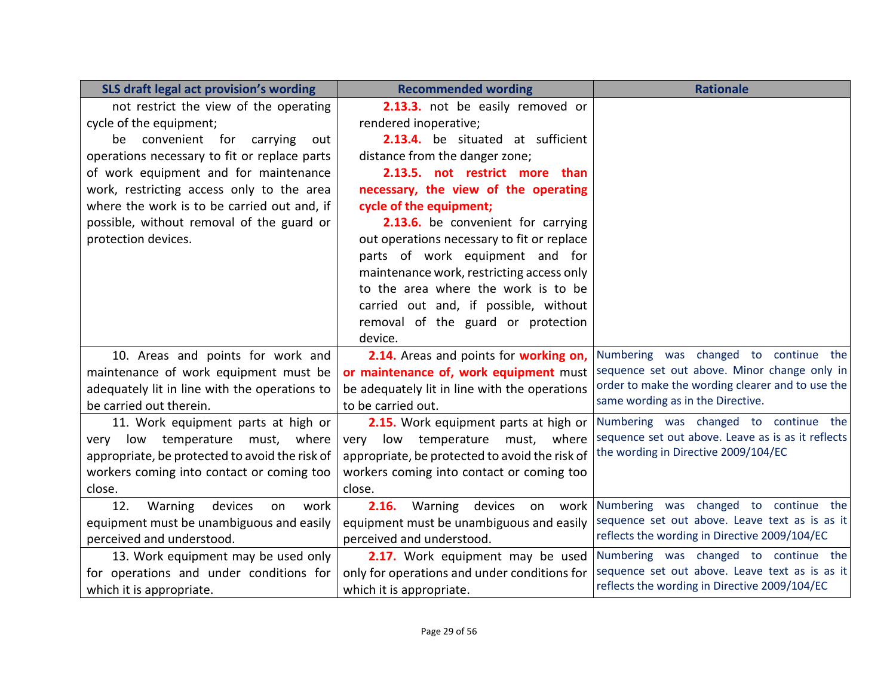| SLS draft legal act provision's wording | Recommended wording | Rationale |
|---|---|---|
| not restrict the view of the operating cycle of the equipment;<br>be convenient for carrying out operations necessary to fit or replace parts of work equipment and for maintenance work, restricting access only to the area where the work is to be carried out and, if possible, without removal of the guard or protection devices. | **2.13.3.** not be easily removed or rendered inoperative;<br>**2.13.4.** be situated at sufficient distance from the danger zone;<br>**2.13.5. not restrict more than necessary, the view of the operating cycle of the equipment;**<br>**2.13.6.** be convenient for carrying out operations necessary to fit or replace parts of work equipment and for maintenance work, restricting access only to the area where the work is to be carried out and, if possible, without removal of the guard or protection device. | |
| 10. Areas and points for work and maintenance of work equipment must be adequately lit in line with the operations to be carried out therein. | **2.14.** Areas and points for **working on, or maintenance of, work equipment** must be adequately lit in line with the operations to be carried out. | Numbering was changed to continue the sequence set out above. Minor change only in order to make the wording clearer and to use the same wording as in the Directive. |
| 11. Work equipment parts at high or very low temperature must, where appropriate, be protected to avoid the risk of workers coming into contact or coming too close. | **2.15.** Work equipment parts at high or very low temperature must, where appropriate, be protected to avoid the risk of workers coming into contact or coming too close. | Numbering was changed to continue the sequence set out above. Leave as is as it reflects the wording in Directive 2009/104/EC |
| 12. Warning devices on work equipment must be unambiguous and easily perceived and understood. | **2.16.** Warning devices on work equipment must be unambiguous and easily perceived and understood. | Numbering was changed to continue the sequence set out above. Leave text as is as it reflects the wording in Directive 2009/104/EC |
| 13. Work equipment may be used only for operations and under conditions for which it is appropriate. | **2.17.** Work equipment may be used only for operations and under conditions for which it is appropriate. | Numbering was changed to continue the sequence set out above. Leave text as is as it reflects the wording in Directive 2009/104/EC |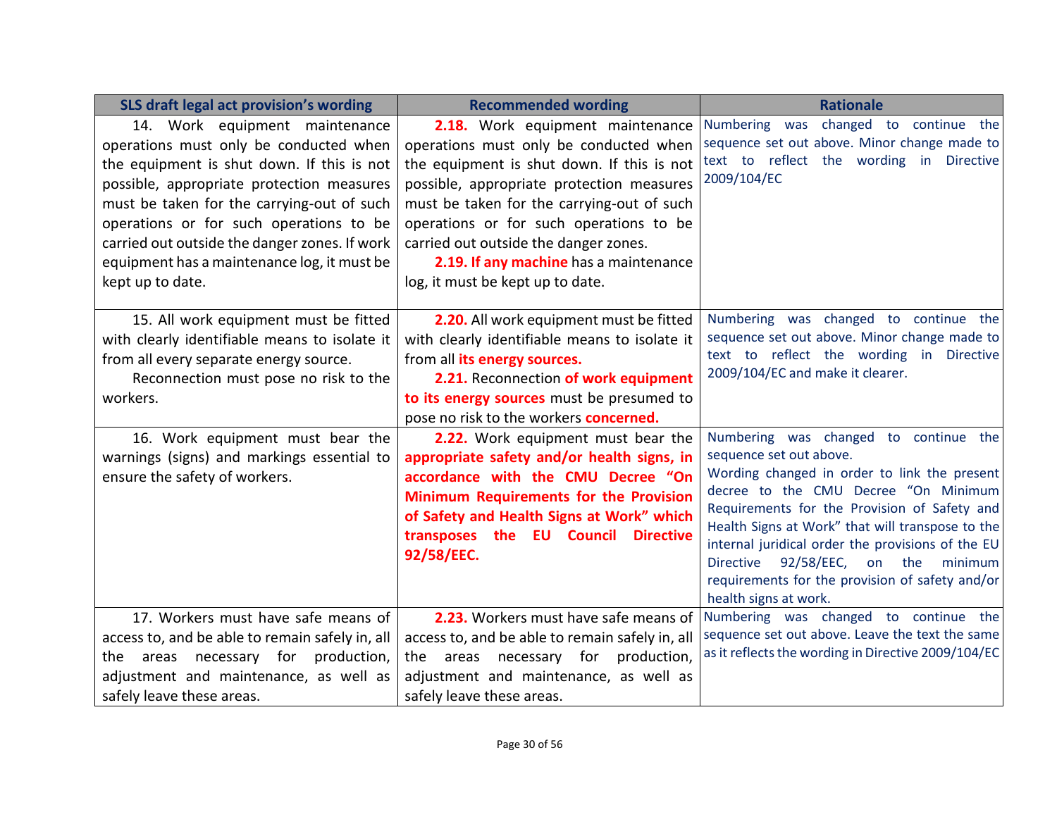| SLS draft legal act provision's wording | Recommended wording | Rationale |
|---|---|---|
| 14. Work equipment maintenance operations must only be conducted when the equipment is shut down. If this is not possible, appropriate protection measures must be taken for the carrying-out of such operations or for such operations to be carried out outside the danger zones. If work equipment has a maintenance log, it must be kept up to date. | **2.18.** Work equipment maintenance operations must only be conducted when the equipment is shut down. If this is not possible, appropriate protection measures must be taken for the carrying-out of such operations or for such operations to be carried out outside the danger zones. **2.19. If any machine** has a maintenance log, it must be kept up to date. | Numbering was changed to continue the sequence set out above. Minor change made to text to reflect the wording in Directive 2009/104/EC |
| 15. All work equipment must be fitted with clearly identifiable means to isolate it from all every separate energy source. Reconnection must pose no risk to the workers. | **2.20.** All work equipment must be fitted with clearly identifiable means to isolate it from all **its energy sources.** **2.21.** Reconnection **of work equipment to its energy sources** must be presumed to pose no risk to the workers **concerned.** | Numbering was changed to continue the sequence set out above. Minor change made to text to reflect the wording in Directive 2009/104/EC and make it clearer. |
| 16. Work equipment must bear the warnings (signs) and markings essential to ensure the safety of workers. | **2.22.** Work equipment must bear the **appropriate safety and/or health signs, in accordance with the CMU Decree "On Minimum Requirements for the Provision of Safety and Health Signs at Work" which transposes the EU Council Directive 92/58/EEC.** | Numbering was changed to continue the sequence set out above. Wording changed in order to link the present decree to the CMU Decree "On Minimum Requirements for the Provision of Safety and Health Signs at Work" that will transpose to the internal juridical order the provisions of the EU Directive 92/58/EEC, on the minimum requirements for the provision of safety and/or health signs at work. |
| 17. Workers must have safe means of access to, and be able to remain safely in, all the areas necessary for production, adjustment and maintenance, as well as safely leave these areas. | **2.23.** Workers must have safe means of access to, and be able to remain safely in, all the areas necessary for production, adjustment and maintenance, as well as safely leave these areas. | Numbering was changed to continue the sequence set out above. Leave the text the same as it reflects the wording in Directive 2009/104/EC |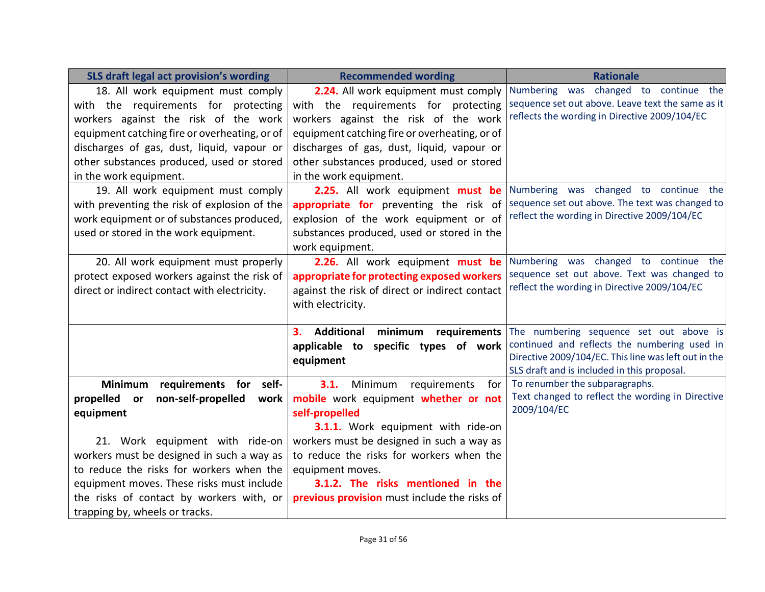| SLS draft legal act provision's wording | Recommended wording | Rationale |
|---|---|---|
| 18. All work equipment must comply with the requirements for protecting workers against the risk of the work equipment catching fire or overheating, or of discharges of gas, dust, liquid, vapour or other substances produced, used or stored in the work equipment. | **2.24.** All work equipment must comply with the requirements for protecting workers against the risk of the work equipment catching fire or overheating, or of discharges of gas, dust, liquid, vapour or other substances produced, used or stored in the work equipment. | Numbering was changed to continue the sequence set out above. Leave text the same as it reflects the wording in Directive 2009/104/EC |
| 19. All work equipment must comply with preventing the risk of explosion of the work equipment or of substances produced, used or stored in the work equipment. | **2.25.** All work equipment **must be appropriate for** preventing the risk of explosion of the work equipment or of substances produced, used or stored in the work equipment. | Numbering was changed to continue the sequence set out above. The text was changed to reflect the wording in Directive 2009/104/EC |
| 20. All work equipment must properly protect exposed workers against the risk of direct or indirect contact with electricity. | **2.26.** All work equipment **must be appropriate for protecting exposed workers** against the risk of direct or indirect contact with electricity. | Numbering was changed to continue the sequence set out above. Text was changed to reflect the wording in Directive 2009/104/EC |
| | **3. Additional minimum requirements applicable to specific types of work equipment** | The numbering sequence set out above is continued and reflects the numbering used in Directive 2009/104/EC. This line was left out in the SLS draft and is included in this proposal. |
| **Minimum requirements for self-propelled or non-self-propelled work equipment**<br><br>21. Work equipment with ride-on workers must be designed in such a way as to reduce the risks for workers when the equipment moves. These risks must include the risks of contact by workers with, or trapping by, wheels or tracks. | **3.1.** Minimum requirements for **mobile** work equipment **whether or not self-propelled**<br>**3.1.1.** Work equipment with ride-on workers must be designed in such a way as to reduce the risks for workers when the equipment moves.<br>**3.1.2. The risks mentioned in the previous provision** must include the risks of | To renumber the subparagraphs.<br>Text changed to reflect the wording in Directive 2009/104/EC |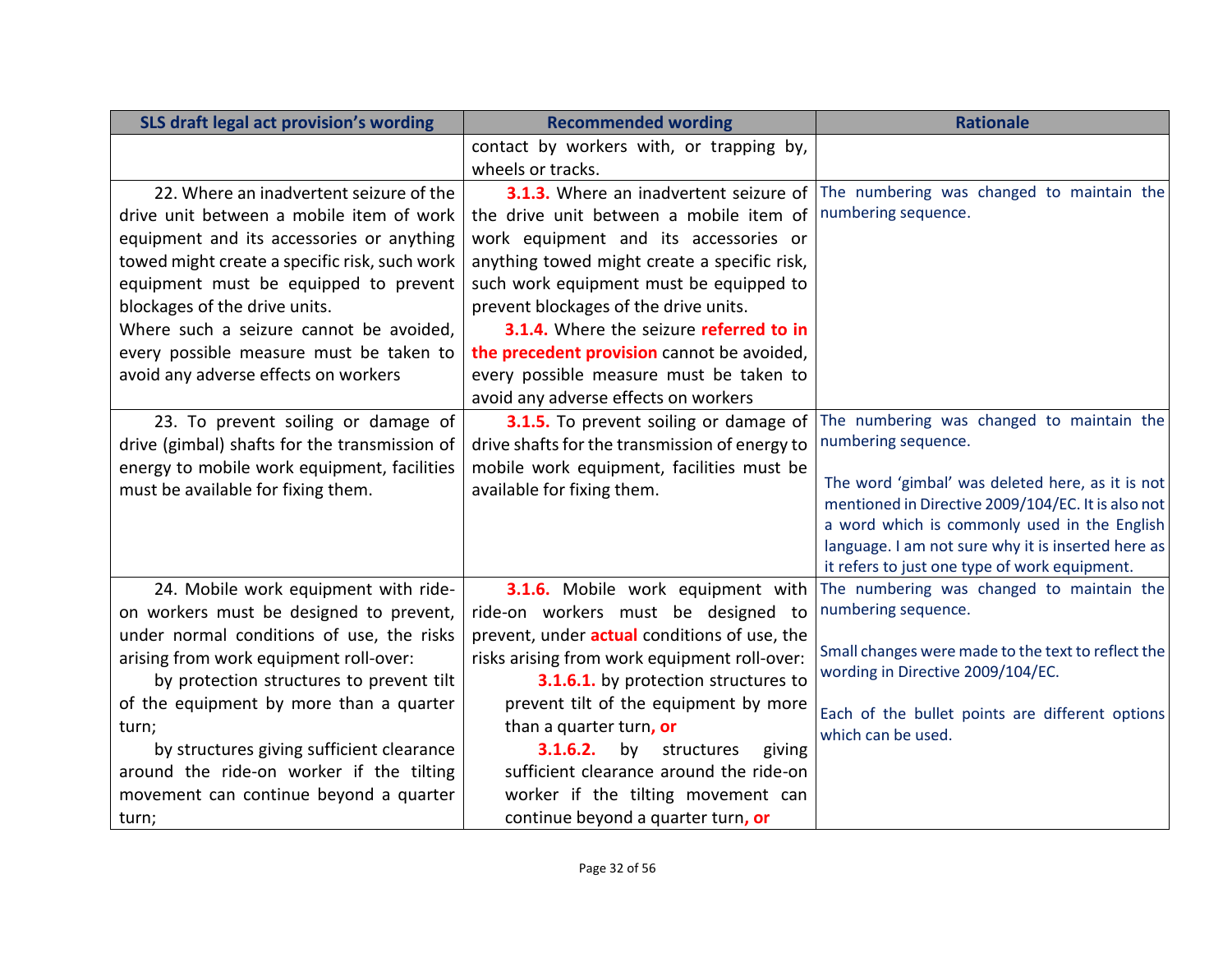| SLS draft legal act provision's wording | Recommended wording | Rationale |
|---|---|---|
| | contact by workers with, or trapping by, wheels or tracks. | |
| 22. Where an inadvertent seizure of the drive unit between a mobile item of work equipment and its accessories or anything towed might create a specific risk, such work equipment must be equipped to prevent blockages of the drive units.<br>Where such a seizure cannot be avoided, every possible measure must be taken to avoid any adverse effects on workers | **3.1.3.** Where an inadvertent seizure of the drive unit between a mobile item of work equipment and its accessories or anything towed might create a specific risk, such work equipment must be equipped to prevent blockages of the drive units.<br>**3.1.4.** Where the seizure **referred to in the precedent provision** cannot be avoided, every possible measure must be taken to avoid any adverse effects on workers | The numbering was changed to maintain the numbering sequence. |
| 23. To prevent soiling or damage of drive (gimbal) shafts for the transmission of energy to mobile work equipment, facilities must be available for fixing them. | **3.1.5.** To prevent soiling or damage of drive shafts for the transmission of energy to mobile work equipment, facilities must be available for fixing them. | The numbering was changed to maintain the numbering sequence.<br><br>The word 'gimbal' was deleted here, as it is not mentioned in Directive 2009/104/EC. It is also not a word which is commonly used in the English language. I am not sure why it is inserted here as it refers to just one type of work equipment. |
| 24. Mobile work equipment with ride-on workers must be designed to prevent, under normal conditions of use, the risks arising from work equipment roll-over:<br>by protection structures to prevent tilt of the equipment by more than a quarter turn;<br>by structures giving sufficient clearance around the ride-on worker if the tilting movement can continue beyond a quarter turn; | **3.1.6.** Mobile work equipment with ride-on workers must be designed to prevent, under **actual** conditions of use, the risks arising from work equipment roll-over:<br>**3.1.6.1.** by protection structures to prevent tilt of the equipment by more than a quarter turn**, or**<br>**3.1.6.2.** by structures giving sufficient clearance around the ride-on worker if the tilting movement can continue beyond a quarter turn**, or** | The numbering was changed to maintain the numbering sequence.<br><br>Small changes were made to the text to reflect the wording in Directive 2009/104/EC.<br><br>Each of the bullet points are different options which can be used. |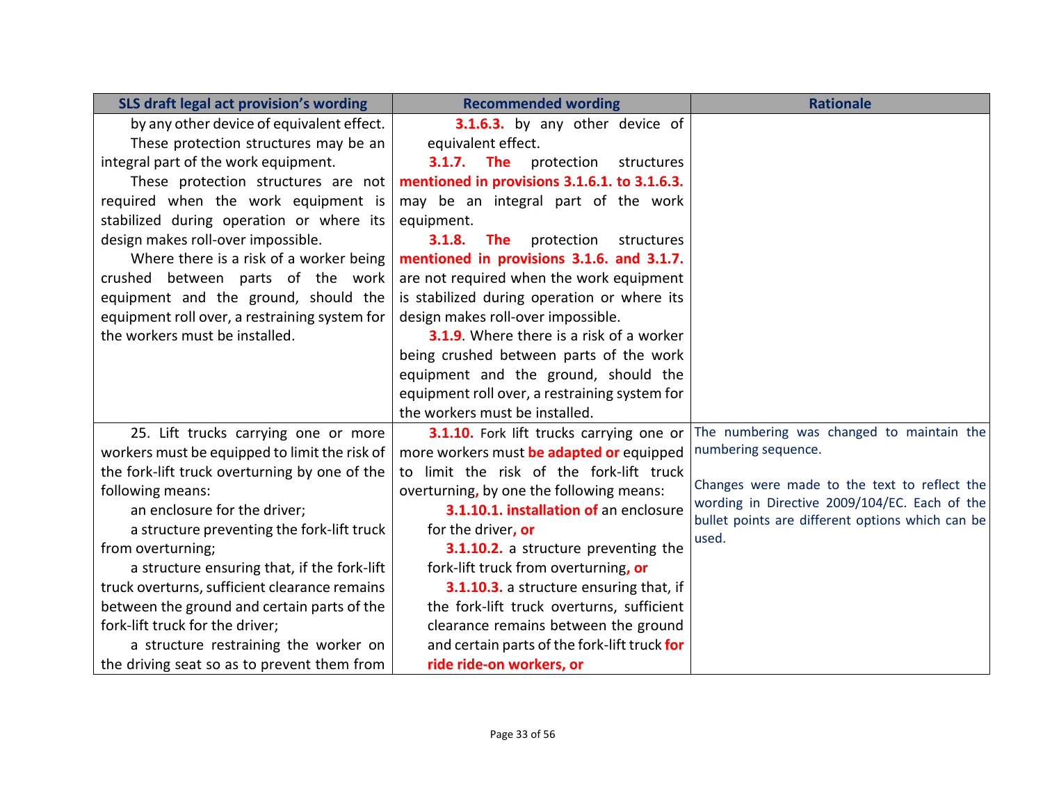| SLS draft legal act provision's wording | Recommended wording | Rationale |
|---|---|---|
| by any other device of equivalent effect.<br>These protection structures may be an integral part of the work equipment.<br>These protection structures are not required when the work equipment is stabilized during operation or where its design makes roll-over impossible.<br>Where there is a risk of a worker being crushed between parts of the work equipment and the ground, should the equipment roll over, a restraining system for the workers must be installed. | **3.1.6.3.** by any other device of equivalent effect.<br>**3.1.7. The** protection structures **mentioned in provisions 3.1.6.1. to 3.1.6.3.** may be an integral part of the work equipment.<br>**3.1.8. The** protection structures **mentioned in provisions 3.1.6. and 3.1.7.** are not required when the work equipment is stabilized during operation or where its design makes roll-over impossible.<br>**3.1.9**. Where there is a risk of a worker being crushed between parts of the work equipment and the ground, should the equipment roll over, a restraining system for the workers must be installed. | |
| 25. Lift trucks carrying one or more workers must be equipped to limit the risk of the fork-lift truck overturning by one of the following means:<br>an enclosure for the driver;<br>a structure preventing the fork-lift truck from overturning;<br>a structure ensuring that, if the fork-lift truck overturns, sufficient clearance remains between the ground and certain parts of the fork-lift truck for the driver;<br>a structure restraining the worker on the driving seat so as to prevent them from | **3.1.10.** Fork lift trucks carrying one or more workers must **be adapted or** equipped to limit the risk of the fork-lift truck overturning**,** by one the following means:<br>**3.1.10.1. installation of** an enclosure for the driver**, or**<br>**3.1.10.2.** a structure preventing the fork-lift truck from overturning**, or**<br>**3.1.10.3.** a structure ensuring that, if the fork-lift truck overturns, sufficient clearance remains between the ground and certain parts of the fork-lift truck **for ride ride-on workers, or** | The numbering was changed to maintain the numbering sequence.<br><br>Changes were made to the text to reflect the wording in Directive 2009/104/EC. Each of the bullet points are different options which can be used. |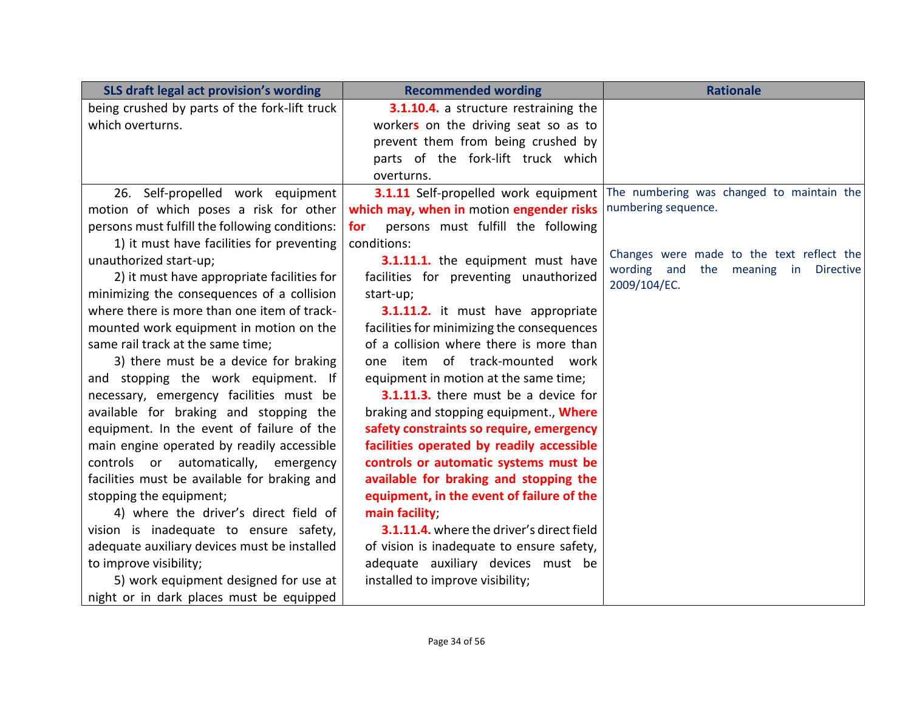| SLS draft legal act provision's wording | Recommended wording | Rationale |
|---|---|---|
| being crushed by parts of the fork-lift truck which overturns. | **3.1.10.4.** a structure restraining the worker**s** on the driving seat so as to prevent them from being crushed by parts of the fork-lift truck which overturns. | |
| 26. Self-propelled work equipment motion of which poses a risk for other persons must fulfill the following conditions:<br>1) it must have facilities for preventing unauthorized start-up;<br>2) it must have appropriate facilities for minimizing the consequences of a collision where there is more than one item of track-mounted work equipment in motion on the same rail track at the same time;<br>3) there must be a device for braking and stopping the work equipment. If necessary, emergency facilities must be available for braking and stopping the equipment. In the event of failure of the main engine operated by readily accessible controls or automatically, emergency facilities must be available for braking and stopping the equipment;<br>4) where the driver's direct field of vision is inadequate to ensure safety, adequate auxiliary devices must be installed to improve visibility;<br>5) work equipment designed for use at night or in dark places must be equipped | **3.1.11** Self-propelled work equipment **which may, when in** motion **engender risks for** persons must fulfill the following conditions:<br>**3.1.11.1.** the equipment must have facilities for preventing unauthorized start-up;<br>**3.1.11.2.** it must have appropriate facilities for minimizing the consequences of a collision where there is more than one item of track-mounted work equipment in motion at the same time;<br>**3.1.11.3.** there must be a device for braking and stopping equipment., **Where safety constraints so require, emergency facilities operated by readily accessible controls or automatic systems must be available for braking and stopping the equipment, in the event of failure of the main facility**;<br>**3.1.11.4.** where the driver's direct field of vision is inadequate to ensure safety, adequate auxiliary devices must be installed to improve visibility; | The numbering was changed to maintain the numbering sequence.<br><br>Changes were made to the text reflect the wording and the meaning in Directive 2009/104/EC. |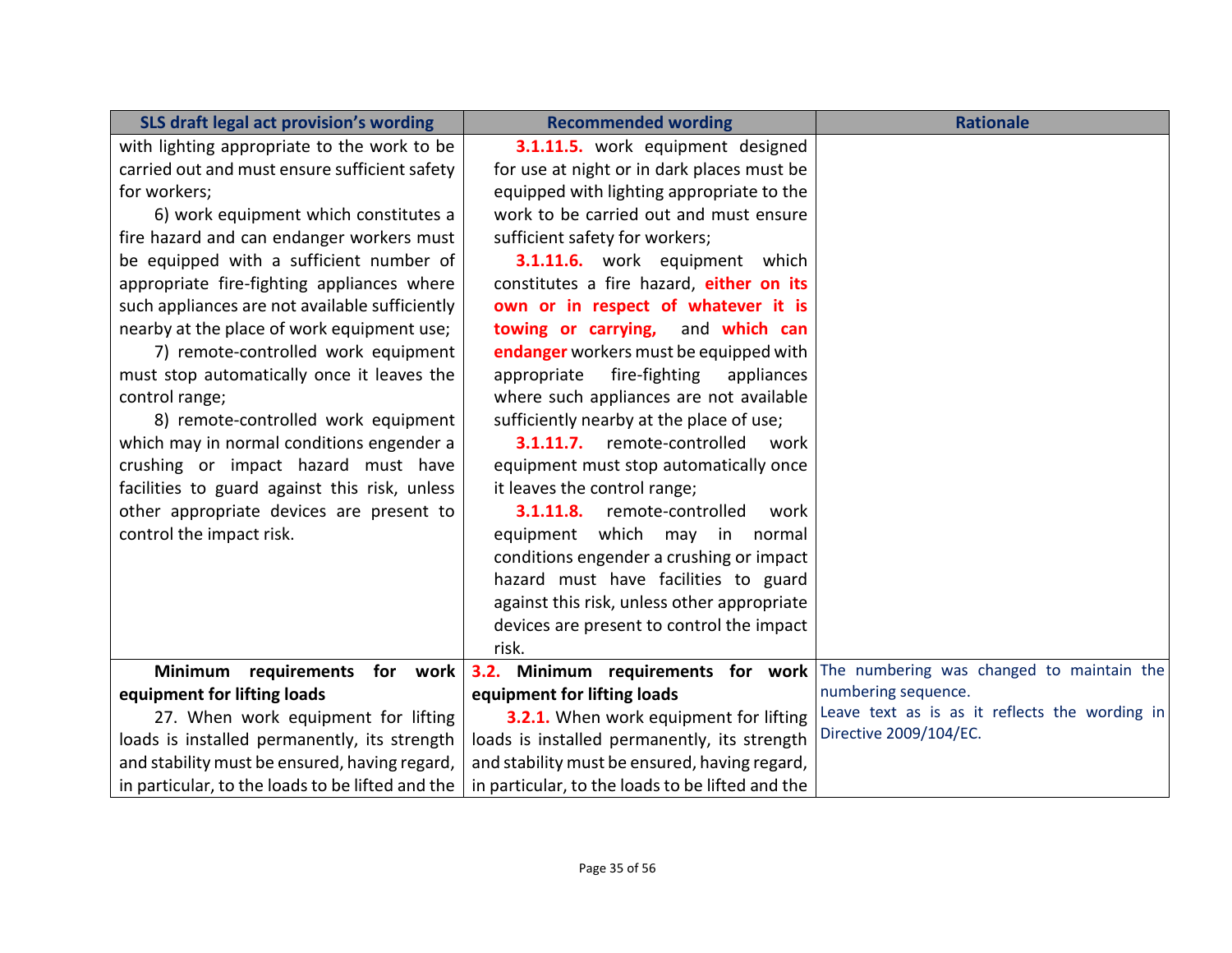| SLS draft legal act provision's wording | Recommended wording | Rationale |
|---|---|---|
| with lighting appropriate to the work to be carried out and must ensure sufficient safety for workers;<br>6) work equipment which constitutes a fire hazard and can endanger workers must be equipped with a sufficient number of appropriate fire-fighting appliances where such appliances are not available sufficiently nearby at the place of work equipment use;<br>7) remote-controlled work equipment must stop automatically once it leaves the control range;<br>8) remote-controlled work equipment which may in normal conditions engender a crushing or impact hazard must have facilities to guard against this risk, unless other appropriate devices are present to control the impact risk. | **3.1.11.5.** work equipment designed for use at night or in dark places must be equipped with lighting appropriate to the work to be carried out and must ensure sufficient safety for workers;<br>**3.1.11.6.** work equipment which constitutes a fire hazard, **either on its own or in respect of whatever it is towing or carrying,** and **which can endanger** workers must be equipped with appropriate fire-fighting appliances where such appliances are not available sufficiently nearby at the place of use;<br>**3.1.11.7.** remote-controlled work equipment must stop automatically once it leaves the control range;<br>**3.1.11.8.** remote-controlled work equipment which may in normal conditions engender a crushing or impact hazard must have facilities to guard against this risk, unless other appropriate devices are present to control the impact risk. | |
| **Minimum requirements for work equipment for lifting loads**<br>27. When work equipment for lifting loads is installed permanently, its strength and stability must be ensured, having regard, in particular, to the loads to be lifted and the | **3.2. Minimum requirements for work equipment for lifting loads**<br>**3.2.1.** When work equipment for lifting loads is installed permanently, its strength and stability must be ensured, having regard, in particular, to the loads to be lifted and the | The numbering was changed to maintain the numbering sequence.<br>Leave text as is as it reflects the wording in Directive 2009/104/EC. |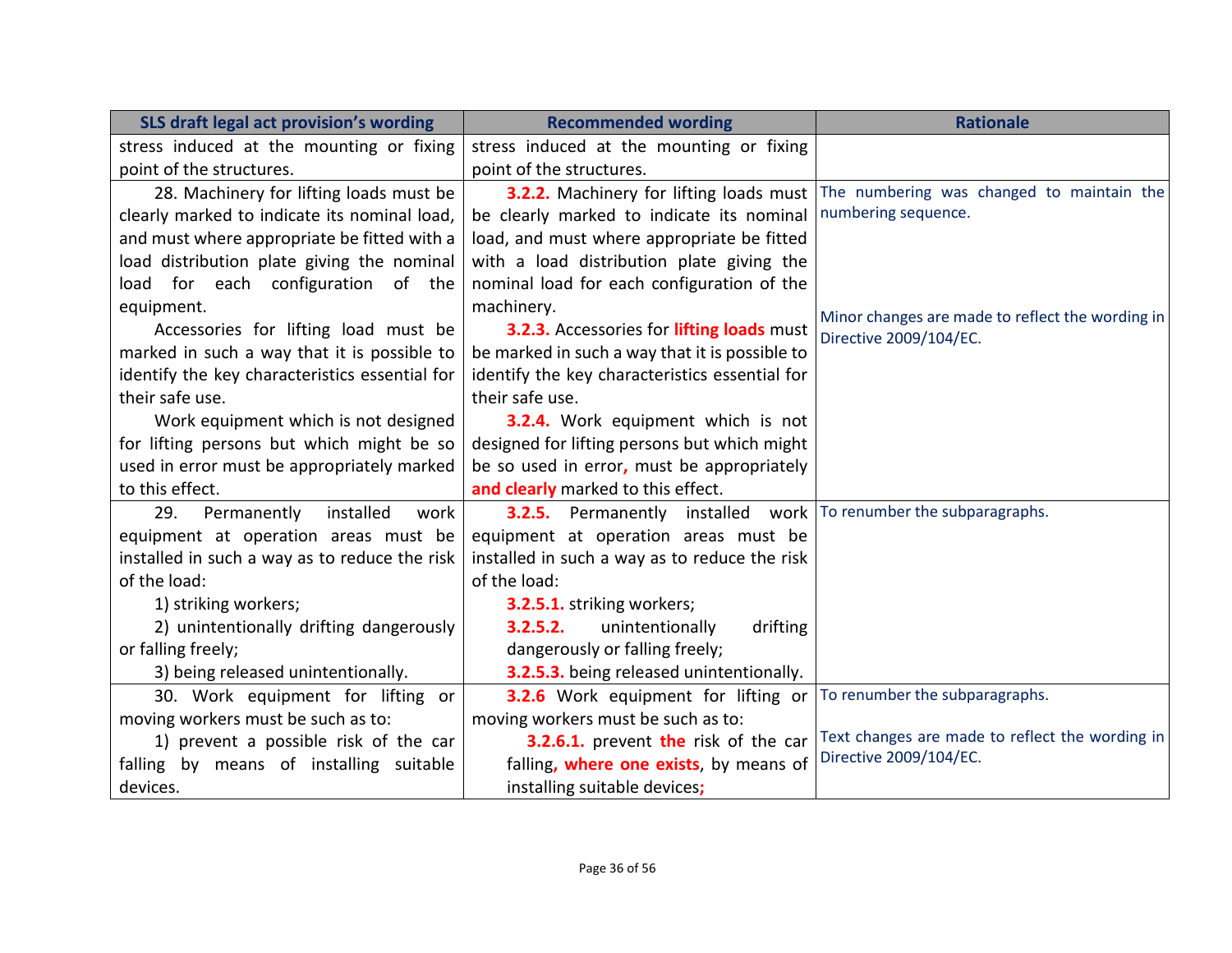| SLS draft legal act provision's wording | Recommended wording | Rationale |
|---|---|---|
| stress induced at the mounting or fixing point of the structures. | stress induced at the mounting or fixing point of the structures. | |
| 28. Machinery for lifting loads must be clearly marked to indicate its nominal load, and must where appropriate be fitted with a load distribution plate giving the nominal load for each configuration of the equipment.<br>Accessories for lifting load must be marked in such a way that it is possible to identify the key characteristics essential for their safe use.<br>Work equipment which is not designed for lifting persons but which might be so used in error must be appropriately marked to this effect. | **3.2.2.** Machinery for lifting loads must be clearly marked to indicate its nominal load, and must where appropriate be fitted with a load distribution plate giving the nominal load for each configuration of the machinery.<br>**3.2.3.** Accessories for **lifting loads** must be marked in such a way that it is possible to identify the key characteristics essential for their safe use.<br>**3.2.4.** Work equipment which is not designed for lifting persons but which might be so used in error**,** must be appropriately **and clearly** marked to this effect. | The numbering was changed to maintain the numbering sequence.<br><br>Minor changes are made to reflect the wording in Directive 2009/104/EC. |
| 29. Permanently installed work equipment at operation areas must be installed in such a way as to reduce the risk of the load:<br>1) striking workers;<br>2) unintentionally drifting dangerously or falling freely;<br>3) being released unintentionally. | **3.2.5.** Permanently installed work equipment at operation areas must be installed in such a way as to reduce the risk of the load:<br>**3.2.5.1.** striking workers;<br>**3.2.5.2.** unintentionally drifting dangerously or falling freely;<br>**3.2.5.3.** being released unintentionally. | To renumber the subparagraphs. |
| 30. Work equipment for lifting or moving workers must be such as to:<br>1) prevent a possible risk of the car falling by means of installing suitable devices. | **3.2.6** Work equipment for lifting or moving workers must be such as to:<br>**3.2.6.1.** prevent **the** risk of the car falling**, where one exists**, by means of installing suitable devices**;** | To renumber the subparagraphs.<br><br>Text changes are made to reflect the wording in Directive 2009/104/EC. |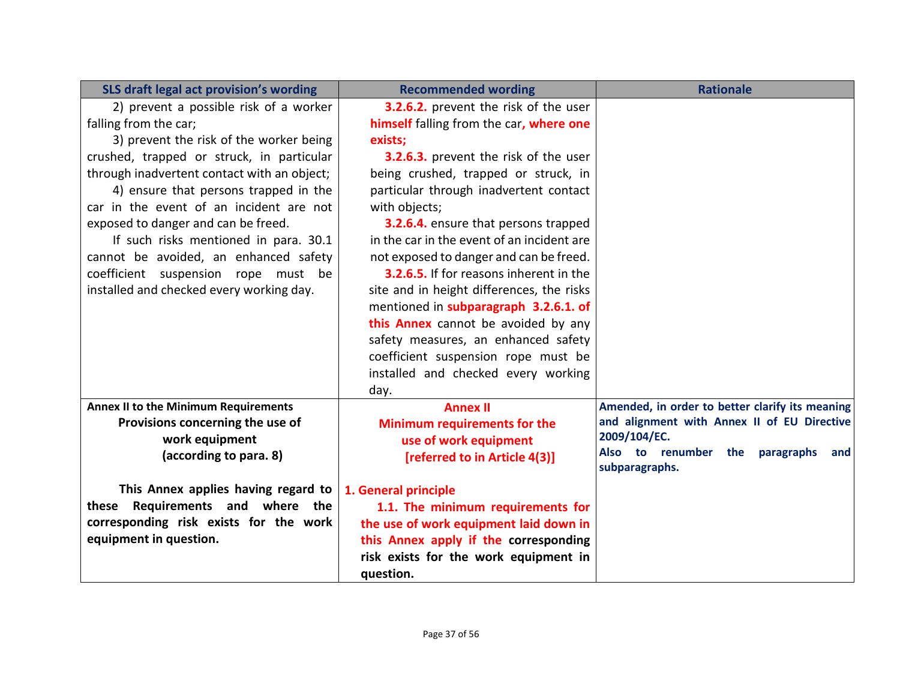| SLS draft legal act provision's wording | Recommended wording | Rationale |
|---|---|---|
| 2) prevent a possible risk of a worker falling from the car;<br>3) prevent the risk of the worker being crushed, trapped or struck, in particular through inadvertent contact with an object;<br>4) ensure that persons trapped in the car in the event of an incident are not exposed to danger and can be freed.<br>If such risks mentioned in para. 30.1 cannot be avoided, an enhanced safety coefficient suspension rope must be installed and checked every working day. | **3.2.6.2.** prevent the risk of the user **himself** falling from the car**, where one exists;**<br>**3.2.6.3.** prevent the risk of the user being crushed, trapped or struck, in particular through inadvertent contact with objects;<br>**3.2.6.4.** ensure that persons trapped in the car in the event of an incident are not exposed to danger and can be freed.<br>**3.2.6.5.** If for reasons inherent in the site and in height differences, the risks mentioned in **subparagraph 3.2.6.1. of this Annex** cannot be avoided by any safety measures, an enhanced safety coefficient suspension rope must be installed and checked every working day. | |
| **Annex II to the Minimum Requirements**<br>**Provisions concerning the use of work equipment (according to para. 8)**<br><br>**This Annex applies having regard to these Requirements and where the corresponding risk exists for the work equipment in question.** | **Annex II**<br>**Minimum requirements for the use of work equipment [referred to in Article 4(3)]**<br><br>**1. General principle**<br>**1.1. The minimum requirements for the use of work equipment laid down in this Annex apply if the corresponding risk exists for the work equipment in question.** | **Amended, in order to better clarify its meaning and alignment with Annex II of EU Directive 2009/104/EC.**<br>**Also to renumber the paragraphs and subparagraphs.** |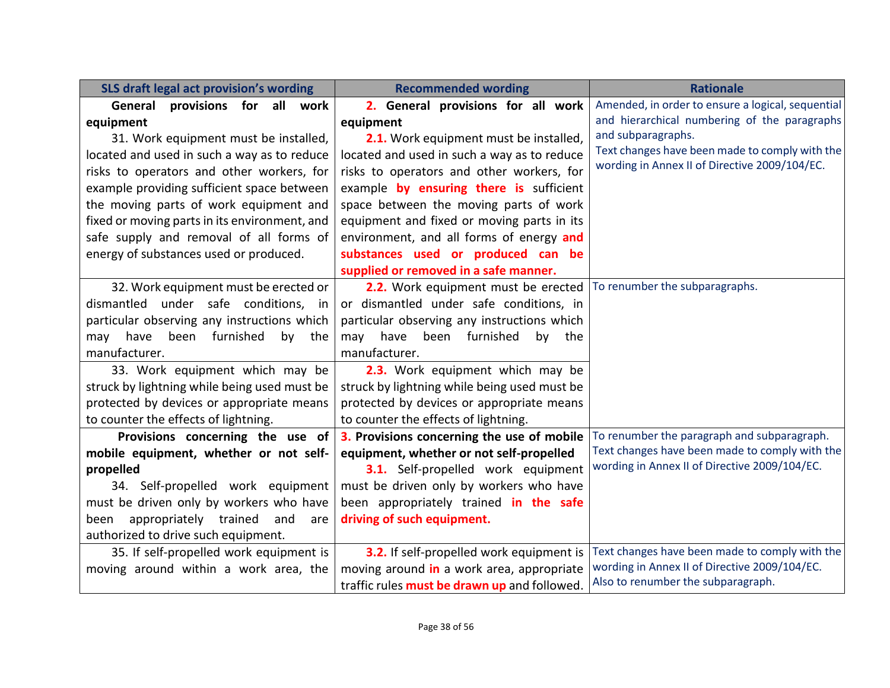| SLS draft legal act provision's wording | Recommended wording | Rationale |
|---|---|---|
| **General provisions for all work equipment**<br>31. Work equipment must be installed, located and used in such a way as to reduce risks to operators and other workers, for example providing sufficient space between the moving parts of work equipment and fixed or moving parts in its environment, and safe supply and removal of all forms of energy of substances used or produced. | **2. General provisions for all work equipment**<br>**2.1.** Work equipment must be installed, located and used in such a way as to reduce risks to operators and other workers, for example **by ensuring there is** sufficient space between the moving parts of work equipment and fixed or moving parts in its environment, and all forms of energy **and substances used or produced can be supplied or removed in a safe manner.** | Amended, in order to ensure a logical, sequential and hierarchical numbering of the paragraphs and subparagraphs.<br>Text changes have been made to comply with the wording in Annex II of Directive 2009/104/EC. |
| 32. Work equipment must be erected or dismantled under safe conditions, in particular observing any instructions which may have been furnished by the manufacturer. | **2.2.** Work equipment must be erected or dismantled under safe conditions, in particular observing any instructions which may have been furnished by the manufacturer. | To renumber the subparagraphs. |
| 33. Work equipment which may be struck by lightning while being used must be protected by devices or appropriate means to counter the effects of lightning. | **2.3.** Work equipment which may be struck by lightning while being used must be protected by devices or appropriate means to counter the effects of lightning. | |
| **Provisions concerning the use of mobile equipment, whether or not self-propelled**<br>34. Self-propelled work equipment must be driven only by workers who have been appropriately trained and are authorized to drive such equipment. | **3. Provisions concerning the use of mobile equipment, whether or not self-propelled**<br>**3.1.** Self-propelled work equipment must be driven only by workers who have been appropriately trained **in the safe driving of such equipment.** | To renumber the paragraph and subparagraph.<br>Text changes have been made to comply with the wording in Annex II of Directive 2009/104/EC. |
| 35. If self-propelled work equipment is moving around within a work area, the | **3.2.** If self-propelled work equipment is moving around **in** a work area, appropriate traffic rules **must be drawn up** and followed. | Text changes have been made to comply with the wording in Annex II of Directive 2009/104/EC.<br>Also to renumber the subparagraph. |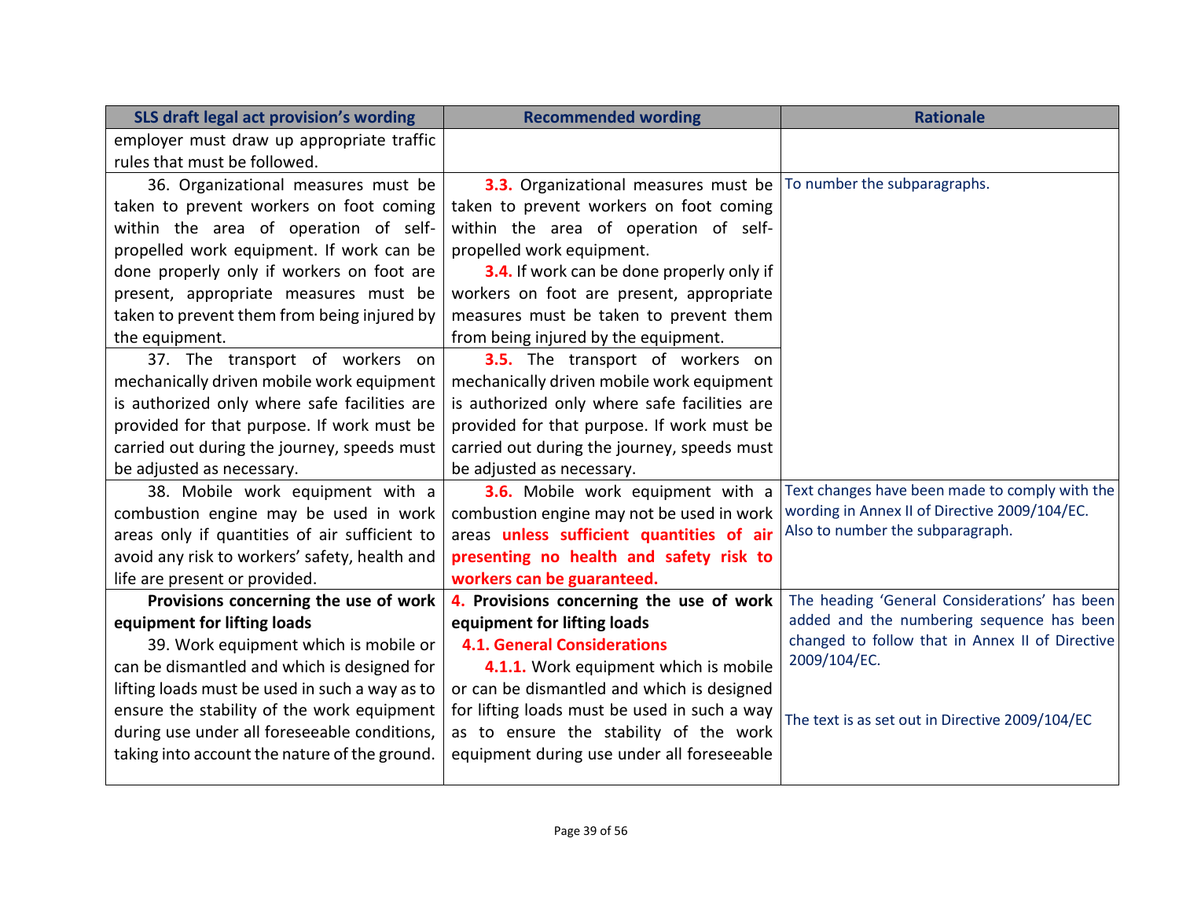| SLS draft legal act provision's wording | Recommended wording | Rationale |
|---|---|---|
| employer must draw up appropriate traffic rules that must be followed. | | |
| 36. Organizational measures must be taken to prevent workers on foot coming within the area of operation of self-propelled work equipment. If work can be done properly only if workers on foot are present, appropriate measures must be taken to prevent them from being injured by the equipment. | **3.3.** Organizational measures must be taken to prevent workers on foot coming within the area of operation of self-propelled work equipment. **3.4.** If work can be done properly only if workers on foot are present, appropriate measures must be taken to prevent them from being injured by the equipment. | To number the subparagraphs. |
| 37. The transport of workers on mechanically driven mobile work equipment is authorized only where safe facilities are provided for that purpose. If work must be carried out during the journey, speeds must be adjusted as necessary. | **3.5.** The transport of workers on mechanically driven mobile work equipment is authorized only where safe facilities are provided for that purpose. If work must be carried out during the journey, speeds must be adjusted as necessary. | |
| 38. Mobile work equipment with a combustion engine may be used in work areas only if quantities of air sufficient to avoid any risk to workers' safety, health and life are present or provided. | **3.6.** Mobile work equipment with a combustion engine may not be used in work areas **unless sufficient quantities of air presenting no health and safety risk to workers can be guaranteed.** | Text changes have been made to comply with the wording in Annex II of Directive 2009/104/EC. Also to number the subparagraph. |
| **Provisions concerning the use of work equipment for lifting loads** 39. Work equipment which is mobile or can be dismantled and which is designed for lifting loads must be used in such a way as to ensure the stability of the work equipment during use under all foreseeable conditions, taking into account the nature of the ground. | **4. Provisions concerning the use of work equipment for lifting loads** **4.1. General Considerations** **4.1.1.** Work equipment which is mobile or can be dismantled and which is designed for lifting loads must be used in such a way as to ensure the stability of the work equipment during use under all foreseeable | The heading 'General Considerations' has been added and the numbering sequence has been changed to follow that in Annex II of Directive 2009/104/EC. The text is as set out in Directive 2009/104/EC |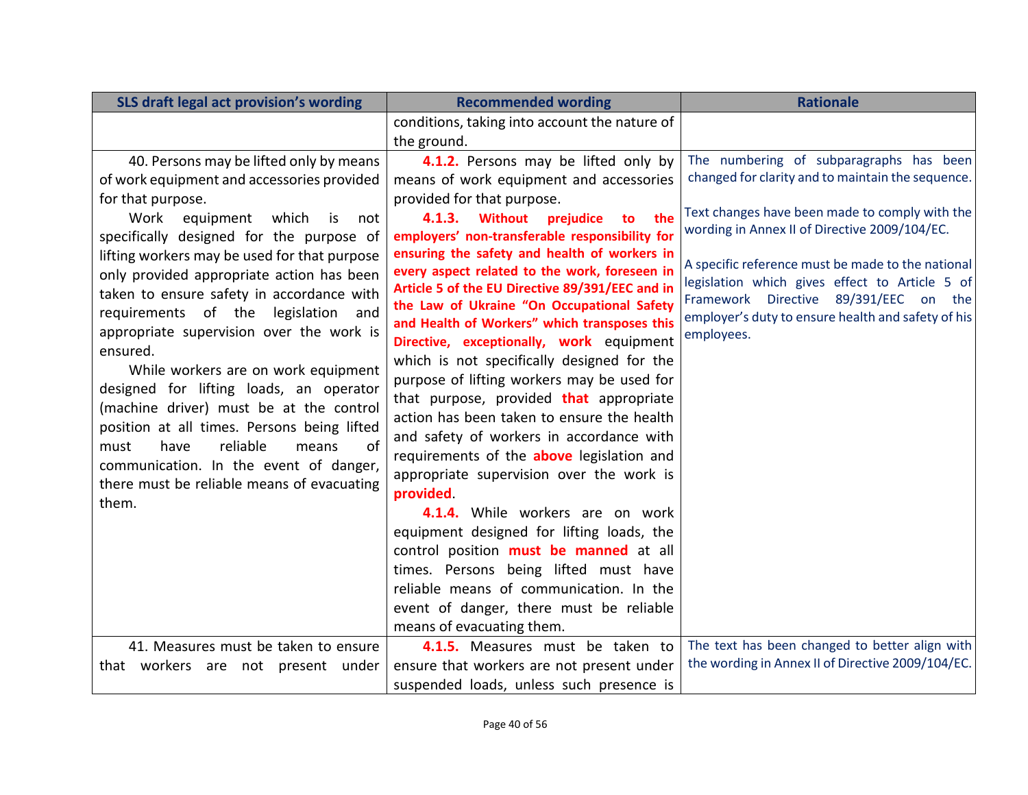| SLS draft legal act provision's wording | Recommended wording | Rationale |
|---|---|---|
| | conditions, taking into account the nature of the ground. | |
| 40. Persons may be lifted only by means of work equipment and accessories provided for that purpose.<br>Work equipment which is not specifically designed for the purpose of lifting workers may be used for that purpose only provided appropriate action has been taken to ensure safety in accordance with requirements of the legislation and appropriate supervision over the work is ensured.<br>While workers are on work equipment designed for lifting loads, an operator (machine driver) must be at the control position at all times. Persons being lifted must have reliable means of communication. In the event of danger, there must be reliable means of evacuating them. | **4.1.2.** Persons may be lifted only by means of work equipment and accessories provided for that purpose.<br>**4.1.3. Without prejudice to the employers' non-transferable responsibility for ensuring the safety and health of workers in every aspect related to the work, foreseen in Article 5 of the EU Directive 89/391/EEC and in the Law of Ukraine "On Occupational Safety and Health of Workers" which transposes this Directive, exceptionally, work** equipment which is not specifically designed for the purpose of lifting workers may be used for that purpose, provided **that** appropriate action has been taken to ensure the health and safety of workers in accordance with requirements of the **above** legislation and appropriate supervision over the work is **provided**.<br>**4.1.4.** While workers are on work equipment designed for lifting loads, the control position **must be manned** at all times. Persons being lifted must have reliable means of communication. In the event of danger, there must be reliable means of evacuating them. | The numbering of subparagraphs has been changed for clarity and to maintain the sequence.<br><br>Text changes have been made to comply with the wording in Annex II of Directive 2009/104/EC.<br><br>A specific reference must be made to the national legislation which gives effect to Article 5 of Framework Directive 89/391/EEC on the employer's duty to ensure health and safety of his employees. |
| 41. Measures must be taken to ensure that workers are not present under | **4.1.5.** Measures must be taken to ensure that workers are not present under suspended loads, unless such presence is | The text has been changed to better align with the wording in Annex II of Directive 2009/104/EC. |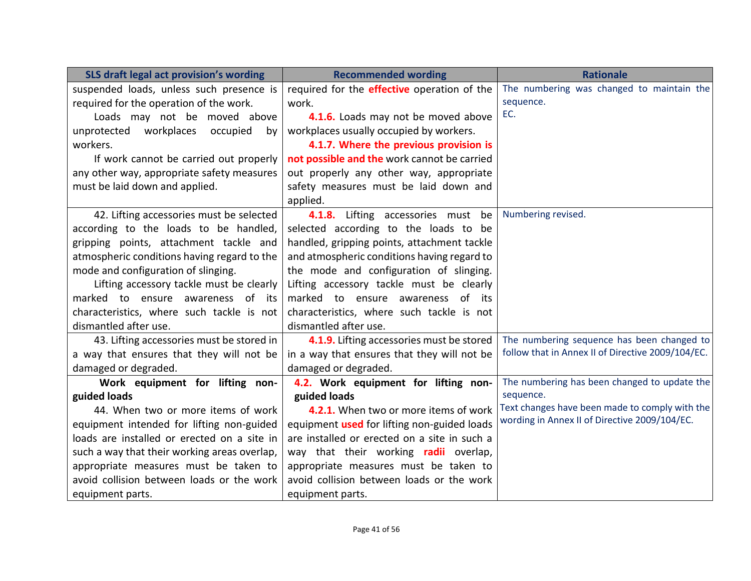| SLS draft legal act provision's wording | Recommended wording | Rationale |
|---|---|---|
| suspended loads, unless such presence is required for the operation of the work. Loads may not be moved above unprotected workplaces occupied by workers. If work cannot be carried out properly any other way, appropriate safety measures must be laid down and applied. | required for the **effective** operation of the work. **4.1.6.** Loads may not be moved above workplaces usually occupied by workers. **4.1.7. Where the previous provision is not possible and the** work cannot be carried out properly any other way, appropriate safety measures must be laid down and applied. | The numbering was changed to maintain the sequence. EC. |
| 42. Lifting accessories must be selected according to the loads to be handled, gripping points, attachment tackle and atmospheric conditions having regard to the mode and configuration of slinging. Lifting accessory tackle must be clearly marked to ensure awareness of its characteristics, where such tackle is not dismantled after use. | **4.1.8.** Lifting accessories must be selected according to the loads to be handled, gripping points, attachment tackle and atmospheric conditions having regard to the mode and configuration of slinging. Lifting accessory tackle must be clearly marked to ensure awareness of its characteristics, where such tackle is not dismantled after use. | Numbering revised. |
| 43. Lifting accessories must be stored in a way that ensures that they will not be damaged or degraded. | **4.1.9.** Lifting accessories must be stored in a way that ensures that they will not be damaged or degraded. | The numbering sequence has been changed to follow that in Annex II of Directive 2009/104/EC. |
| **Work equipment for lifting non-guided loads** 44. When two or more items of work equipment intended for lifting non-guided loads are installed or erected on a site in such a way that their working areas overlap, appropriate measures must be taken to avoid collision between loads or the work equipment parts. | **4.2. Work equipment for lifting non-guided loads** **4.2.1.** When two or more items of work equipment **used** for lifting non-guided loads are installed or erected on a site in such a way that their working **radii** overlap, appropriate measures must be taken to avoid collision between loads or the work equipment parts. | The numbering has been changed to update the sequence. Text changes have been made to comply with the wording in Annex II of Directive 2009/104/EC. |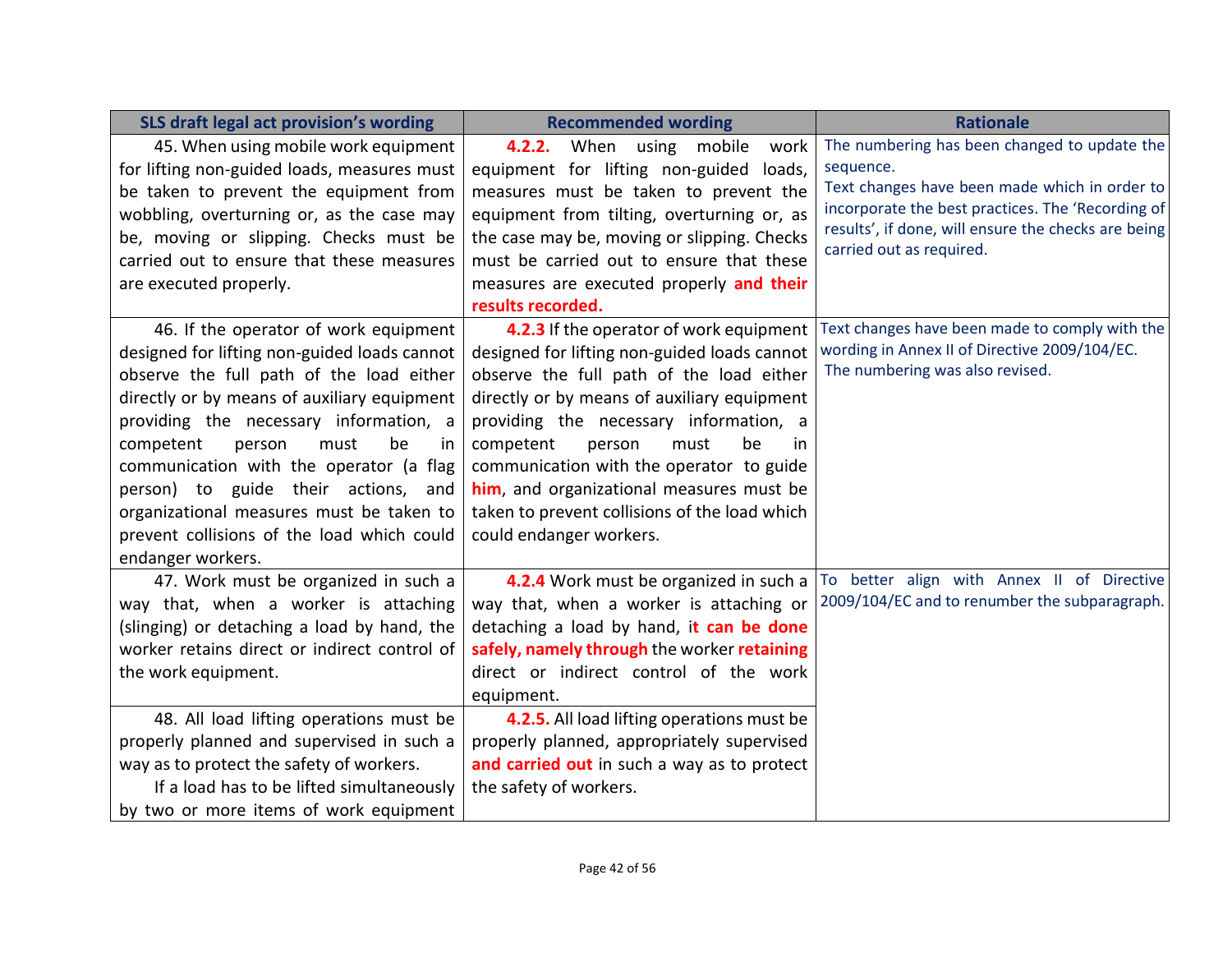| SLS draft legal act provision's wording | Recommended wording | Rationale |
|---|---|---|
| 45. When using mobile work equipment for lifting non-guided loads, measures must be taken to prevent the equipment from wobbling, overturning or, as the case may be, moving or slipping. Checks must be carried out to ensure that these measures are executed properly. | **4.2.2.** When using mobile work equipment for lifting non-guided loads, measures must be taken to prevent the equipment from tilting, overturning or, as the case may be, moving or slipping. Checks must be carried out to ensure that these measures are executed properly **and their results recorded.** | The numbering has been changed to update the sequence.<br>Text changes have been made which in order to incorporate the best practices. The 'Recording of results', if done, will ensure the checks are being carried out as required. |
| 46. If the operator of work equipment designed for lifting non-guided loads cannot observe the full path of the load either directly or by means of auxiliary equipment providing the necessary information, a competent person must be in communication with the operator (a flag person) to guide their actions, and organizational measures must be taken to prevent collisions of the load which could endanger workers. | **4.2.3** If the operator of work equipment designed for lifting non-guided loads cannot observe the full path of the load either directly or by means of auxiliary equipment providing the necessary information, a competent person must be in communication with the operator to guide **him**, and organizational measures must be taken to prevent collisions of the load which could endanger workers. | Text changes have been made to comply with the wording in Annex II of Directive 2009/104/EC.<br>The numbering was also revised. |
| 47. Work must be organized in such a way that, when a worker is attaching (slinging) or detaching a load by hand, the worker retains direct or indirect control of the work equipment. | **4.2.4** Work must be organized in such a way that, when a worker is attaching or detaching a load by hand, i**t can be done safely, namely through** the worker **retaining** direct or indirect control of the work equipment. | To better align with Annex II of Directive 2009/104/EC and to renumber the subparagraph. |
| 48. All load lifting operations must be properly planned and supervised in such a way as to protect the safety of workers.<br>If a load has to be lifted simultaneously by two or more items of work equipment | **4.2.5.** All load lifting operations must be properly planned, appropriately supervised **and carried out** in such a way as to protect the safety of workers. | |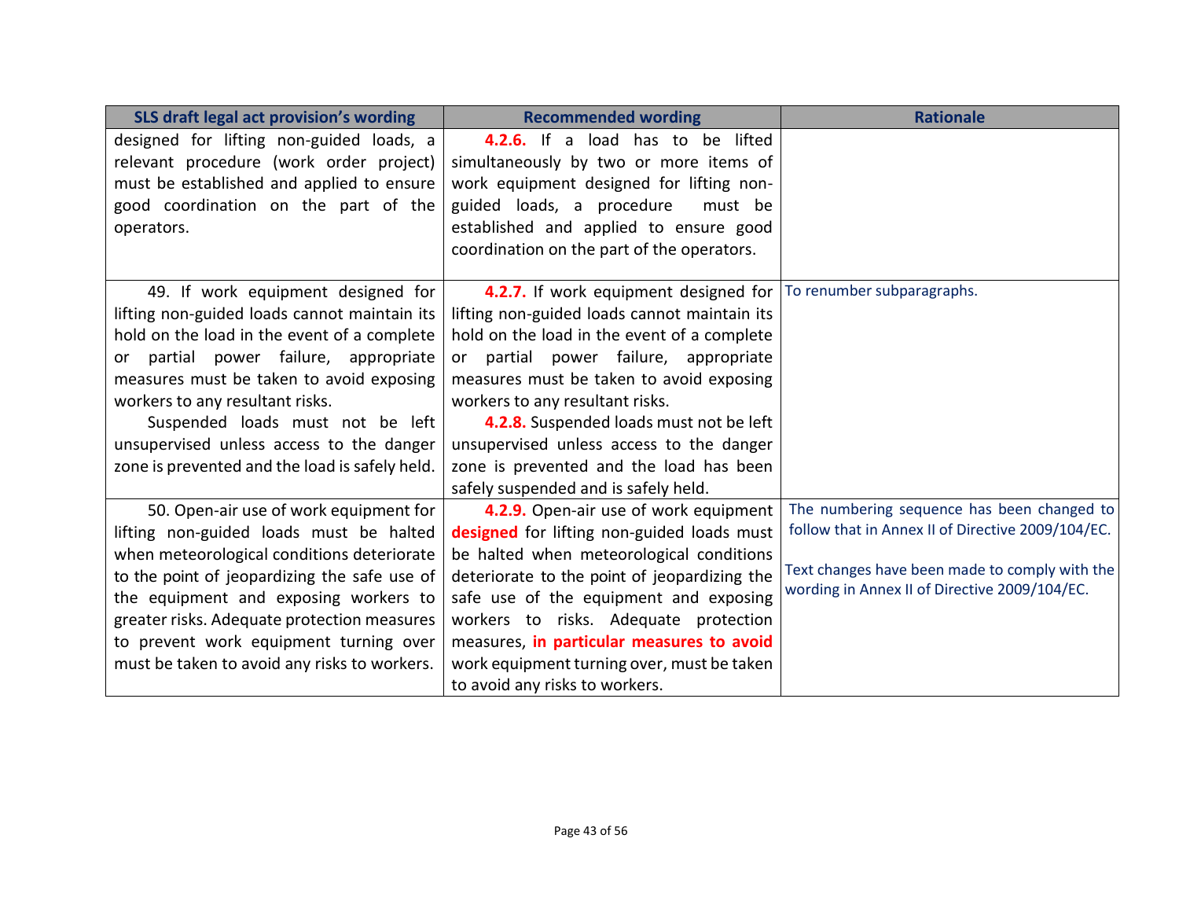| SLS draft legal act provision's wording | Recommended wording | Rationale |
|---|---|---|
| designed for lifting non-guided loads, a relevant procedure (work order project) must be established and applied to ensure good coordination on the part of the operators. | **4.2.6.** If a load has to be lifted simultaneously by two or more items of work equipment designed for lifting non-guided loads, a procedure must be established and applied to ensure good coordination on the part of the operators. | |
| 49. If work equipment designed for lifting non-guided loads cannot maintain its hold on the load in the event of a complete or partial power failure, appropriate measures must be taken to avoid exposing workers to any resultant risks.<br>Suspended loads must not be left unsupervised unless access to the danger zone is prevented and the load is safely held. | **4.2.7.** If work equipment designed for lifting non-guided loads cannot maintain its hold on the load in the event of a complete or partial power failure, appropriate measures must be taken to avoid exposing workers to any resultant risks.<br>**4.2.8.** Suspended loads must not be left unsupervised unless access to the danger zone is prevented and the load has been safely suspended and is safely held. | To renumber subparagraphs. |
| 50. Open-air use of work equipment for lifting non-guided loads must be halted when meteorological conditions deteriorate to the point of jeopardizing the safe use of the equipment and exposing workers to greater risks. Adequate protection measures to prevent work equipment turning over must be taken to avoid any risks to workers. | **4.2.9.** Open-air use of work equipment **designed** for lifting non-guided loads must be halted when meteorological conditions deteriorate to the point of jeopardizing the safe use of the equipment and exposing workers to risks. Adequate protection measures, **in particular measures to avoid** work equipment turning over, must be taken to avoid any risks to workers. | The numbering sequence has been changed to follow that in Annex II of Directive 2009/104/EC.<br><br>Text changes have been made to comply with the wording in Annex II of Directive 2009/104/EC. |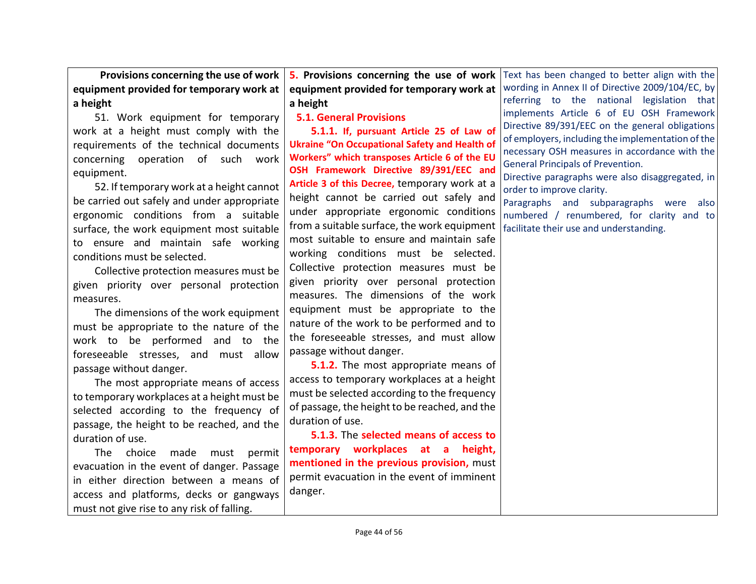| | | |
|---|---|---|
| **Provisions concerning the use of work equipment provided for temporary work at a height**<br><br>51. Work equipment for temporary work at a height must comply with the requirements of the technical documents concerning operation of such work equipment.<br><br>52. If temporary work at a height cannot be carried out safely and under appropriate ergonomic conditions from a suitable surface, the work equipment most suitable to ensure and maintain safe working conditions must be selected.<br><br>Collective protection measures must be given priority over personal protection measures.<br><br>The dimensions of the work equipment must be appropriate to the nature of the work to be performed and to the foreseeable stresses, and must allow passage without danger.<br><br>The most appropriate means of access to temporary workplaces at a height must be selected according to the frequency of passage, the height to be reached, and the duration of use.<br><br>The choice made must permit evacuation in the event of danger. Passage in either direction between a means of access and platforms, decks or gangways must not give rise to any risk of falling. | **5. Provisions concerning the use of work equipment provided for temporary work at a height**<br><br>**5.1. General Provisions**<br><br>**5.1.1. If, pursuant Article 25 of Law of Ukraine "On Occupational Safety and Health of Workers" which transposes Article 6 of the EU OSH Framework Directive 89/391/EEC and Article 3 of this Decree,** temporary work at a height cannot be carried out safely and under appropriate ergonomic conditions from a suitable surface, the work equipment most suitable to ensure and maintain safe working conditions must be selected. Collective protection measures must be given priority over personal protection measures. The dimensions of the work equipment must be appropriate to the nature of the work to be performed and to the foreseeable stresses, and must allow passage without danger.<br><br>**5.1.2.** The most appropriate means of access to temporary workplaces at a height must be selected according to the frequency of passage, the height to be reached, and the duration of use.<br><br>**5.1.3.** The **selected means of access to temporary workplaces at a height, mentioned in the previous provision,** must permit evacuation in the event of imminent danger. | Text has been changed to better align with the wording in Annex II of Directive 2009/104/EC, by referring to the national legislation that implements Article 6 of EU OSH Framework Directive 89/391/EEC on the general obligations of employers, including the implementation of the necessary OSH measures in accordance with the General Principals of Prevention.<br><br>Directive paragraphs were also disaggregated, in order to improve clarity.<br><br>Paragraphs and subparagraphs were also numbered / renumbered, for clarity and to facilitate their use and understanding. |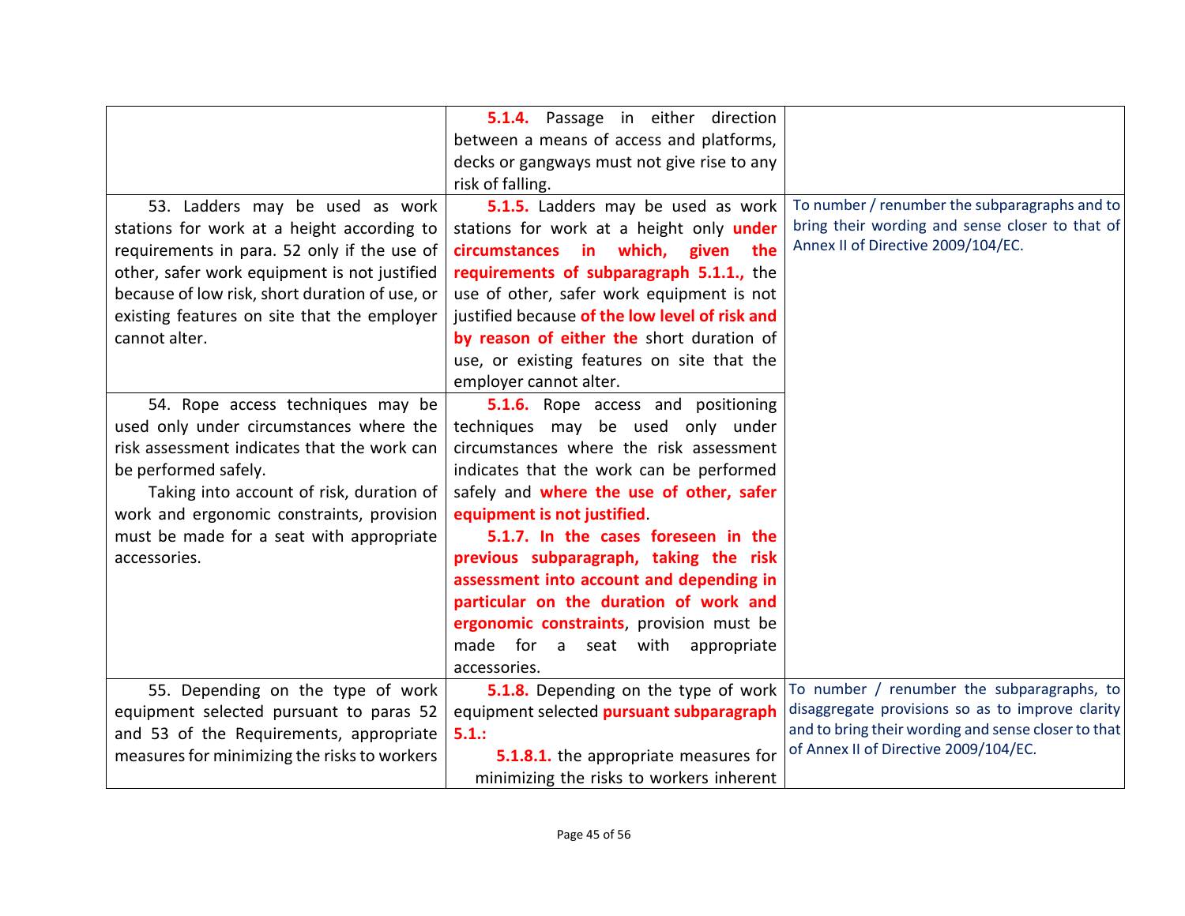| | | |
|---|---|---|
| | **5.1.4.** Passage in either direction between a means of access and platforms, decks or gangways must not give rise to any risk of falling. | |
| 53. Ladders may be used as work stations for work at a height according to requirements in para. 52 only if the use of other, safer work equipment is not justified because of low risk, short duration of use, or existing features on site that the employer cannot alter. | **5.1.5.** Ladders may be used as work stations for work at a height only **under circumstances in which, given the requirements of subparagraph 5.1.1.,** the use of other, safer work equipment is not justified because **of the low level of risk and by reason of either the** short duration of use, or existing features on site that the employer cannot alter. | To number / renumber the subparagraphs and to bring their wording and sense closer to that of Annex II of Directive 2009/104/EC. |
| 54. Rope access techniques may be used only under circumstances where the risk assessment indicates that the work can be performed safely.<br>Taking into account of risk, duration of work and ergonomic constraints, provision must be made for a seat with appropriate accessories. | **5.1.6.** Rope access and positioning techniques may be used only under circumstances where the risk assessment indicates that the work can be performed safely and **where the use of other, safer equipment is not justified**.<br>**5.1.7. In the cases foreseen in the previous subparagraph, taking the risk assessment into account and depending in particular on the duration of work and ergonomic constraints**, provision must be made for a seat with appropriate accessories. | |
| 55. Depending on the type of work equipment selected pursuant to paras 52 and 53 of the Requirements, appropriate measures for minimizing the risks to workers | **5.1.8.** Depending on the type of work equipment selected **pursuant subparagraph 5.1.:**<br>**5.1.8.1.** the appropriate measures for minimizing the risks to workers inherent | To number / renumber the subparagraphs, to disaggregate provisions so as to improve clarity and to bring their wording and sense closer to that of Annex II of Directive 2009/104/EC. |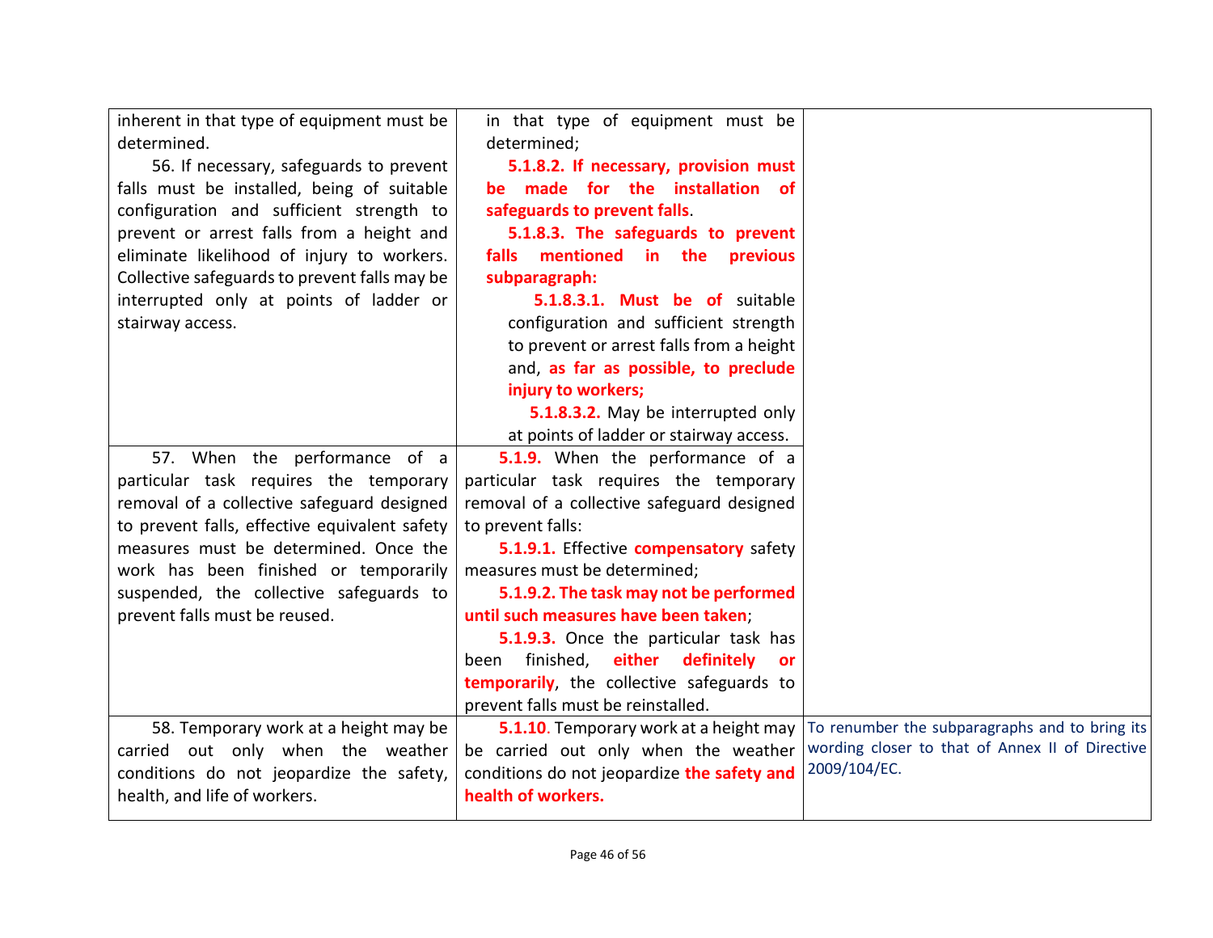| | | |
|---|---|---|
| inherent in that type of equipment must be determined.<br>56. If necessary, safeguards to prevent falls must be installed, being of suitable configuration and sufficient strength to prevent or arrest falls from a height and eliminate likelihood of injury to workers. Collective safeguards to prevent falls may be interrupted only at points of ladder or stairway access. | in that type of equipment must be determined;<br>**5.1.8.2. If necessary, provision must be made for the installation of safeguards to prevent falls**.<br>**5.1.8.3. The safeguards to prevent falls mentioned in the previous subparagraph:**<br>**5.1.8.3.1. Must be of** suitable configuration and sufficient strength to prevent or arrest falls from a height and, **as far as possible, to preclude injury to workers;**<br>**5.1.8.3.2.** May be interrupted only at points of ladder or stairway access. | |
| 57. When the performance of a particular task requires the temporary removal of a collective safeguard designed to prevent falls, effective equivalent safety measures must be determined. Once the work has been finished or temporarily suspended, the collective safeguards to prevent falls must be reused. | **5.1.9.** When the performance of a particular task requires the temporary removal of a collective safeguard designed to prevent falls:<br>**5.1.9.1.** Effective **compensatory** safety measures must be determined;<br>**5.1.9.2. The task may not be performed until such measures have been taken**;<br>**5.1.9.3.** Once the particular task has been finished, **either definitely or temporarily**, the collective safeguards to prevent falls must be reinstalled. | |
| 58. Temporary work at a height may be carried out only when the weather conditions do not jeopardize the safety, health, and life of workers. | **5.1.10**. Temporary work at a height may be carried out only when the weather conditions do not jeopardize **the safety and health of workers.** | To renumber the subparagraphs and to bring its wording closer to that of Annex II of Directive 2009/104/EC. |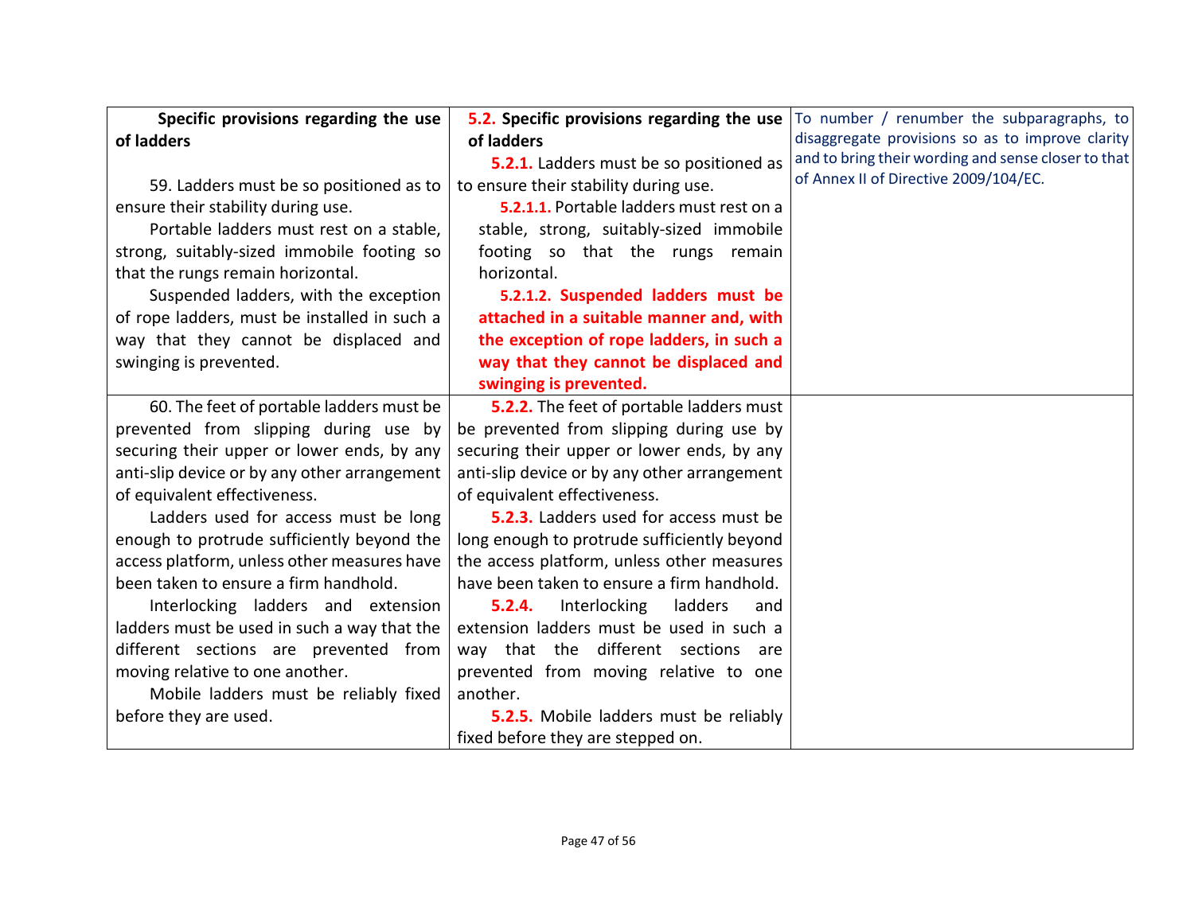| **Specific provisions regarding the use of ladders**<br><br>59. Ladders must be so positioned as to ensure their stability during use.<br>Portable ladders must rest on a stable, strong, suitably-sized immobile footing so that the rungs remain horizontal.<br>Suspended ladders, with the exception of rope ladders, must be installed in such a way that they cannot be displaced and swinging is prevented. | **5.2. Specific provisions regarding the use of ladders**<br>**5.2.1.** Ladders must be so positioned as to ensure their stability during use.<br>**5.2.1.1.** Portable ladders must rest on a stable, strong, suitably-sized immobile footing so that the rungs remain horizontal.<br>**5.2.1.2. Suspended ladders must be attached in a suitable manner and, with the exception of rope ladders, in such a way that they cannot be displaced and swinging is prevented.** | To number / renumber the subparagraphs, to disaggregate provisions so as to improve clarity and to bring their wording and sense closer to that of Annex II of Directive 2009/104/EC. |
|---|---|---|
| 60. The feet of portable ladders must be prevented from slipping during use by securing their upper or lower ends, by any anti-slip device or by any other arrangement of equivalent effectiveness.<br>Ladders used for access must be long enough to protrude sufficiently beyond the access platform, unless other measures have been taken to ensure a firm handhold.<br>Interlocking ladders and extension ladders must be used in such a way that the different sections are prevented from moving relative to one another.<br>Mobile ladders must be reliably fixed before they are used. | **5.2.2.** The feet of portable ladders must be prevented from slipping during use by securing their upper or lower ends, by any anti-slip device or by any other arrangement of equivalent effectiveness.<br>**5.2.3.** Ladders used for access must be long enough to protrude sufficiently beyond the access platform, unless other measures have been taken to ensure a firm handhold.<br>**5.2.4.** Interlocking ladders and extension ladders must be used in such a way that the different sections are prevented from moving relative to one another.<br>**5.2.5.** Mobile ladders must be reliably fixed before they are stepped on. | |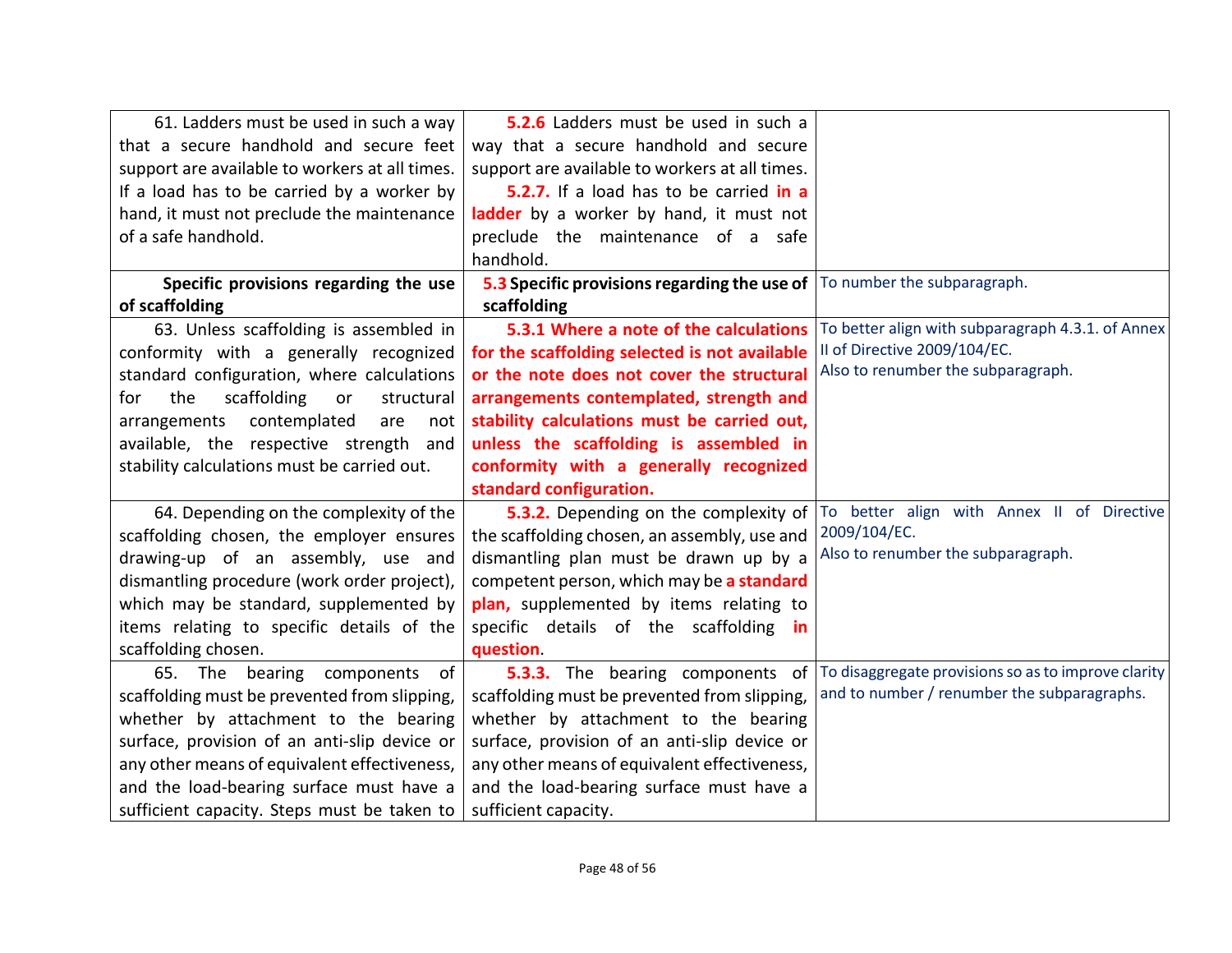| | | |
|---|---|---|
| 61. Ladders must be used in such a way that a secure handhold and secure feet support are available to workers at all times. If a load has to be carried by a worker by hand, it must not preclude the maintenance of a safe handhold. | **5.2.6** Ladders must be used in such a way that a secure handhold and secure support are available to workers at all times. **5.2.7.** If a load has to be carried **in a ladder** by a worker by hand, it must not preclude the maintenance of a safe handhold. | |
| **Specific provisions regarding the use of scaffolding** | **5.3 Specific provisions regarding the use of scaffolding** | To number the subparagraph. |
| 63. Unless scaffolding is assembled in conformity with a generally recognized standard configuration, where calculations for the scaffolding or structural arrangements contemplated are not available, the respective strength and stability calculations must be carried out. | **5.3.1 Where a note of the calculations for the scaffolding selected is not available or the note does not cover the structural arrangements contemplated, strength and stability calculations must be carried out, unless the scaffolding is assembled in conformity with a generally recognized standard configuration.** | To better align with subparagraph 4.3.1. of Annex II of Directive 2009/104/EC. Also to renumber the subparagraph. |
| 64. Depending on the complexity of the scaffolding chosen, the employer ensures drawing-up of an assembly, use and dismantling procedure (work order project), which may be standard, supplemented by items relating to specific details of the scaffolding chosen. | **5.3.2.** Depending on the complexity of the scaffolding chosen, an assembly, use and dismantling plan must be drawn up by a competent person, which may be **a standard plan,** supplemented by items relating to specific details of the scaffolding **in question**. | To better align with Annex II of Directive 2009/104/EC. Also to renumber the subparagraph. |
| 65. The bearing components of scaffolding must be prevented from slipping, whether by attachment to the bearing surface, provision of an anti-slip device or any other means of equivalent effectiveness, and the load-bearing surface must have a sufficient capacity. Steps must be taken to | **5.3.3.** The bearing components of scaffolding must be prevented from slipping, whether by attachment to the bearing surface, provision of an anti-slip device or any other means of equivalent effectiveness, and the load-bearing surface must have a sufficient capacity. | To disaggregate provisions so as to improve clarity and to number / renumber the subparagraphs. |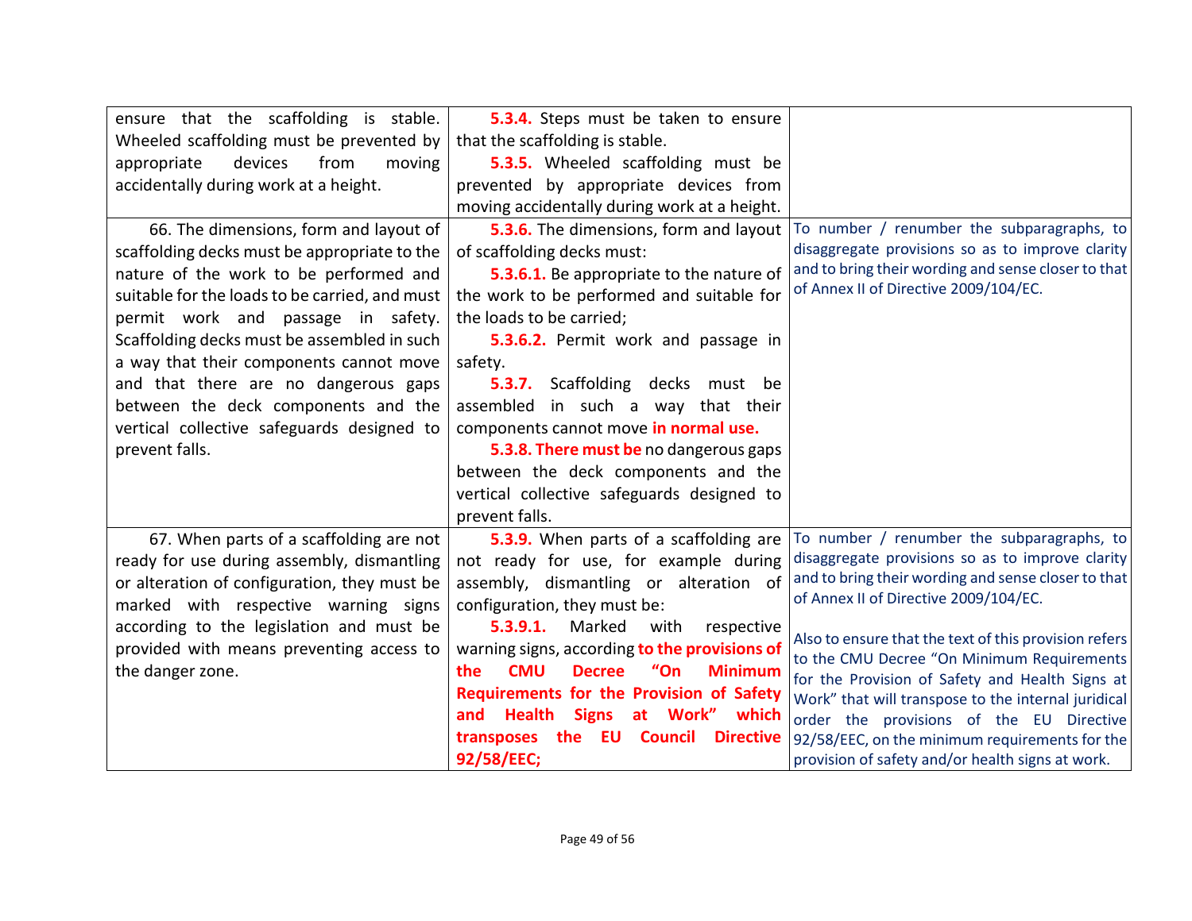| | | |
|---|---|---|
| ensure that the scaffolding is stable. Wheeled scaffolding must be prevented by appropriate devices from moving accidentally during work at a height. | **5.3.4.** Steps must be taken to ensure that the scaffolding is stable.<br>**5.3.5.** Wheeled scaffolding must be prevented by appropriate devices from moving accidentally during work at a height. | |
| 66. The dimensions, form and layout of scaffolding decks must be appropriate to the nature of the work to be performed and suitable for the loads to be carried, and must permit work and passage in safety. Scaffolding decks must be assembled in such a way that their components cannot move and that there are no dangerous gaps between the deck components and the vertical collective safeguards designed to prevent falls. | **5.3.6.** The dimensions, form and layout of scaffolding decks must:<br>**5.3.6.1.** Be appropriate to the nature of the work to be performed and suitable for the loads to be carried;<br>**5.3.6.2.** Permit work and passage in safety.<br>**5.3.7.** Scaffolding decks must be assembled in such a way that their components cannot move **in normal use.**<br>**5.3.8. There must be** no dangerous gaps between the deck components and the vertical collective safeguards designed to prevent falls. | To number / renumber the subparagraphs, to disaggregate provisions so as to improve clarity and to bring their wording and sense closer to that of Annex II of Directive 2009/104/EC. |
| 67. When parts of a scaffolding are not ready for use during assembly, dismantling or alteration of configuration, they must be marked with respective warning signs according to the legislation and must be provided with means preventing access to the danger zone. | **5.3.9.** When parts of a scaffolding are not ready for use, for example during assembly, dismantling or alteration of configuration, they must be:<br>**5.3.9.1.** Marked with respective warning signs, according **to the provisions of the CMU Decree "On Minimum Requirements for the Provision of Safety and Health Signs at Work" which transposes the EU Council Directive 92/58/EEC;** | To number / renumber the subparagraphs, to disaggregate provisions so as to improve clarity and to bring their wording and sense closer to that of Annex II of Directive 2009/104/EC.<br><br>Also to ensure that the text of this provision refers to the CMU Decree "On Minimum Requirements for the Provision of Safety and Health Signs at Work" that will transpose to the internal juridical order the provisions of the EU Directive 92/58/EEC, on the minimum requirements for the provision of safety and/or health signs at work. |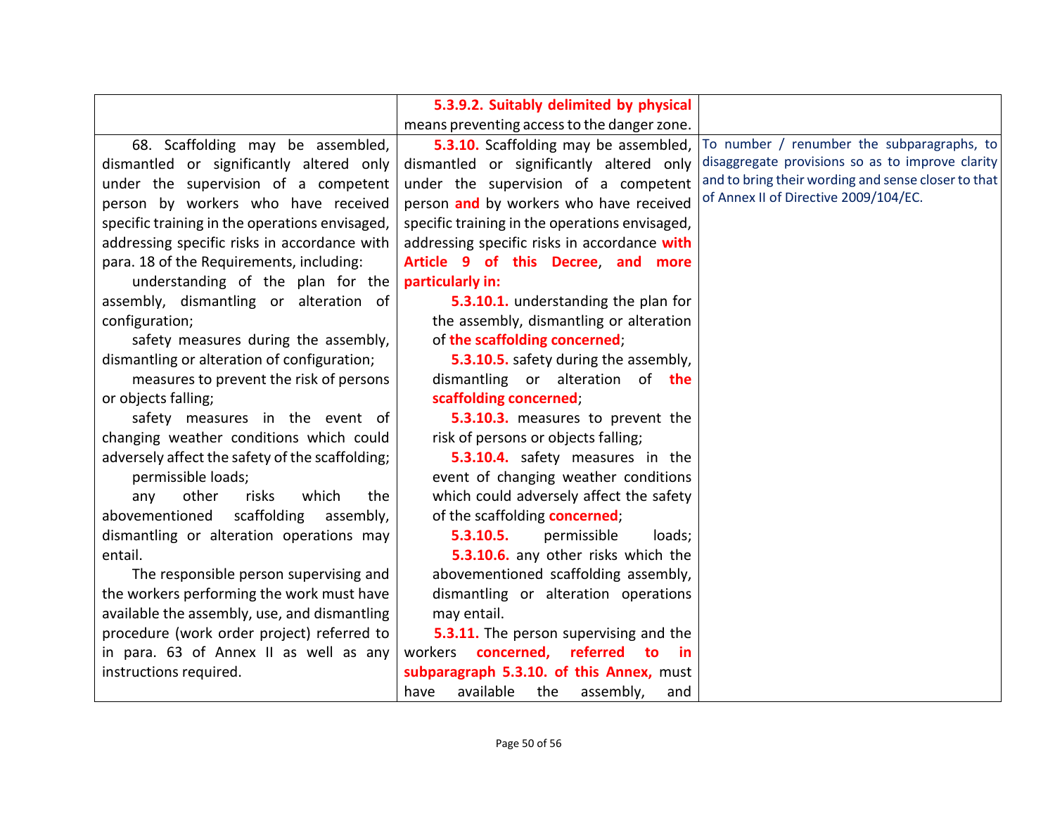| | | |
|---|---|---|
| | **5.3.9.2. Suitably delimited by physical** means preventing access to the danger zone. | |
| 68. Scaffolding may be assembled, dismantled or significantly altered only under the supervision of a competent person by workers who have received specific training in the operations envisaged, addressing specific risks in accordance with para. 18 of the Requirements, including:<br>understanding of the plan for the assembly, dismantling or alteration of configuration;<br>safety measures during the assembly, dismantling or alteration of configuration;<br>measures to prevent the risk of persons or objects falling;<br>safety measures in the event of changing weather conditions which could adversely affect the safety of the scaffolding;<br>permissible loads;<br>any other risks which the abovementioned scaffolding assembly, dismantling or alteration operations may entail.<br>The responsible person supervising and the workers performing the work must have available the assembly, use, and dismantling procedure (work order project) referred to in para. 63 of Annex II as well as any instructions required. | **5.3.10.** Scaffolding may be assembled, dismantled or significantly altered only under the supervision of a competent person **and** by workers who have received specific training in the operations envisaged, addressing specific risks in accordance **with Article 9 of this Decree**, **and more particularly in:**<br>**5.3.10.1.** understanding the plan for the assembly, dismantling or alteration of **the scaffolding concerned**;<br>**5.3.10.5.** safety during the assembly, dismantling or alteration of **the scaffolding concerned**;<br>**5.3.10.3.** measures to prevent the risk of persons or objects falling;<br>**5.3.10.4.** safety measures in the event of changing weather conditions which could adversely affect the safety of the scaffolding **concerned**;<br>**5.3.10.5.** permissible loads;<br>**5.3.10.6.** any other risks which the abovementioned scaffolding assembly, dismantling or alteration operations may entail.<br>**5.3.11.** The person supervising and the workers **concerned, referred to in subparagraph 5.3.10. of this Annex,** must have available the assembly, and | To number / renumber the subparagraphs, to disaggregate provisions so as to improve clarity and to bring their wording and sense closer to that of Annex II of Directive 2009/104/EC. |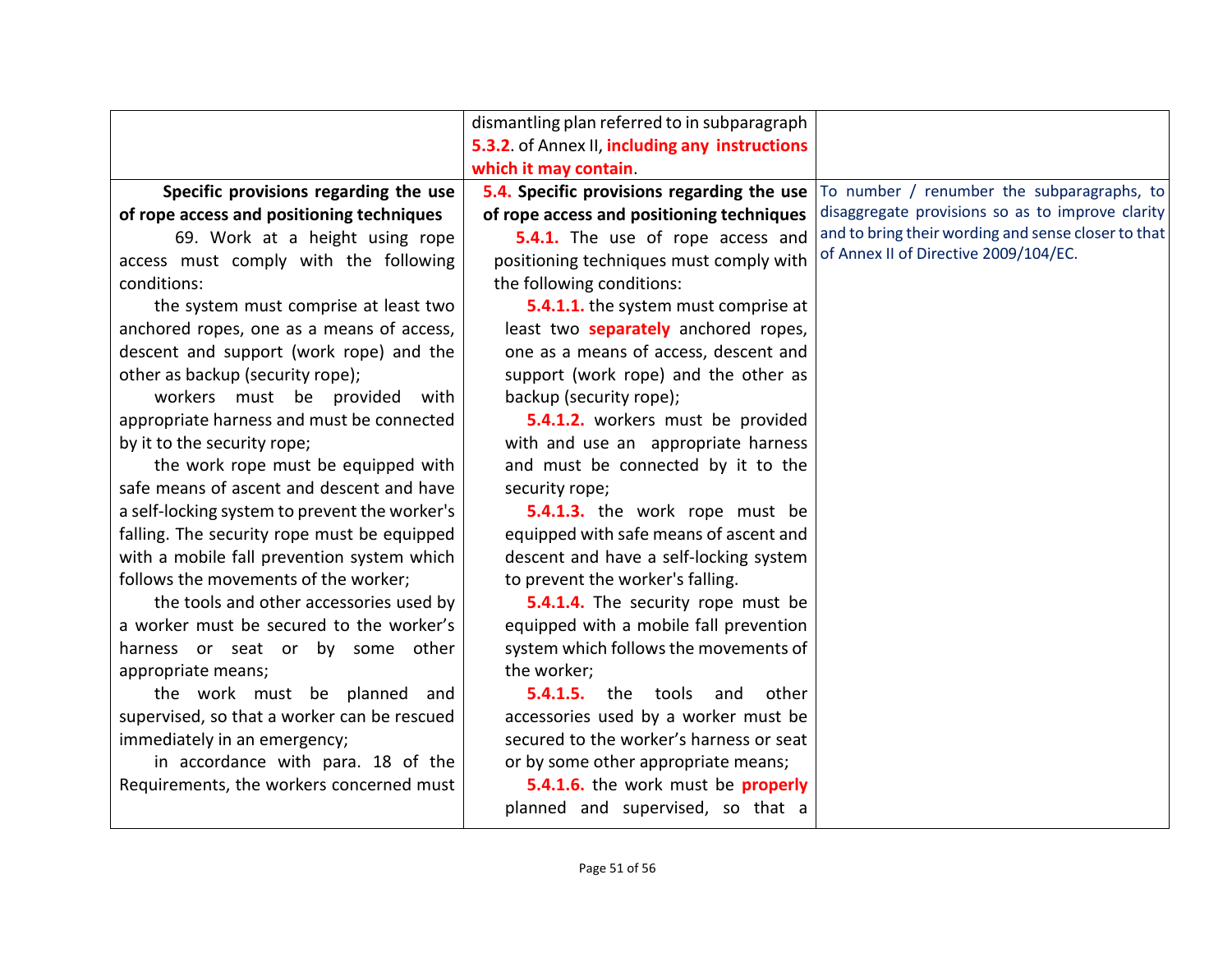| | | |
|---|---|---|
| | dismantling plan referred to in subparagraph **5.3.2**. of Annex II, **including any instructions which it may contain**. | |
| **Specific provisions regarding the use of rope access and positioning techniques**<br><br>69. Work at a height using rope access must comply with the following conditions:<br><br>the system must comprise at least two anchored ropes, one as a means of access, descent and support (work rope) and the other as backup (security rope);<br><br>workers must be provided with appropriate harness and must be connected by it to the security rope;<br><br>the work rope must be equipped with safe means of ascent and descent and have a self-locking system to prevent the worker's falling. The security rope must be equipped with a mobile fall prevention system which follows the movements of the worker;<br><br>the tools and other accessories used by a worker must be secured to the worker's harness or seat or by some other appropriate means;<br><br>the work must be planned and supervised, so that a worker can be rescued immediately in an emergency;<br><br>in accordance with para. 18 of the Requirements, the workers concerned must | **5.4. Specific provisions regarding the use of rope access and positioning techniques**<br><br>**5.4.1.** The use of rope access and positioning techniques must comply with the following conditions:<br><br>**5.4.1.1.** the system must comprise at least two **separately** anchored ropes, one as a means of access, descent and support (work rope) and the other as backup (security rope);<br><br>**5.4.1.2.** workers must be provided with and use an appropriate harness and must be connected by it to the security rope;<br><br>**5.4.1.3.** the work rope must be equipped with safe means of ascent and descent and have a self-locking system to prevent the worker's falling.<br><br>**5.4.1.4.** The security rope must be equipped with a mobile fall prevention system which follows the movements of the worker;<br><br>**5.4.1.5.** the tools and other accessories used by a worker must be secured to the worker's harness or seat or by some other appropriate means;<br><br>**5.4.1.6.** the work must be **properly** planned and supervised, so that a | To number / renumber the subparagraphs, to disaggregate provisions so as to improve clarity and to bring their wording and sense closer to that of Annex II of Directive 2009/104/EC. |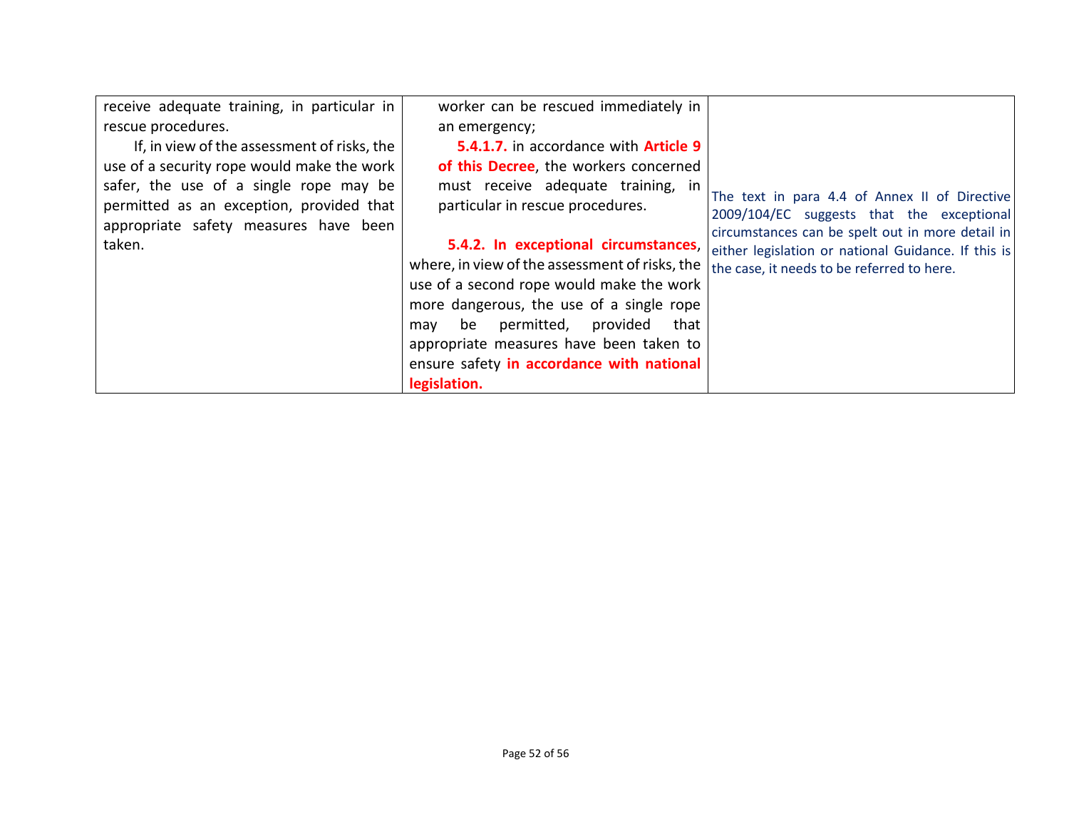| | | |
|---|---|---|
| receive adequate training, in particular in rescue procedures.<br><br>If, in view of the assessment of risks, the use of a security rope would make the work safer, the use of a single rope may be permitted as an exception, provided that appropriate safety measures have been taken. | worker can be rescued immediately in an emergency;<br><br>**5.4.1.7.** in accordance with **Article 9 of this Decree**, the workers concerned must receive adequate training, in particular in rescue procedures.<br><br>**5.4.2. In exceptional circumstances**, where, in view of the assessment of risks, the use of a second rope would make the work more dangerous, the use of a single rope may be permitted, provided that appropriate measures have been taken to ensure safety **in accordance with national legislation.** | The text in para 4.4 of Annex II of Directive 2009/104/EC suggests that the exceptional circumstances can be spelt out in more detail in either legislation or national Guidance. If this is the case, it needs to be referred to here. |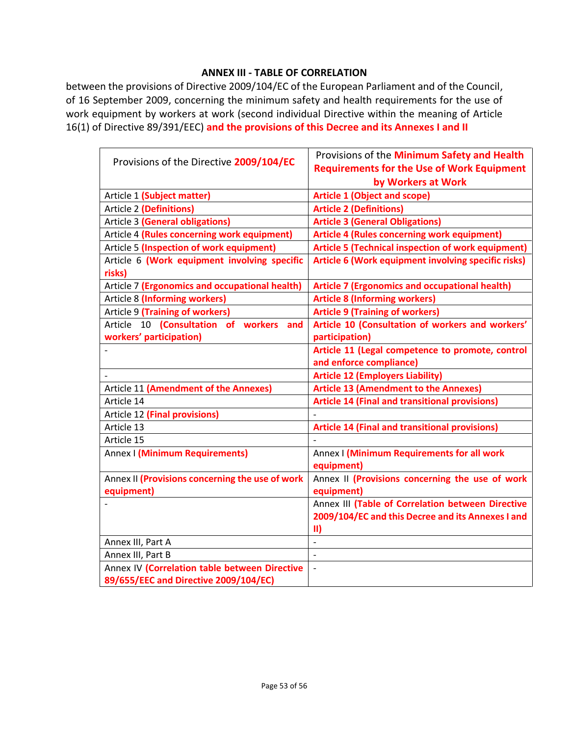**ANNEX III - TABLE OF CORRELATION**

between the provisions of Directive 2009/104/EC of the European Parliament and of the Council, of 16 September 2009, concerning the minimum safety and health requirements for the use of work equipment by workers at work (second individual Directive within the meaning of Article 16(1) of Directive 89/391/EEC) **and the provisions of this Decree and its Annexes I and II**

| Provisions of the Directive **2009/104/EC** | Provisions of the **Minimum Safety and Health Requirements for the Use of Work Equipment by Workers at Work** |
|---|---|
| Article 1 **(Subject matter)** | **Article 1 (Object and scope)** |
| Article 2 **(Definitions)** | **Article 2 (Definitions)** |
| Article 3 **(General obligations)** | **Article 3 (General Obligations)** |
| Article 4 **(Rules concerning work equipment)** | **Article 4 (Rules concerning work equipment)** |
| Article 5 **(Inspection of work equipment)** | **Article 5 (Technical inspection of work equipment)** |
| Article 6 **(Work equipment involving specific risks)** | **Article 6 (Work equipment involving specific risks)** |
| Article 7 **(Ergonomics and occupational health)** | **Article 7 (Ergonomics and occupational health)** |
| Article 8 **(Informing workers)** | **Article 8 (Informing workers)** |
| Article 9 **(Training of workers)** | **Article 9 (Training of workers)** |
| Article 10 **(Consultation of workers and workers' participation)** | **Article 10 (Consultation of workers and workers' participation)** |
| - | **Article 11 (Legal competence to promote, control and enforce compliance)** |
| - | **Article 12 (Employers Liability)** |
| Article 11 **(Amendment of the Annexes)** | **Article 13 (Amendment to the Annexes)** |
| Article 14 | **Article 14 (Final and transitional provisions)** |
| Article 12 **(Final provisions)** | - |
| Article 13 | **Article 14 (Final and transitional provisions)** |
| Article 15 | - |
| Annex I **(Minimum Requirements)** | Annex I **(Minimum Requirements for all work equipment)** |
| Annex II **(Provisions concerning the use of work equipment)** | Annex II **(Provisions concerning the use of work equipment)** |
| - | Annex III **(Table of Correlation between Directive 2009/104/EC and this Decree and its Annexes I and II)** |
| Annex III, Part A | - |
| Annex III, Part B | - |
| Annex IV **(Correlation table between Directive 89/655/EEC and Directive 2009/104/EC)** | - |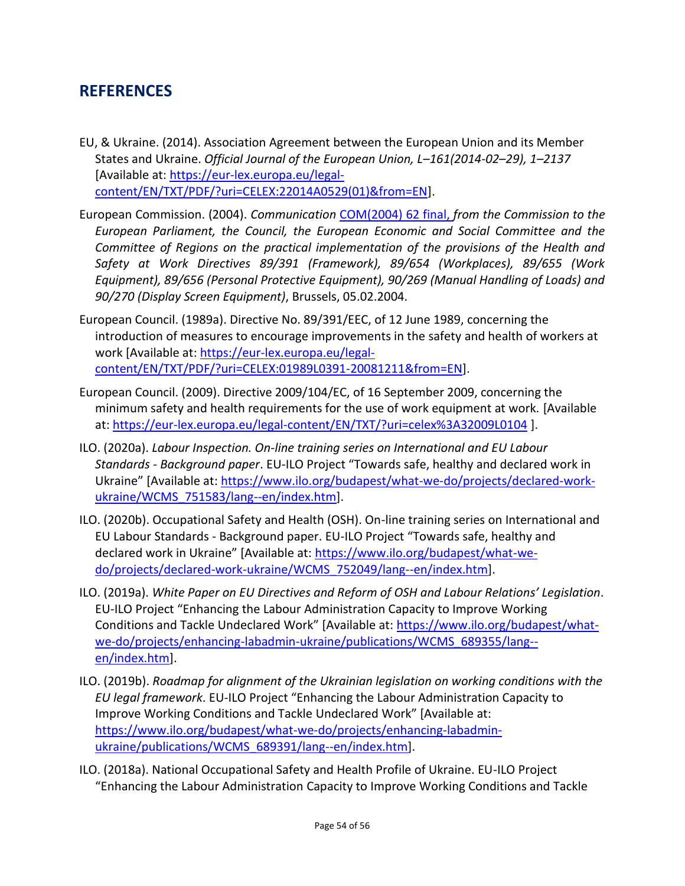## REFERENCES

EU, & Ukraine. (2014). Association Agreement between the European Union and its Member States and Ukraine. *Official Journal of the European Union, L–161(2014-02–29), 1–2137* [Available at: https://eur-lex.europa.eu/legal-content/EN/TXT/PDF/?uri=CELEX:22014A0529(01)&from=EN].

European Commission. (2004). *Communication* COM(2004) 62 final, *from the Commission to the European Parliament, the Council, the European Economic and Social Committee and the Committee of Regions on the practical implementation of the provisions of the Health and Safety at Work Directives 89/391 (Framework), 89/654 (Workplaces), 89/655 (Work Equipment), 89/656 (Personal Protective Equipment), 90/269 (Manual Handling of Loads) and 90/270 (Display Screen Equipment)*, Brussels, 05.02.2004.

European Council. (1989a). Directive No. 89/391/EEC, of 12 June 1989, concerning the introduction of measures to encourage improvements in the safety and health of workers at work [Available at: https://eur-lex.europa.eu/legal-content/EN/TXT/PDF/?uri=CELEX:01989L0391-20081211&from=EN].

European Council. (2009). Directive 2009/104/EC, of 16 September 2009, concerning the minimum safety and health requirements for the use of work equipment at work. [Available at: https://eur-lex.europa.eu/legal-content/EN/TXT/?uri=celex%3A32009L0104 ].

ILO. (2020a). *Labour Inspection. On-line training series on International and EU Labour Standards - Background paper*. EU-ILO Project "Towards safe, healthy and declared work in Ukraine" [Available at: https://www.ilo.org/budapest/what-we-do/projects/declared-work-ukraine/WCMS_751583/lang--en/index.htm].

ILO. (2020b). Occupational Safety and Health (OSH). On-line training series on International and EU Labour Standards - Background paper. EU-ILO Project "Towards safe, healthy and declared work in Ukraine" [Available at: https://www.ilo.org/budapest/what-we-do/projects/declared-work-ukraine/WCMS_752049/lang--en/index.htm].

ILO. (2019a). *White Paper on EU Directives and Reform of OSH and Labour Relations' Legislation*. EU-ILO Project "Enhancing the Labour Administration Capacity to Improve Working Conditions and Tackle Undeclared Work" [Available at: https://www.ilo.org/budapest/what-we-do/projects/enhancing-labadmin-ukraine/publications/WCMS_689355/lang--en/index.htm].

ILO. (2019b). *Roadmap for alignment of the Ukrainian legislation on working conditions with the EU legal framework*. EU-ILO Project "Enhancing the Labour Administration Capacity to Improve Working Conditions and Tackle Undeclared Work" [Available at: https://www.ilo.org/budapest/what-we-do/projects/enhancing-labadmin-ukraine/publications/WCMS_689391/lang--en/index.htm].

ILO. (2018a). National Occupational Safety and Health Profile of Ukraine. EU-ILO Project "Enhancing the Labour Administration Capacity to Improve Working Conditions and Tackle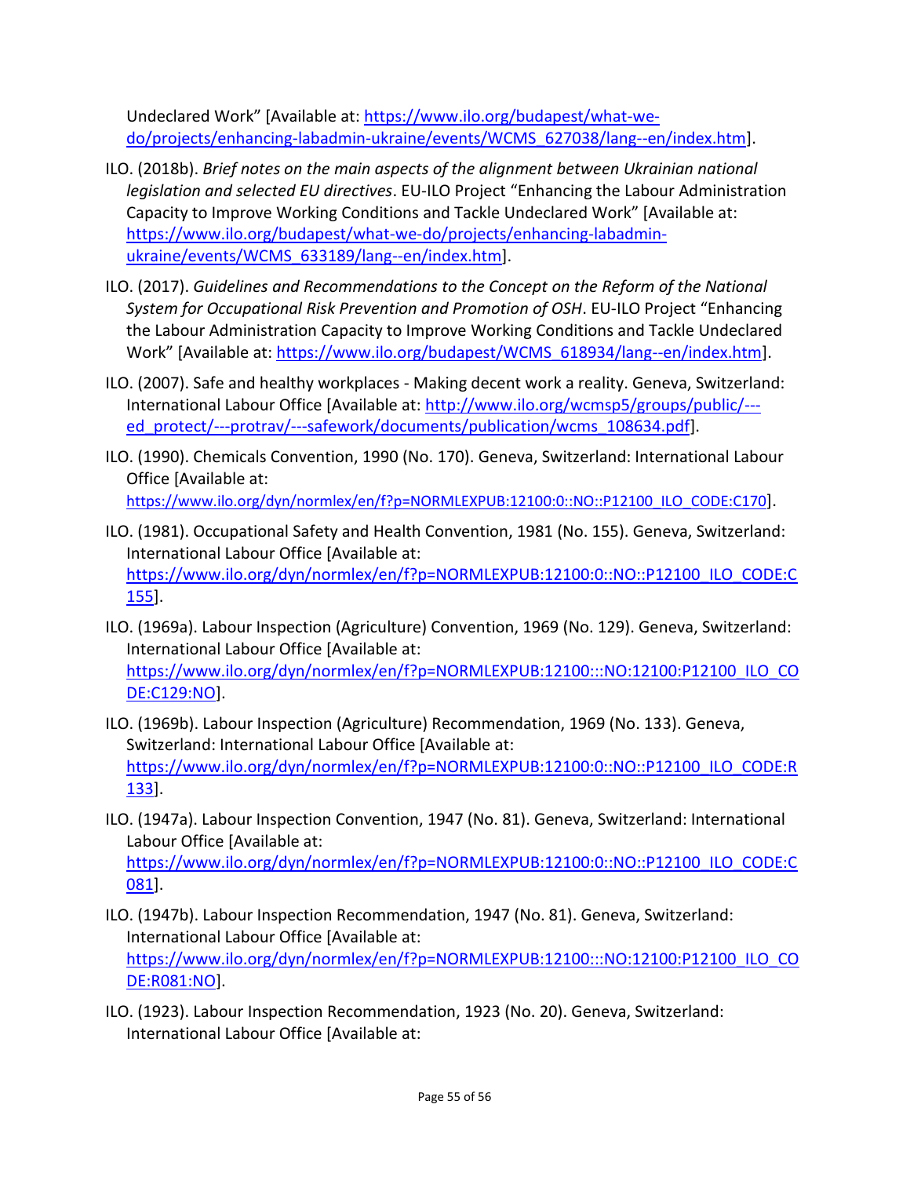Undeclared Work" [Available at: https://www.ilo.org/budapest/what-we-do/projects/enhancing-labadmin-ukraine/events/WCMS_627038/lang--en/index.htm].

ILO. (2018b). *Brief notes on the main aspects of the alignment between Ukrainian national legislation and selected EU directives*. EU-ILO Project "Enhancing the Labour Administration Capacity to Improve Working Conditions and Tackle Undeclared Work" [Available at: https://www.ilo.org/budapest/what-we-do/projects/enhancing-labadmin-ukraine/events/WCMS_633189/lang--en/index.htm].

ILO. (2017). *Guidelines and Recommendations to the Concept on the Reform of the National System for Occupational Risk Prevention and Promotion of OSH*. EU-ILO Project "Enhancing the Labour Administration Capacity to Improve Working Conditions and Tackle Undeclared Work" [Available at: https://www.ilo.org/budapest/WCMS_618934/lang--en/index.htm].

ILO. (2007). Safe and healthy workplaces - Making decent work a reality. Geneva, Switzerland: International Labour Office [Available at: http://www.ilo.org/wcmsp5/groups/public/---ed_protect/---protrav/---safework/documents/publication/wcms_108634.pdf].

ILO. (1990). Chemicals Convention, 1990 (No. 170). Geneva, Switzerland: International Labour Office [Available at: https://www.ilo.org/dyn/normlex/en/f?p=NORMLEXPUB:12100:0::NO::P12100_ILO_CODE:C170].

ILO. (1981). Occupational Safety and Health Convention, 1981 (No. 155). Geneva, Switzerland: International Labour Office [Available at: https://www.ilo.org/dyn/normlex/en/f?p=NORMLEXPUB:12100:0::NO::P12100_ILO_CODE:C155].

ILO. (1969a). Labour Inspection (Agriculture) Convention, 1969 (No. 129). Geneva, Switzerland: International Labour Office [Available at: https://www.ilo.org/dyn/normlex/en/f?p=NORMLEXPUB:12100:::NO:12100:P12100_ILO_CODE:C129:NO].

ILO. (1969b). Labour Inspection (Agriculture) Recommendation, 1969 (No. 133). Geneva, Switzerland: International Labour Office [Available at: https://www.ilo.org/dyn/normlex/en/f?p=NORMLEXPUB:12100:0::NO::P12100_ILO_CODE:R133].

ILO. (1947a). Labour Inspection Convention, 1947 (No. 81). Geneva, Switzerland: International Labour Office [Available at: https://www.ilo.org/dyn/normlex/en/f?p=NORMLEXPUB:12100:0::NO::P12100_ILO_CODE:C081].

ILO. (1947b). Labour Inspection Recommendation, 1947 (No. 81). Geneva, Switzerland: International Labour Office [Available at: https://www.ilo.org/dyn/normlex/en/f?p=NORMLEXPUB:12100:::NO:12100:P12100_ILO_CODE:R081:NO].

ILO. (1923). Labour Inspection Recommendation, 1923 (No. 20). Geneva, Switzerland: International Labour Office [Available at: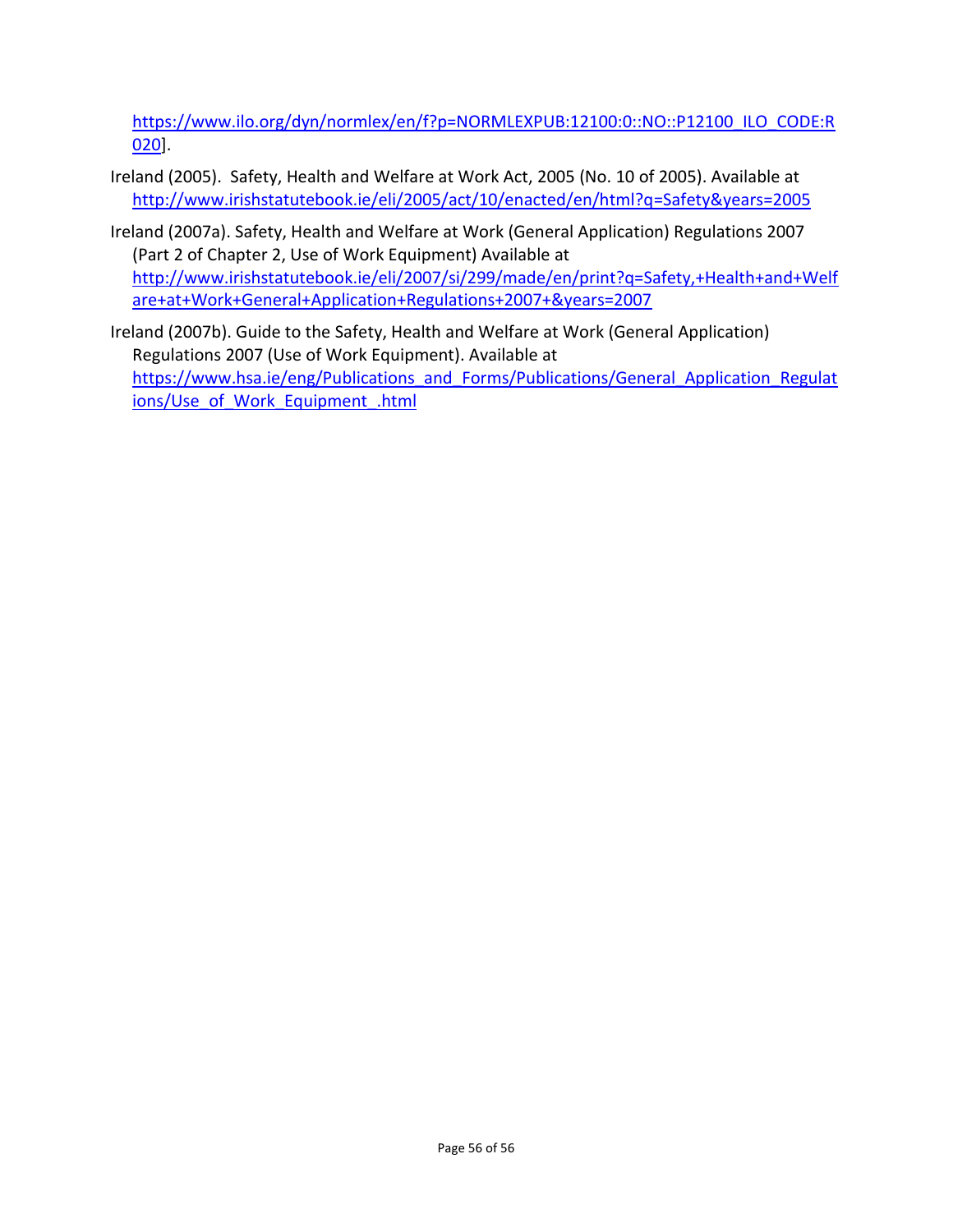https://www.ilo.org/dyn/normlex/en/f?p=NORMLEXPUB:12100:0::NO::P12100_ILO_CODE:R020].

Ireland (2005). Safety, Health and Welfare at Work Act, 2005 (No. 10 of 2005). Available at http://www.irishstatutebook.ie/eli/2005/act/10/enacted/en/html?q=Safety&years=2005

Ireland (2007a). Safety, Health and Welfare at Work (General Application) Regulations 2007 (Part 2 of Chapter 2, Use of Work Equipment) Available at http://www.irishstatutebook.ie/eli/2007/si/299/made/en/print?q=Safety,+Health+and+Welfare+at+Work+General+Application+Regulations+2007+&years=2007

Ireland (2007b). Guide to the Safety, Health and Welfare at Work (General Application) Regulations 2007 (Use of Work Equipment). Available at https://www.hsa.ie/eng/Publications_and_Forms/Publications/General_Application_Regulations/Use_of_Work_Equipment_.html